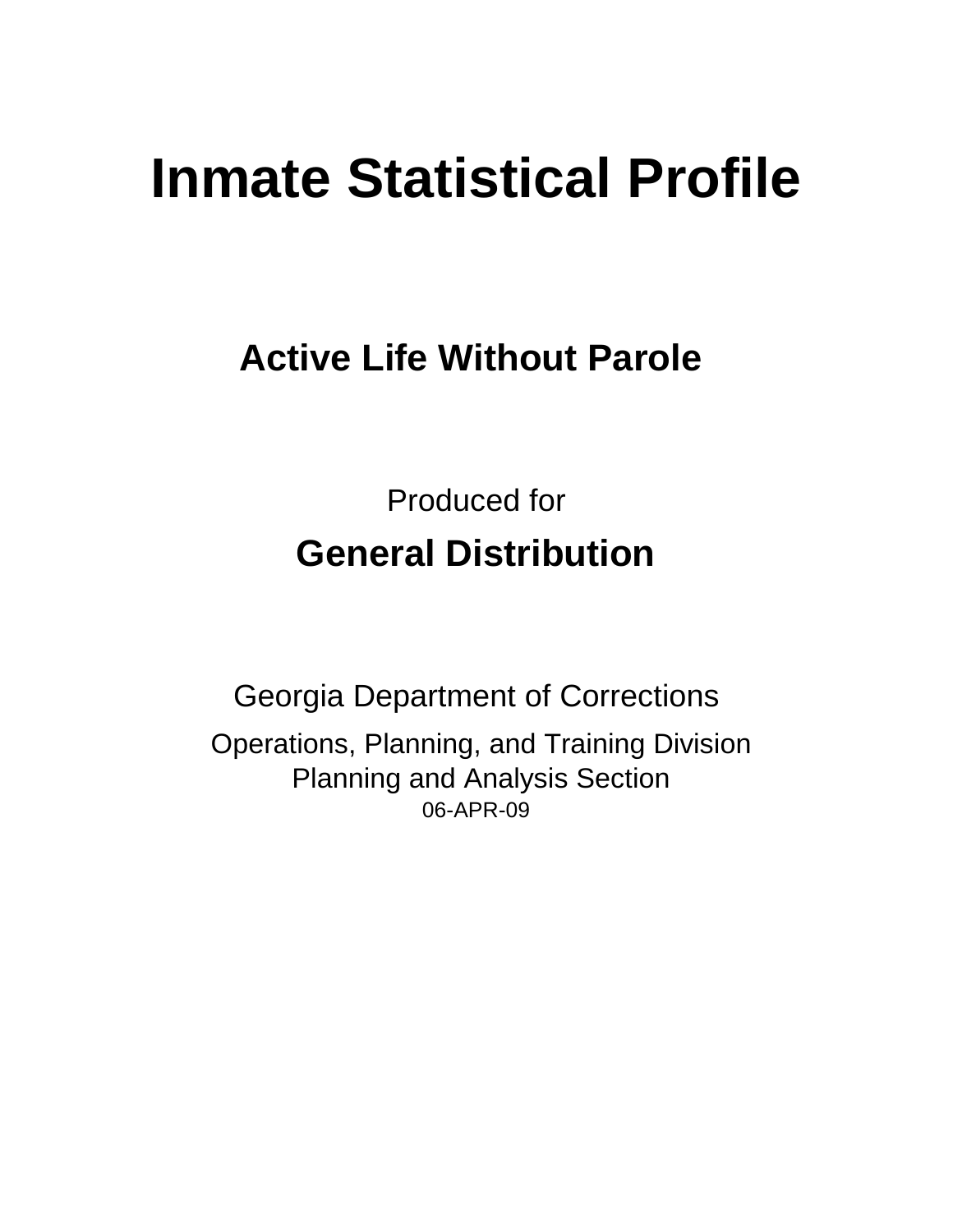# Inmate Statistical Profile

## Active Life Without Parole

Produced for

## General Distribution

Georgia Department of Corrections

Operations, Planning, and Training Division
Planning and Analysis Section
06-APR-09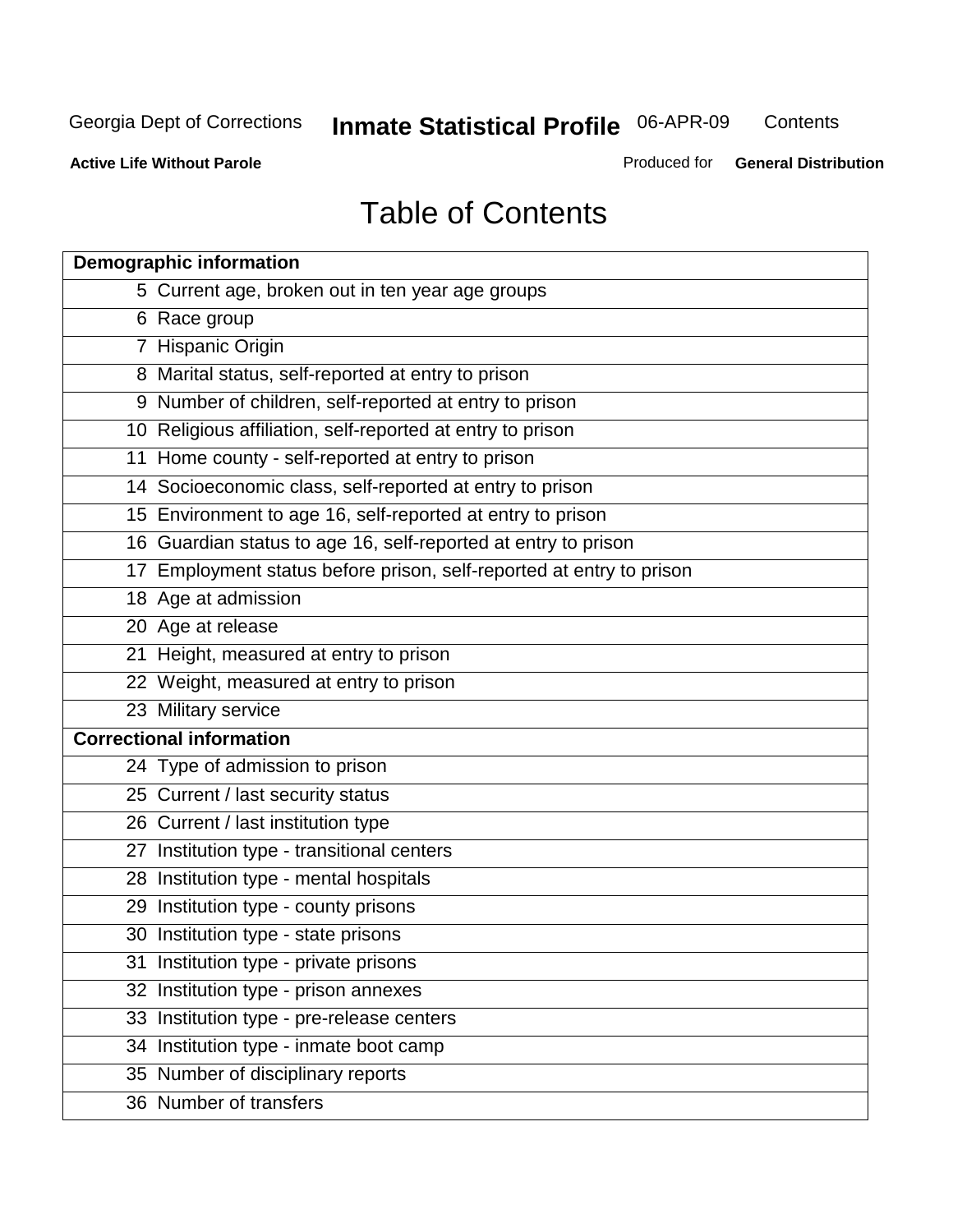# Table of Contents

| Demographic information | |
|---|---|
| 5 | Current age, broken out in ten year age groups |
| 6 | Race group |
| 7 | Hispanic Origin |
| 8 | Marital status, self-reported at entry to prison |
| 9 | Number of children, self-reported at entry to prison |
| 10 | Religious affiliation, self-reported at entry to prison |
| 11 | Home county - self-reported at entry to prison |
| 14 | Socioeconomic class, self-reported at entry to prison |
| 15 | Environment to age 16, self-reported at entry to prison |
| 16 | Guardian status to age 16, self-reported at entry to prison |
| 17 | Employment status before prison, self-reported at entry to prison |
| 18 | Age at admission |
| 20 | Age at release |
| 21 | Height, measured at entry to prison |
| 22 | Weight, measured at entry to prison |
| 23 | Military service |
| **Correctional information** | |
| 24 | Type of admission to prison |
| 25 | Current / last security status |
| 26 | Current / last institution type |
| 27 | Institution type - transitional centers |
| 28 | Institution type - mental hospitals |
| 29 | Institution type - county prisons |
| 30 | Institution type - state prisons |
| 31 | Institution type - private prisons |
| 32 | Institution type - prison annexes |
| 33 | Institution type - pre-release centers |
| 34 | Institution type - inmate boot camp |
| 35 | Number of disciplinary reports |
| 36 | Number of transfers |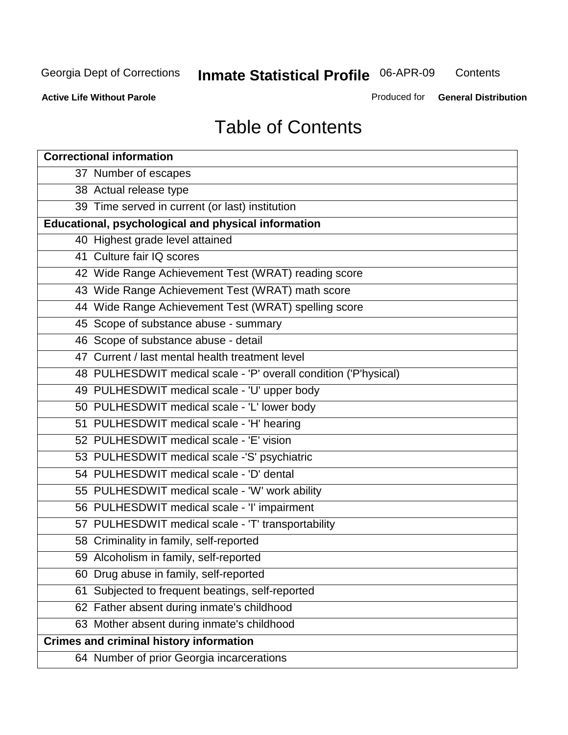# Table of Contents

| Correctional information |
|---|
| 37 Number of escapes |
| 38 Actual release type |
| 39 Time served in current (or last) institution |
| **Educational, psychological and physical information** |
| 40 Highest grade level attained |
| 41 Culture fair IQ scores |
| 42 Wide Range Achievement Test (WRAT) reading score |
| 43 Wide Range Achievement Test (WRAT) math score |
| 44 Wide Range Achievement Test (WRAT) spelling score |
| 45 Scope of substance abuse - summary |
| 46 Scope of substance abuse - detail |
| 47 Current / last mental health treatment level |
| 48 PULHESDWIT medical scale - 'P' overall condition ('P'hysical) |
| 49 PULHESDWIT medical scale - 'U' upper body |
| 50 PULHESDWIT medical scale - 'L' lower body |
| 51 PULHESDWIT medical scale - 'H' hearing |
| 52 PULHESDWIT medical scale - 'E' vision |
| 53 PULHESDWIT medical scale -'S' psychiatric |
| 54 PULHESDWIT medical scale - 'D' dental |
| 55 PULHESDWIT medical scale - 'W' work ability |
| 56 PULHESDWIT medical scale - 'I' impairment |
| 57 PULHESDWIT medical scale - 'T' transportability |
| 58 Criminality in family, self-reported |
| 59 Alcoholism in family, self-reported |
| 60 Drug abuse in family, self-reported |
| 61 Subjected to frequent beatings, self-reported |
| 62 Father absent during inmate's childhood |
| 63 Mother absent during inmate's childhood |
| **Crimes and criminal history information** |
| 64 Number of prior Georgia incarcerations |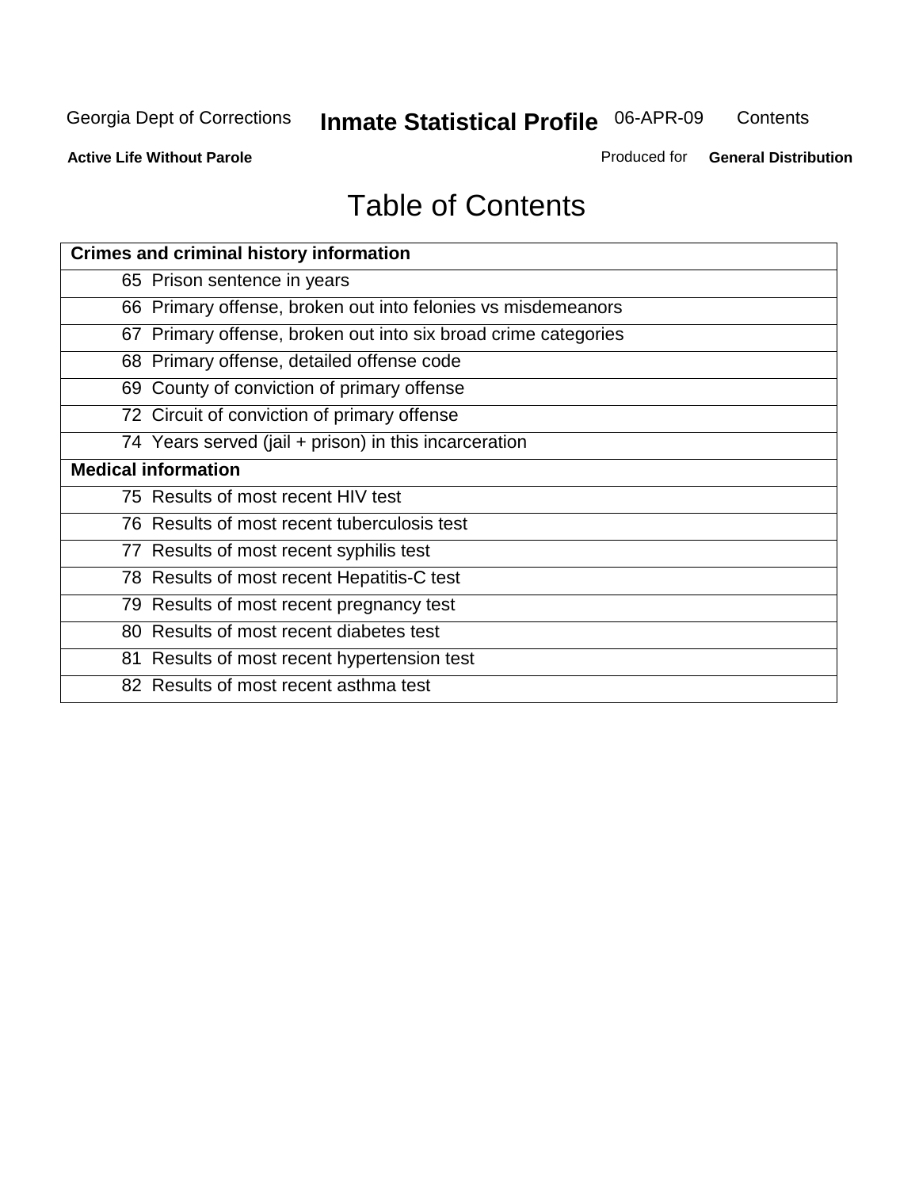# Table of Contents

| Crimes and criminal history information |
|---|
| 65 Prison sentence in years |
| 66 Primary offense, broken out into felonies vs misdemeanors |
| 67 Primary offense, broken out into six broad crime categories |
| 68 Primary offense, detailed offense code |
| 69 County of conviction of primary offense |
| 72 Circuit of conviction of primary offense |
| 74 Years served (jail + prison) in this incarceration |
| **Medical information** |
| 75 Results of most recent HIV test |
| 76 Results of most recent tuberculosis test |
| 77 Results of most recent syphilis test |
| 78 Results of most recent Hepatitis-C test |
| 79 Results of most recent pregnancy test |
| 80 Results of most recent diabetes test |
| 81 Results of most recent hypertension test |
| 82 Results of most recent asthma test |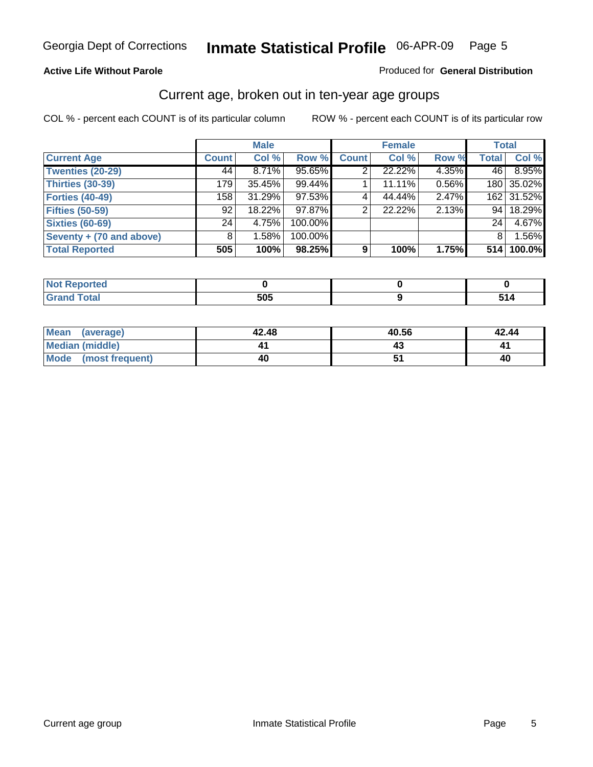Georgia Dept of Corrections **Inmate Statistical Profile** 06-APR-09

**Active Life Without Parole**

Produced for **General Distribution**

## Current age, broken out in ten-year age groups

COL % - percent each COUNT is of its particular column ROW % - percent each COUNT is of its particular row

| | Male | | | Female | | | Total | |
|---|---|---|---|---|---|---|---|---|
| **Current Age** | **Count** | **Col %** | **Row %** | **Count** | **Col %** | **Row %** | **Total** | **Col %** |
| **Twenties (20-29)** | 44 | 8.71% | 95.65% | 2 | 22.22% | 4.35% | 46 | 8.95% |
| **Thirties (30-39)** | 179 | 35.45% | 99.44% | 1 | 11.11% | 0.56% | 180 | 35.02% |
| **Forties (40-49)** | 158 | 31.29% | 97.53% | 4 | 44.44% | 2.47% | 162 | 31.52% |
| **Fifties (50-59)** | 92 | 18.22% | 97.87% | 2 | 22.22% | 2.13% | 94 | 18.29% |
| **Sixties (60-69)** | 24 | 4.75% | 100.00% | | | | 24 | 4.67% |
| **Seventy + (70 and above)** | 8 | 1.58% | 100.00% | | | | 8 | 1.56% |
| **Total Reported** | **505** | **100%** | **98.25%** | **9** | **100%** | **1.75%** | **514** | **100.0%** |

| | Male | Female | Total |
|---|---|---|---|
| **Not Reported** | **0** | **0** | **0** |
| **Grand Total** | **505** | **9** | **514** |

| | Male | Female | Total |
|---|---|---|---|
| **Mean (average)** | **42.48** | **40.56** | **42.44** |
| **Median (middle)** | **41** | **43** | **41** |
| **Mode (most frequent)** | **40** | **51** | **40** |

Current age group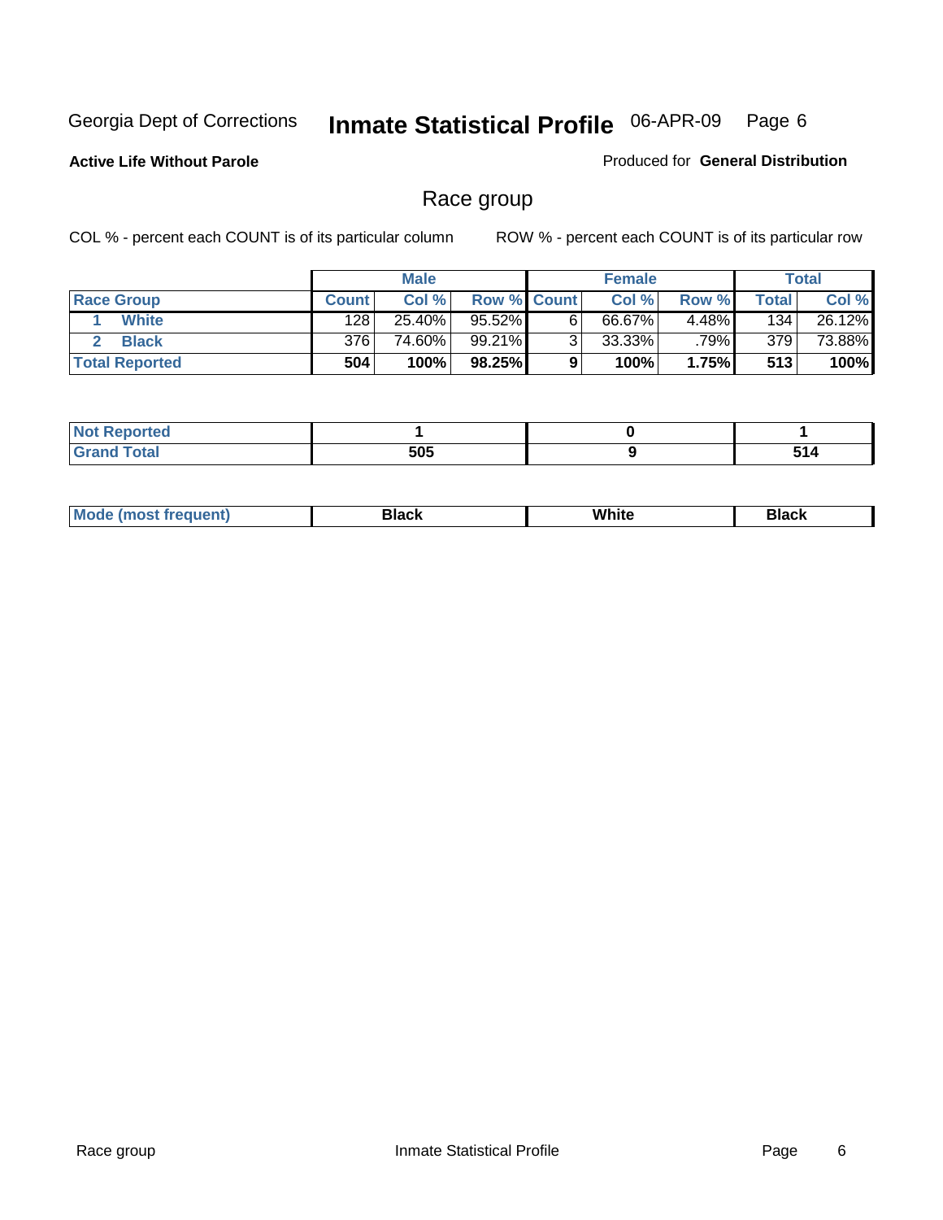Georgia Dept of Corrections **Inmate Statistical Profile** 06-APR-09

**Active Life Without Parole**

Produced for **General Distribution**

## Race group

COL % - percent each COUNT is of its particular column

ROW % - percent each COUNT is of its particular row

| | Male | | | Female | | | Total | |
|---|---|---|---|---|---|---|---|---|
| **Race Group** | **Count** | **Col %** | **Row %** | **Count** | **Col %** | **Row %** | **Total** | **Col %** |
| 1 **White** | 128 | 25.40% | 95.52% | 6 | 66.67% | 4.48% | 134 | 26.12% |
| 2 **Black** | 376 | 74.60% | 99.21% | 3 | 33.33% | .79% | 379 | 73.88% |
| **Total Reported** | **504** | **100%** | **98.25%** | **9** | **100%** | **1.75%** | **513** | **100%** |

| | Male | Female | Total |
|---|---|---|---|
| **Not Reported** | **1** | **0** | **1** |
| **Grand Total** | **505** | **9** | **514** |

| | Male | Female | Total |
|---|---|---|---|
| **Mode (most frequent)** | **Black** | **White** | **Black** |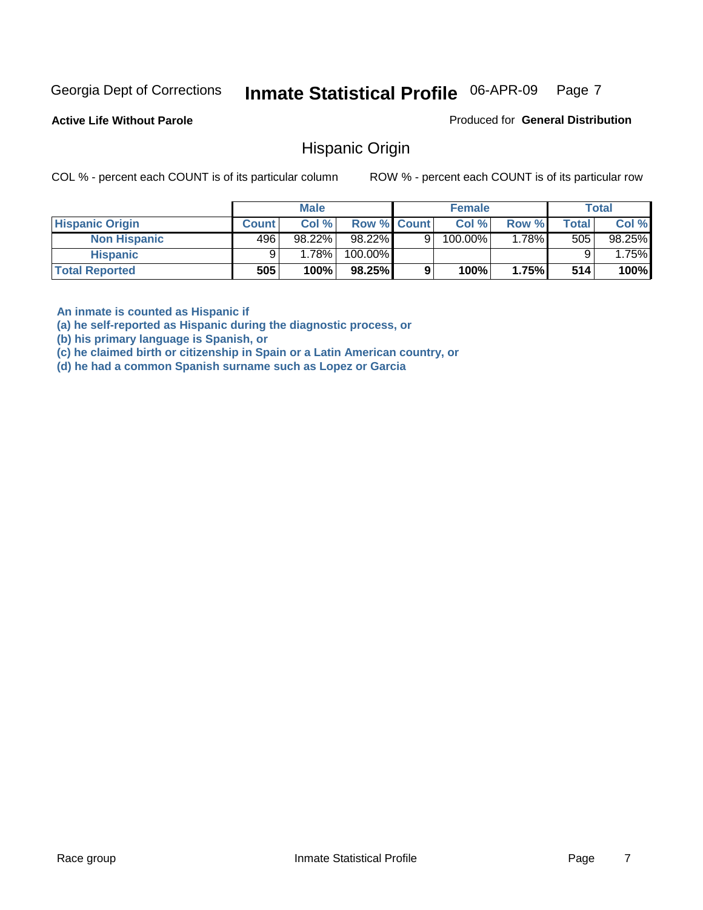Georgia Dept of Corrections **Inmate Statistical Profile** 06-APR-09 Page 7

**Active Life Without Parole**

Produced for **General Distribution**

## Hispanic Origin

COL % - percent each COUNT is of its particular column

ROW % - percent each COUNT is of its particular row

| | Male | | | Female | | | Total | |
|---|---|---|---|---|---|---|---|---|
| **Hispanic Origin** | **Count** | **Col %** | **Row %** | **Count** | **Col %** | **Row %** | **Total** | **Col %** |
| **Non Hispanic** | 496 | 98.22% | 98.22% | 9 | 100.00% | 1.78% | 505 | 98.25% |
| **Hispanic** | 9 | 1.78% | 100.00% | | | | 9 | 1.75% |
| **Total Reported** | **505** | **100%** | **98.25%** | **9** | **100%** | **1.75%** | **514** | **100%** |

**An inmate is counted as Hispanic if**
**(a) he self-reported as Hispanic during the diagnostic process, or**
**(b) his primary language is Spanish, or**
**(c) he claimed birth or citizenship in Spain or a Latin American country, or**
**(d) he had a common Spanish surname such as Lopez or Garcia**

Race group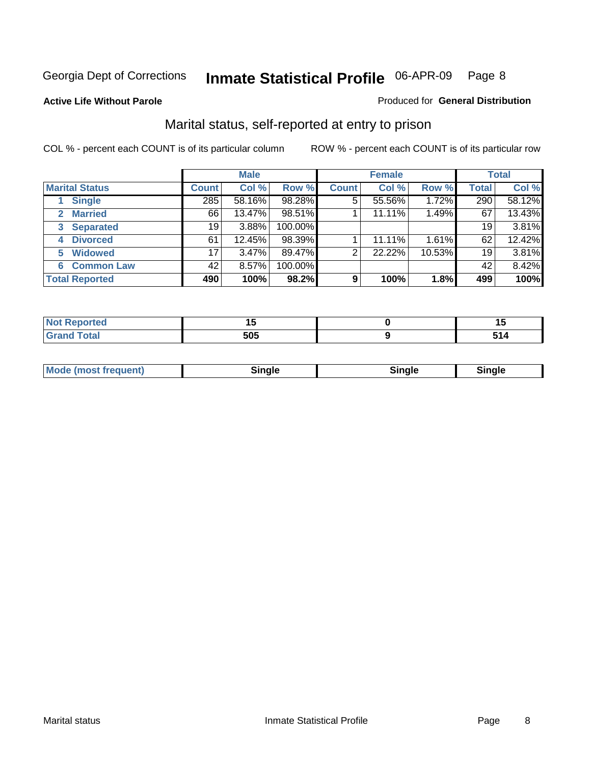Georgia Dept of Corrections **Inmate Statistical Profile** 06-APR-09

**Active Life Without Parole**

Produced for **General Distribution**

## Marital status, self-reported at entry to prison

COL % - percent each COUNT is of its particular column

ROW % - percent each COUNT is of its particular row

| | Male | | | Female | | | Total | |
|---|---|---|---|---|---|---|---|---|
| **Marital Status** | **Count** | **Col %** | **Row %** | **Count** | **Col %** | **Row %** | **Total** | **Col %** |
| 1 **Single** | 285 | 58.16% | 98.28% | 5 | 55.56% | 1.72% | 290 | 58.12% |
| 2 **Married** | 66 | 13.47% | 98.51% | 1 | 11.11% | 1.49% | 67 | 13.43% |
| 3 **Separated** | 19 | 3.88% | 100.00% | | | | 19 | 3.81% |
| 4 **Divorced** | 61 | 12.45% | 98.39% | 1 | 11.11% | 1.61% | 62 | 12.42% |
| 5 **Widowed** | 17 | 3.47% | 89.47% | 2 | 22.22% | 10.53% | 19 | 3.81% |
| 6 **Common Law** | 42 | 8.57% | 100.00% | | | | 42 | 8.42% |
| **Total Reported** | **490** | **100%** | **98.2%** | **9** | **100%** | **1.8%** | **499** | **100%** |

| | Male | Female | Total |
|---|---|---|---|
| **Not Reported** | **15** | **0** | **15** |
| **Grand Total** | **505** | **9** | **514** |

| | Male | Female | Total |
|---|---|---|---|
| **Mode (most frequent)** | **Single** | **Single** | **Single** |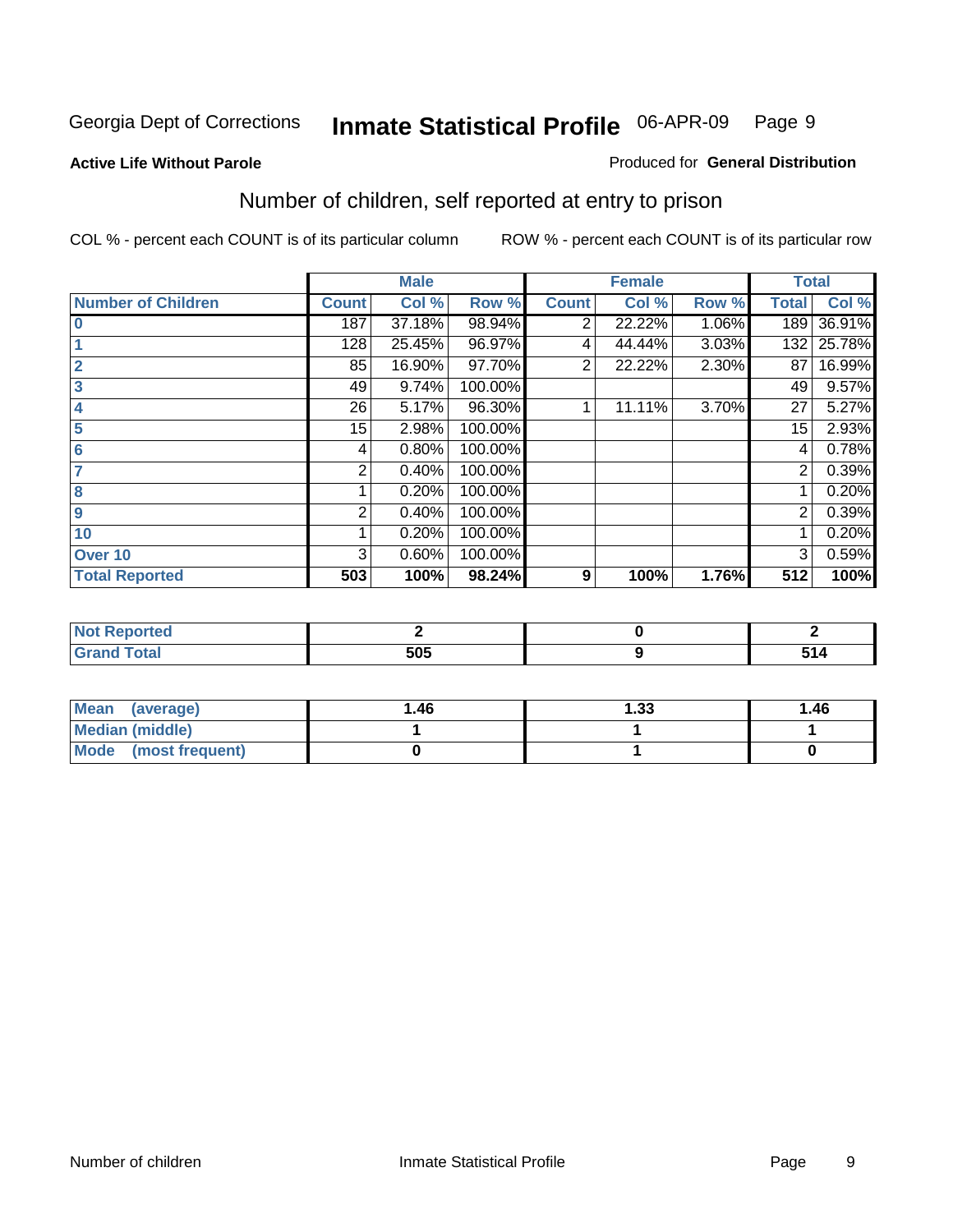Georgia Dept of Corrections **Inmate Statistical Profile** 06-APR-09

**Active Life Without Parole**

Produced for **General Distribution**

## Number of children, self reported at entry to prison

COL % - percent each COUNT is of its particular column

ROW % - percent each COUNT is of its particular row

| | Male | | | Female | | | Total | |
|---|---|---|---|---|---|---|---|---|
| **Number of Children** | **Count** | **Col %** | **Row %** | **Count** | **Col %** | **Row %** | **Total** | **Col %** |
| 0 | 187 | 37.18% | 98.94% | 2 | 22.22% | 1.06% | 189 | 36.91% |
| 1 | 128 | 25.45% | 96.97% | 4 | 44.44% | 3.03% | 132 | 25.78% |
| 2 | 85 | 16.90% | 97.70% | 2 | 22.22% | 2.30% | 87 | 16.99% |
| 3 | 49 | 9.74% | 100.00% | | | | 49 | 9.57% |
| 4 | 26 | 5.17% | 96.30% | 1 | 11.11% | 3.70% | 27 | 5.27% |
| 5 | 15 | 2.98% | 100.00% | | | | 15 | 2.93% |
| 6 | 4 | 0.80% | 100.00% | | | | 4 | 0.78% |
| 7 | 2 | 0.40% | 100.00% | | | | 2 | 0.39% |
| 8 | 1 | 0.20% | 100.00% | | | | 1 | 0.20% |
| 9 | 2 | 0.40% | 100.00% | | | | 2 | 0.39% |
| 10 | 1 | 0.20% | 100.00% | | | | 1 | 0.20% |
| Over 10 | 3 | 0.60% | 100.00% | | | | 3 | 0.59% |
| **Total Reported** | **503** | **100%** | **98.24%** | **9** | **100%** | **1.76%** | **512** | **100%** |

| | Male | Female | Total |
|---|---|---|---|
| **Not Reported** | **2** | **0** | **2** |
| **Grand Total** | **505** | **9** | **514** |

| | Male | Female | Total |
|---|---|---|---|
| **Mean (average)** | **1.46** | **1.33** | **1.46** |
| **Median (middle)** | **1** | **1** | **1** |
| **Mode (most frequent)** | **0** | **1** | **0** |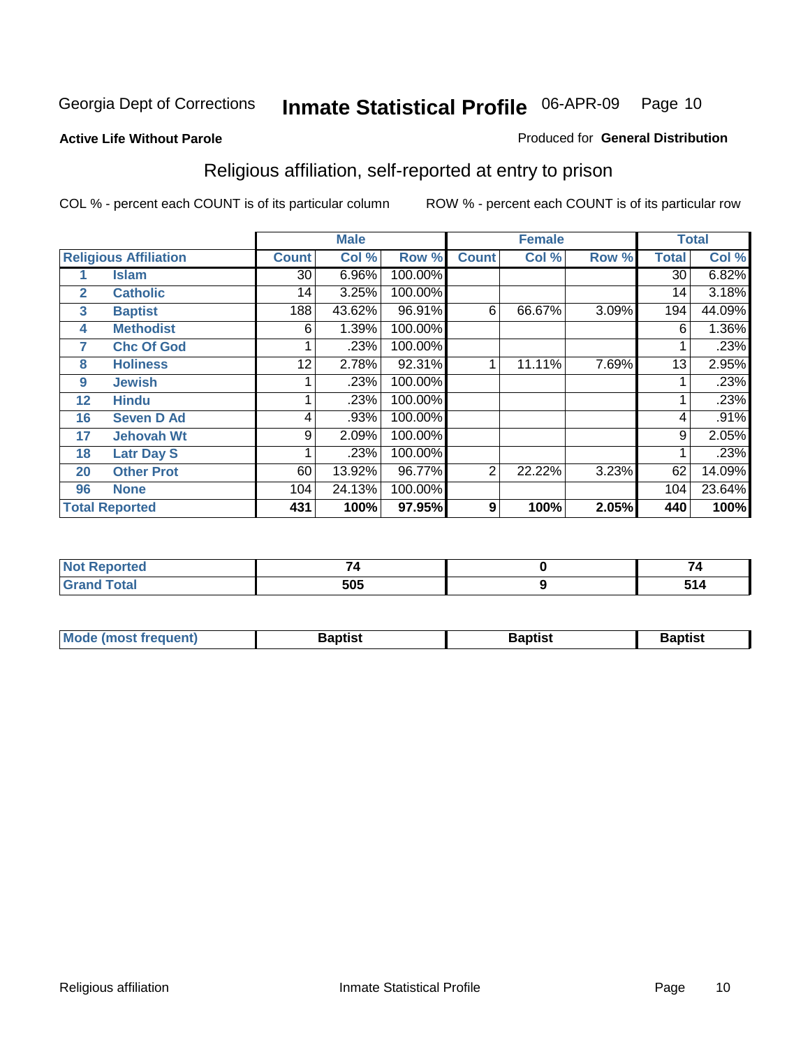Georgia Dept of Corrections **Inmate Statistical Profile** 06-APR-09

**Active Life Without Parole**

Produced for **General Distribution**

## Religious affiliation, self-reported at entry to prison

COL % - percent each COUNT is of its particular column ROW % - percent each COUNT is of its particular row

| Religious Affiliation | | Male | | | Female | | | Total | |
|---|---|---|---|---|---|---|---|---|---|
| | | Count | Col % | Row % | Count | Col % | Row % | Total | Col % |
| 1 | Islam | 30 | 6.96% | 100.00% | | | | 30 | 6.82% |
| 2 | Catholic | 14 | 3.25% | 100.00% | | | | 14 | 3.18% |
| 3 | Baptist | 188 | 43.62% | 96.91% | 6 | 66.67% | 3.09% | 194 | 44.09% |
| 4 | Methodist | 6 | 1.39% | 100.00% | | | | 6 | 1.36% |
| 7 | Chc Of God | 1 | .23% | 100.00% | | | | 1 | .23% |
| 8 | Holiness | 12 | 2.78% | 92.31% | 1 | 11.11% | 7.69% | 13 | 2.95% |
| 9 | Jewish | 1 | .23% | 100.00% | | | | 1 | .23% |
| 12 | Hindu | 1 | .23% | 100.00% | | | | 1 | .23% |
| 16 | Seven D Ad | 4 | .93% | 100.00% | | | | 4 | .91% |
| 17 | Jehovah Wt | 9 | 2.09% | 100.00% | | | | 9 | 2.05% |
| 18 | Latr Day S | 1 | .23% | 100.00% | | | | 1 | .23% |
| 20 | Other Prot | 60 | 13.92% | 96.77% | 2 | 22.22% | 3.23% | 62 | 14.09% |
| 96 | None | 104 | 24.13% | 100.00% | | | | 104 | 23.64% |
| **Total Reported** | | **431** | **100%** | **97.95%** | **9** | **100%** | **2.05%** | **440** | **100%** |

| | Male | Female | Total |
|---|---|---|---|
| Not Reported | 74 | 0 | 74 |
| Grand Total | 505 | 9 | 514 |

| | Male | Female | Total |
|---|---|---|---|
| Mode (most frequent) | Baptist | Baptist | Baptist |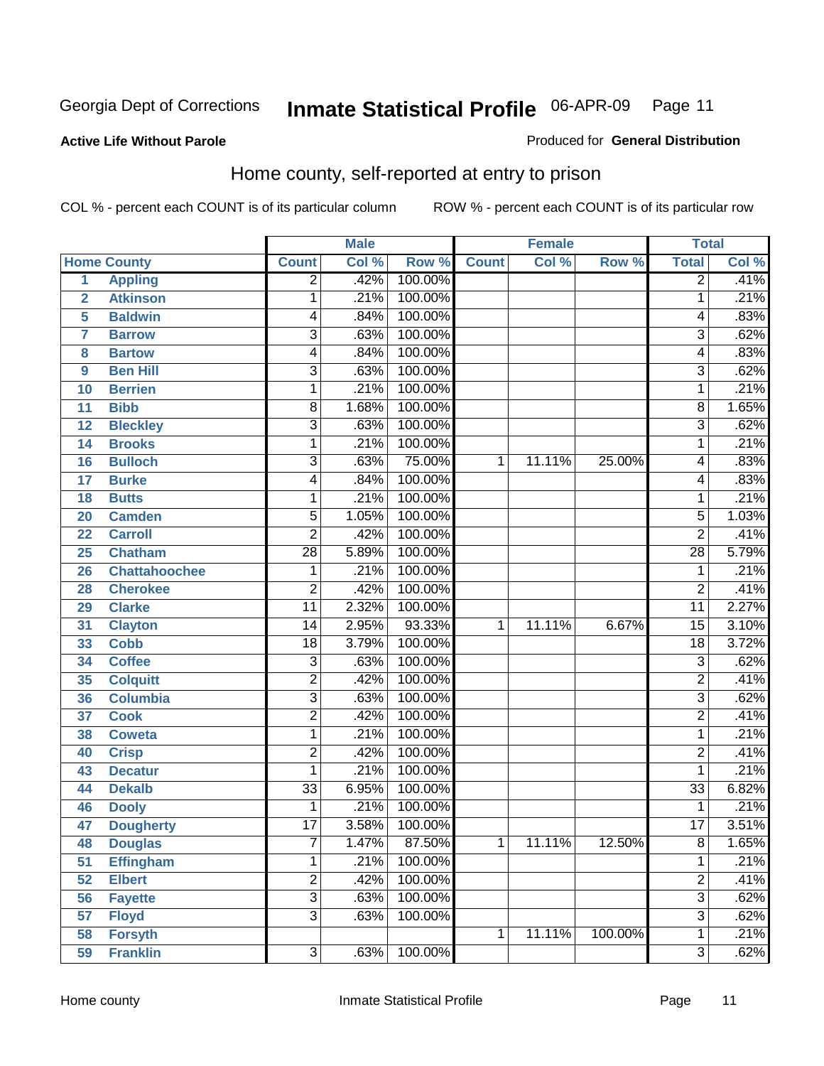Georgia Dept of Corrections **Inmate Statistical Profile** 06-APR-09

**Active Life Without Parole**

Produced for **General Distribution**

## Home county, self-reported at entry to prison

COL % - percent each COUNT is of its particular column ROW % - percent each COUNT is of its particular row

| | | Male | | | Female | | | Total | |
|---|---|---|---|---|---|---|---|---|---|
| Home County | | Count | Col % | Row % | Count | Col % | Row % | Total | Col % |
| 1 | Appling | 2 | .42% | 100.00% | | | | 2 | .41% |
| 2 | Atkinson | 1 | .21% | 100.00% | | | | 1 | .21% |
| 5 | Baldwin | 4 | .84% | 100.00% | | | | 4 | .83% |
| 7 | Barrow | 3 | .63% | 100.00% | | | | 3 | .62% |
| 8 | Bartow | 4 | .84% | 100.00% | | | | 4 | .83% |
| 9 | Ben Hill | 3 | .63% | 100.00% | | | | 3 | .62% |
| 10 | Berrien | 1 | .21% | 100.00% | | | | 1 | .21% |
| 11 | Bibb | 8 | 1.68% | 100.00% | | | | 8 | 1.65% |
| 12 | Bleckley | 3 | .63% | 100.00% | | | | 3 | .62% |
| 14 | Brooks | 1 | .21% | 100.00% | | | | 1 | .21% |
| 16 | Bulloch | 3 | .63% | 75.00% | 1 | 11.11% | 25.00% | 4 | .83% |
| 17 | Burke | 4 | .84% | 100.00% | | | | 4 | .83% |
| 18 | Butts | 1 | .21% | 100.00% | | | | 1 | .21% |
| 20 | Camden | 5 | 1.05% | 100.00% | | | | 5 | 1.03% |
| 22 | Carroll | 2 | .42% | 100.00% | | | | 2 | .41% |
| 25 | Chatham | 28 | 5.89% | 100.00% | | | | 28 | 5.79% |
| 26 | Chattahoochee | 1 | .21% | 100.00% | | | | 1 | .21% |
| 28 | Cherokee | 2 | .42% | 100.00% | | | | 2 | .41% |
| 29 | Clarke | 11 | 2.32% | 100.00% | | | | 11 | 2.27% |
| 31 | Clayton | 14 | 2.95% | 93.33% | 1 | 11.11% | 6.67% | 15 | 3.10% |
| 33 | Cobb | 18 | 3.79% | 100.00% | | | | 18 | 3.72% |
| 34 | Coffee | 3 | .63% | 100.00% | | | | 3 | .62% |
| 35 | Colquitt | 2 | .42% | 100.00% | | | | 2 | .41% |
| 36 | Columbia | 3 | .63% | 100.00% | | | | 3 | .62% |
| 37 | Cook | 2 | .42% | 100.00% | | | | 2 | .41% |
| 38 | Coweta | 1 | .21% | 100.00% | | | | 1 | .21% |
| 40 | Crisp | 2 | .42% | 100.00% | | | | 2 | .41% |
| 43 | Decatur | 1 | .21% | 100.00% | | | | 1 | .21% |
| 44 | Dekalb | 33 | 6.95% | 100.00% | | | | 33 | 6.82% |
| 46 | Dooly | 1 | .21% | 100.00% | | | | 1 | .21% |
| 47 | Dougherty | 17 | 3.58% | 100.00% | | | | 17 | 3.51% |
| 48 | Douglas | 7 | 1.47% | 87.50% | 1 | 11.11% | 12.50% | 8 | 1.65% |
| 51 | Effingham | 1 | .21% | 100.00% | | | | 1 | .21% |
| 52 | Elbert | 2 | .42% | 100.00% | | | | 2 | .41% |
| 56 | Fayette | 3 | .63% | 100.00% | | | | 3 | .62% |
| 57 | Floyd | 3 | .63% | 100.00% | | | | 3 | .62% |
| 58 | Forsyth | | | | 1 | 11.11% | 100.00% | 1 | .21% |
| 59 | Franklin | 3 | .63% | 100.00% | | | | 3 | .62% |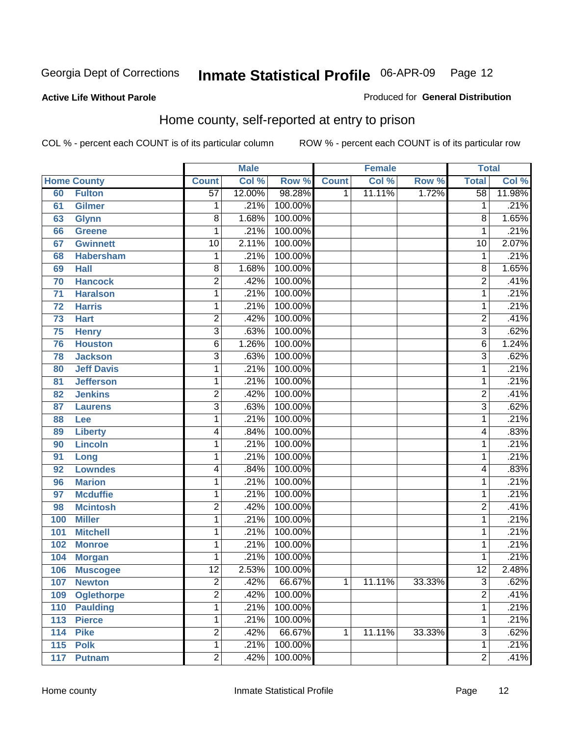Georgia Dept of Corrections **Inmate Statistical Profile** 06-APR-09 Page 12

**Active Life Without Parole**

Produced for **General Distribution**

## Home county, self-reported at entry to prison

COL % - percent each COUNT is of its particular column ROW % - percent each COUNT is of its particular row

| Home County | | Male | | | Female | | | Total | |
|---|---|---|---|---|---|---|---|---|---|
| | | Count | Col % | Row % | Count | Col % | Row % | Total | Col % |
| 60 | Fulton | 57 | 12.00% | 98.28% | 1 | 11.11% | 1.72% | 58 | 11.98% |
| 61 | Gilmer | 1 | .21% | 100.00% | | | | 1 | .21% |
| 63 | Glynn | 8 | 1.68% | 100.00% | | | | 8 | 1.65% |
| 66 | Greene | 1 | .21% | 100.00% | | | | 1 | .21% |
| 67 | Gwinnett | 10 | 2.11% | 100.00% | | | | 10 | 2.07% |
| 68 | Habersham | 1 | .21% | 100.00% | | | | 1 | .21% |
| 69 | Hall | 8 | 1.68% | 100.00% | | | | 8 | 1.65% |
| 70 | Hancock | 2 | .42% | 100.00% | | | | 2 | .41% |
| 71 | Haralson | 1 | .21% | 100.00% | | | | 1 | .21% |
| 72 | Harris | 1 | .21% | 100.00% | | | | 1 | .21% |
| 73 | Hart | 2 | .42% | 100.00% | | | | 2 | .41% |
| 75 | Henry | 3 | .63% | 100.00% | | | | 3 | .62% |
| 76 | Houston | 6 | 1.26% | 100.00% | | | | 6 | 1.24% |
| 78 | Jackson | 3 | .63% | 100.00% | | | | 3 | .62% |
| 80 | Jeff Davis | 1 | .21% | 100.00% | | | | 1 | .21% |
| 81 | Jefferson | 1 | .21% | 100.00% | | | | 1 | .21% |
| 82 | Jenkins | 2 | .42% | 100.00% | | | | 2 | .41% |
| 87 | Laurens | 3 | .63% | 100.00% | | | | 3 | .62% |
| 88 | Lee | 1 | .21% | 100.00% | | | | 1 | .21% |
| 89 | Liberty | 4 | .84% | 100.00% | | | | 4 | .83% |
| 90 | Lincoln | 1 | .21% | 100.00% | | | | 1 | .21% |
| 91 | Long | 1 | .21% | 100.00% | | | | 1 | .21% |
| 92 | Lowndes | 4 | .84% | 100.00% | | | | 4 | .83% |
| 96 | Marion | 1 | .21% | 100.00% | | | | 1 | .21% |
| 97 | Mcduffie | 1 | .21% | 100.00% | | | | 1 | .21% |
| 98 | Mcintosh | 2 | .42% | 100.00% | | | | 2 | .41% |
| 100 | Miller | 1 | .21% | 100.00% | | | | 1 | .21% |
| 101 | Mitchell | 1 | .21% | 100.00% | | | | 1 | .21% |
| 102 | Monroe | 1 | .21% | 100.00% | | | | 1 | .21% |
| 104 | Morgan | 1 | .21% | 100.00% | | | | 1 | .21% |
| 106 | Muscogee | 12 | 2.53% | 100.00% | | | | 12 | 2.48% |
| 107 | Newton | 2 | .42% | 66.67% | 1 | 11.11% | 33.33% | 3 | .62% |
| 109 | Oglethorpe | 2 | .42% | 100.00% | | | | 2 | .41% |
| 110 | Paulding | 1 | .21% | 100.00% | | | | 1 | .21% |
| 113 | Pierce | 1 | .21% | 100.00% | | | | 1 | .21% |
| 114 | Pike | 2 | .42% | 66.67% | 1 | 11.11% | 33.33% | 3 | .62% |
| 115 | Polk | 1 | .21% | 100.00% | | | | 1 | .21% |
| 117 | Putnam | 2 | .42% | 100.00% | | | | 2 | .41% |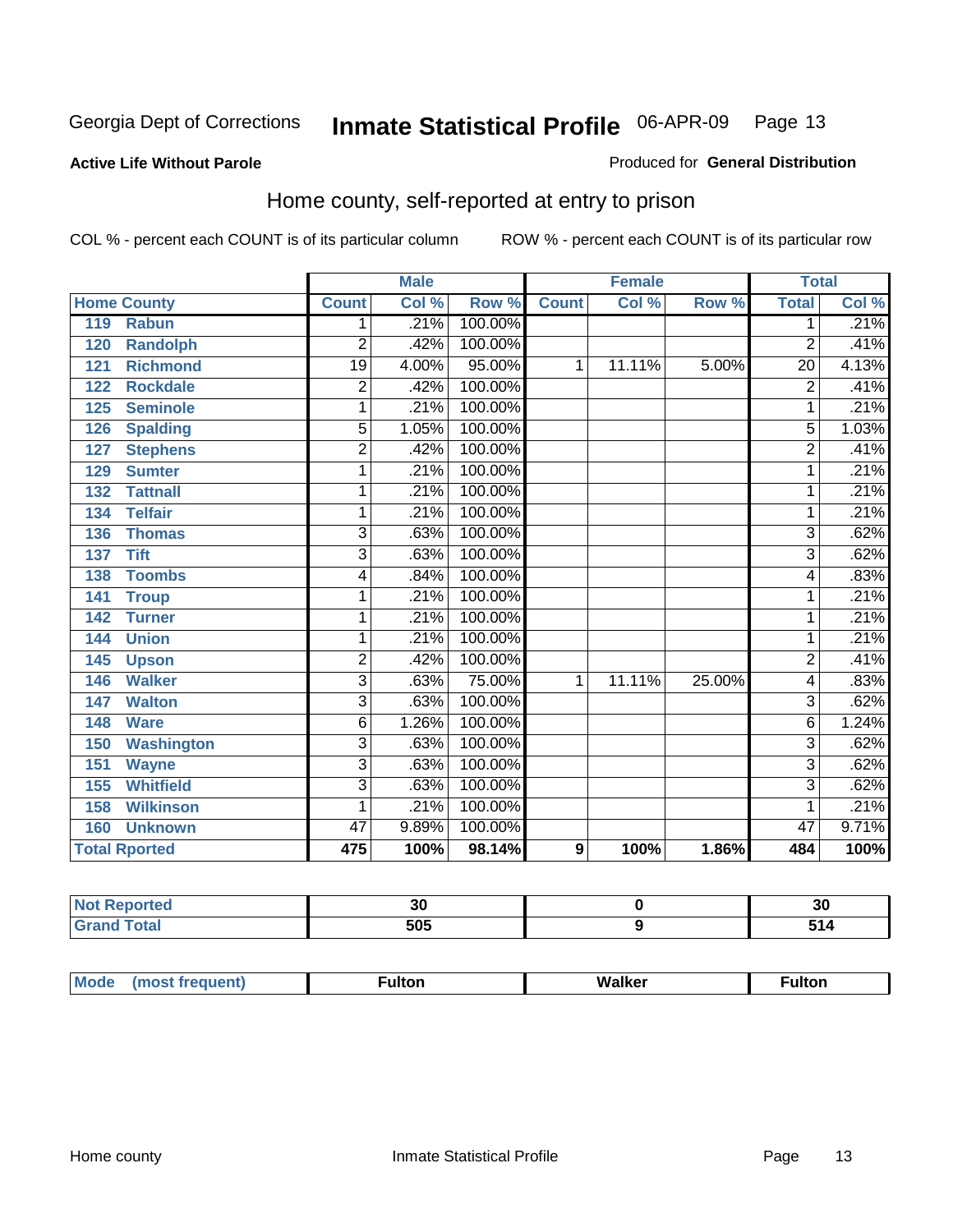Georgia Dept of Corrections **Inmate Statistical Profile** 06-APR-09 Page 13

**Active Life Without Parole**

Produced for **General Distribution**

## Home county, self-reported at entry to prison

COL % - percent each COUNT is of its particular column    ROW % - percent each COUNT is of its particular row

| Home County | | Male | | | Female | | | Total | |
|---|---|---|---|---|---|---|---|---|---|
| | | Count | Col % | Row % | Count | Col % | Row % | Total | Col % |
| 119 | Rabun | 1 | .21% | 100.00% | | | | 1 | .21% |
| 120 | Randolph | 2 | .42% | 100.00% | | | | 2 | .41% |
| 121 | Richmond | 19 | 4.00% | 95.00% | 1 | 11.11% | 5.00% | 20 | 4.13% |
| 122 | Rockdale | 2 | .42% | 100.00% | | | | 2 | .41% |
| 125 | Seminole | 1 | .21% | 100.00% | | | | 1 | .21% |
| 126 | Spalding | 5 | 1.05% | 100.00% | | | | 5 | 1.03% |
| 127 | Stephens | 2 | .42% | 100.00% | | | | 2 | .41% |
| 129 | Sumter | 1 | .21% | 100.00% | | | | 1 | .21% |
| 132 | Tattnall | 1 | .21% | 100.00% | | | | 1 | .21% |
| 134 | Telfair | 1 | .21% | 100.00% | | | | 1 | .21% |
| 136 | Thomas | 3 | .63% | 100.00% | | | | 3 | .62% |
| 137 | Tift | 3 | .63% | 100.00% | | | | 3 | .62% |
| 138 | Toombs | 4 | .84% | 100.00% | | | | 4 | .83% |
| 141 | Troup | 1 | .21% | 100.00% | | | | 1 | .21% |
| 142 | Turner | 1 | .21% | 100.00% | | | | 1 | .21% |
| 144 | Union | 1 | .21% | 100.00% | | | | 1 | .21% |
| 145 | Upson | 2 | .42% | 100.00% | | | | 2 | .41% |
| 146 | Walker | 3 | .63% | 75.00% | 1 | 11.11% | 25.00% | 4 | .83% |
| 147 | Walton | 3 | .63% | 100.00% | | | | 3 | .62% |
| 148 | Ware | 6 | 1.26% | 100.00% | | | | 6 | 1.24% |
| 150 | Washington | 3 | .63% | 100.00% | | | | 3 | .62% |
| 151 | Wayne | 3 | .63% | 100.00% | | | | 3 | .62% |
| 155 | Whitfield | 3 | .63% | 100.00% | | | | 3 | .62% |
| 158 | Wilkinson | 1 | .21% | 100.00% | | | | 1 | .21% |
| 160 | Unknown | 47 | 9.89% | 100.00% | | | | 47 | 9.71% |
| **Total Rported** | | **475** | **100%** | **98.14%** | **9** | **100%** | **1.86%** | **484** | **100%** |

| | Male | Female | Total |
|---|---|---|---|
| Not Reported | 30 | 0 | 30 |
| Grand Total | 505 | 9 | 514 |

| | Male | Female | Total |
|---|---|---|---|
| Mode (most frequent) | Fulton | Walker | Fulton |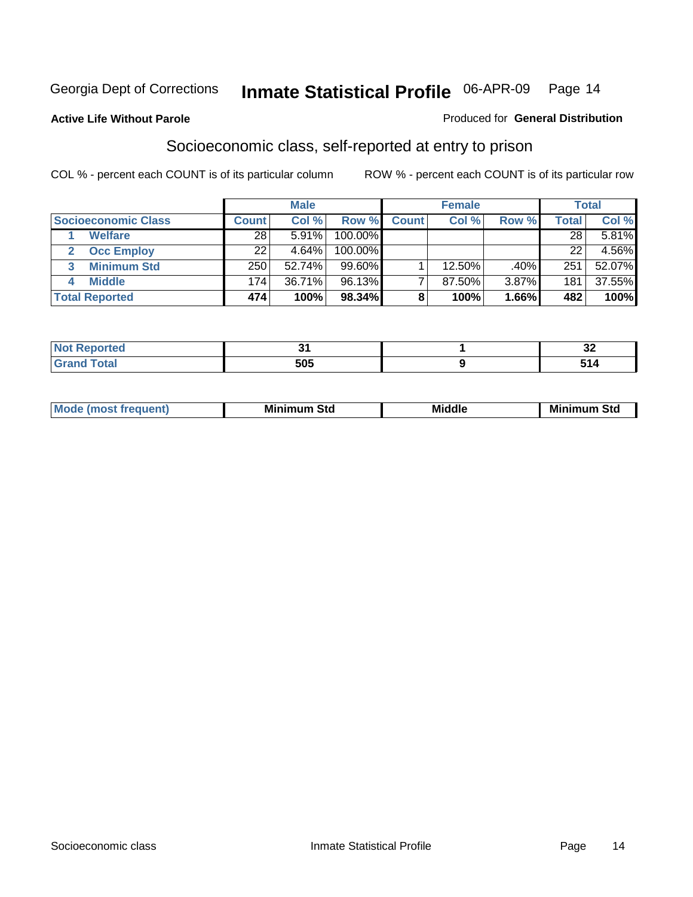Georgia Dept of Corrections **Inmate Statistical Profile** 06-APR-09

**Active Life Without Parole**

Produced for **General Distribution**

## Socioeconomic class, self-reported at entry to prison

COL % - percent each COUNT is of its particular column

ROW % - percent each COUNT is of its particular row

| | Male | | | Female | | | Total | |
|---|---|---|---|---|---|---|---|---|
| **Socioeconomic Class** | **Count** | **Col %** | **Row %** | **Count** | **Col %** | **Row %** | **Total** | **Col %** |
| 1 **Welfare** | 28 | 5.91% | 100.00% | | | | 28 | 5.81% |
| 2 **Occ Employ** | 22 | 4.64% | 100.00% | | | | 22 | 4.56% |
| 3 **Minimum Std** | 250 | 52.74% | 99.60% | 1 | 12.50% | .40% | 251 | 52.07% |
| 4 **Middle** | 174 | 36.71% | 96.13% | 7 | 87.50% | 3.87% | 181 | 37.55% |
| **Total Reported** | **474** | **100%** | **98.34%** | **8** | **100%** | **1.66%** | **482** | **100%** |

| | Male | Female | Total |
|---|---|---|---|
| **Not Reported** | **31** | **1** | **32** |
| **Grand Total** | **505** | **9** | **514** |

| | Male | Female | Total |
|---|---|---|---|
| **Mode (most frequent)** | **Minimum Std** | **Middle** | **Minimum Std** |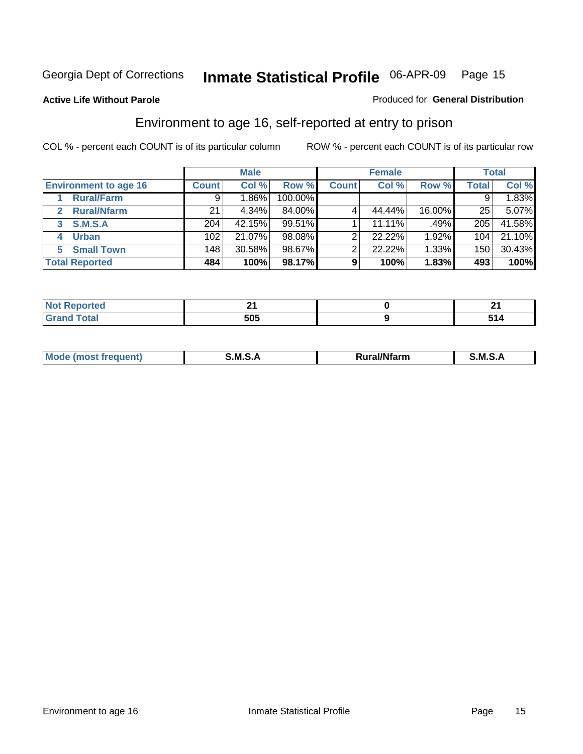Georgia Dept of Corrections **Inmate Statistical Profile** 06-APR-09

**Active Life Without Parole**

Produced for **General Distribution**

## Environment to age 16, self-reported at entry to prison

COL % - percent each COUNT is of its particular column ROW % - percent each COUNT is of its particular row

| | Male | | | Female | | | Total | |
|---|---|---|---|---|---|---|---|---|
| **Environment to age 16** | **Count** | **Col %** | **Row %** | **Count** | **Col %** | **Row %** | **Total** | **Col %** |
| 1 **Rural/Farm** | 9 | 1.86% | 100.00% | | | | 9 | 1.83% |
| 2 **Rural/Nfarm** | 21 | 4.34% | 84.00% | 4 | 44.44% | 16.00% | 25 | 5.07% |
| 3 **S.M.S.A** | 204 | 42.15% | 99.51% | 1 | 11.11% | .49% | 205 | 41.58% |
| 4 **Urban** | 102 | 21.07% | 98.08% | 2 | 22.22% | 1.92% | 104 | 21.10% |
| 5 **Small Town** | 148 | 30.58% | 98.67% | 2 | 22.22% | 1.33% | 150 | 30.43% |
| **Total Reported** | **484** | **100%** | **98.17%** | **9** | **100%** | **1.83%** | **493** | **100%** |

| | Male | Female | Total |
|---|---|---|---|
| **Not Reported** | **21** | **0** | **21** |
| **Grand Total** | **505** | **9** | **514** |

| | Male | Female | Total |
|---|---|---|---|
| **Mode (most frequent)** | **S.M.S.A** | **Rural/Nfarm** | **S.M.S.A** |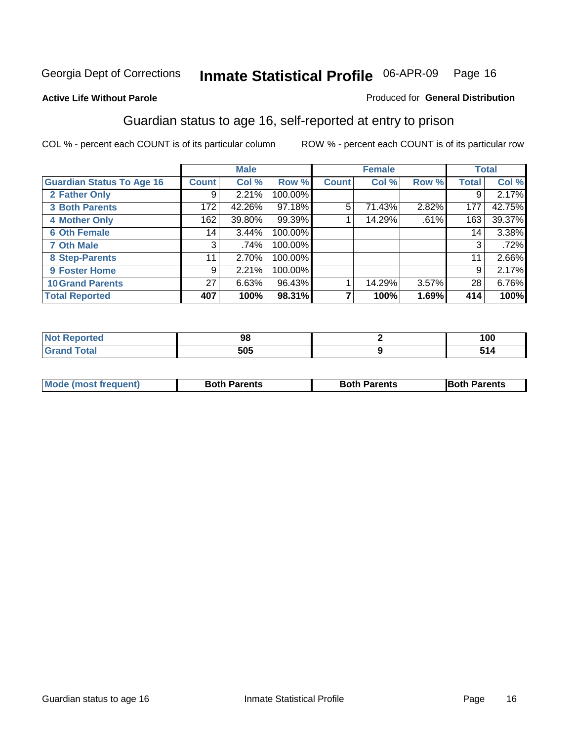Georgia Dept of Corrections **Inmate Statistical Profile** 06-APR-09 Page 16

**Active Life Without Parole**

Produced for **General Distribution**

## Guardian status to age 16, self-reported at entry to prison

COL % - percent each COUNT is of its particular column

ROW % - percent each COUNT is of its particular row

| | Male | | | Female | | | Total | |
|---|---|---|---|---|---|---|---|---|
| **Guardian Status To Age 16** | **Count** | **Col %** | **Row %** | **Count** | **Col %** | **Row %** | **Total** | **Col %** |
| 2 Father Only | 9 | 2.21% | 100.00% | | | | 9 | 2.17% |
| 3 Both Parents | 172 | 42.26% | 97.18% | 5 | 71.43% | 2.82% | 177 | 42.75% |
| 4 Mother Only | 162 | 39.80% | 99.39% | 1 | 14.29% | .61% | 163 | 39.37% |
| 6 Oth Female | 14 | 3.44% | 100.00% | | | | 14 | 3.38% |
| 7 Oth Male | 3 | .74% | 100.00% | | | | 3 | .72% |
| 8 Step-Parents | 11 | 2.70% | 100.00% | | | | 11 | 2.66% |
| 9 Foster Home | 9 | 2.21% | 100.00% | | | | 9 | 2.17% |
| 10 Grand Parents | 27 | 6.63% | 96.43% | 1 | 14.29% | 3.57% | 28 | 6.76% |
| **Total Reported** | **407** | **100%** | **98.31%** | **7** | **100%** | **1.69%** | **414** | **100%** |

| | Male | Female | Total |
|---|---|---|---|
| Not Reported | 98 | 2 | 100 |
| Grand Total | 505 | 9 | 514 |

| | Male | Female | Total |
|---|---|---|---|
| Mode (most frequent) | Both Parents | Both Parents | Both Parents |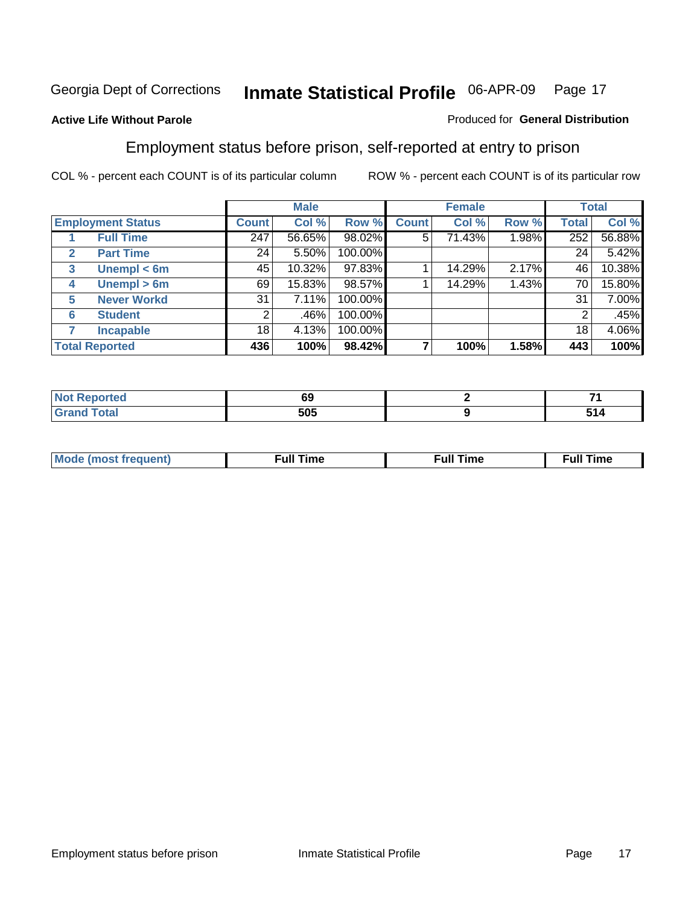Georgia Dept of Corrections **Inmate Statistical Profile** 06-APR-09

**Active Life Without Parole**

Produced for **General Distribution**

## Employment status before prison, self-reported at entry to prison

COL % - percent each COUNT is of its particular column ROW % - percent each COUNT is of its particular row

| | | Male | | | Female | | | Total | |
|---|---|---|---|---|---|---|---|---|---|
| **Employment Status** | | **Count** | **Col %** | **Row %** | **Count** | **Col %** | **Row %** | **Total** | **Col %** |
| 1 | **Full Time** | 247 | 56.65% | 98.02% | 5 | 71.43% | 1.98% | 252 | 56.88% |
| 2 | **Part Time** | 24 | 5.50% | 100.00% | | | | 24 | 5.42% |
| 3 | **Unempl < 6m** | 45 | 10.32% | 97.83% | 1 | 14.29% | 2.17% | 46 | 10.38% |
| 4 | **Unempl > 6m** | 69 | 15.83% | 98.57% | 1 | 14.29% | 1.43% | 70 | 15.80% |
| 5 | **Never Workd** | 31 | 7.11% | 100.00% | | | | 31 | 7.00% |
| 6 | **Student** | 2 | .46% | 100.00% | | | | 2 | .45% |
| 7 | **Incapable** | 18 | 4.13% | 100.00% | | | | 18 | 4.06% |
| **Total Reported** | | **436** | **100%** | **98.42%** | **7** | **100%** | **1.58%** | **443** | **100%** |

| | Male | Female | Total |
|---|---|---|---|
| **Not Reported** | **69** | **2** | **71** |
| **Grand Total** | **505** | **9** | **514** |

| | Male | Female | Total |
|---|---|---|---|
| **Mode (most frequent)** | **Full Time** | **Full Time** | **Full Time** |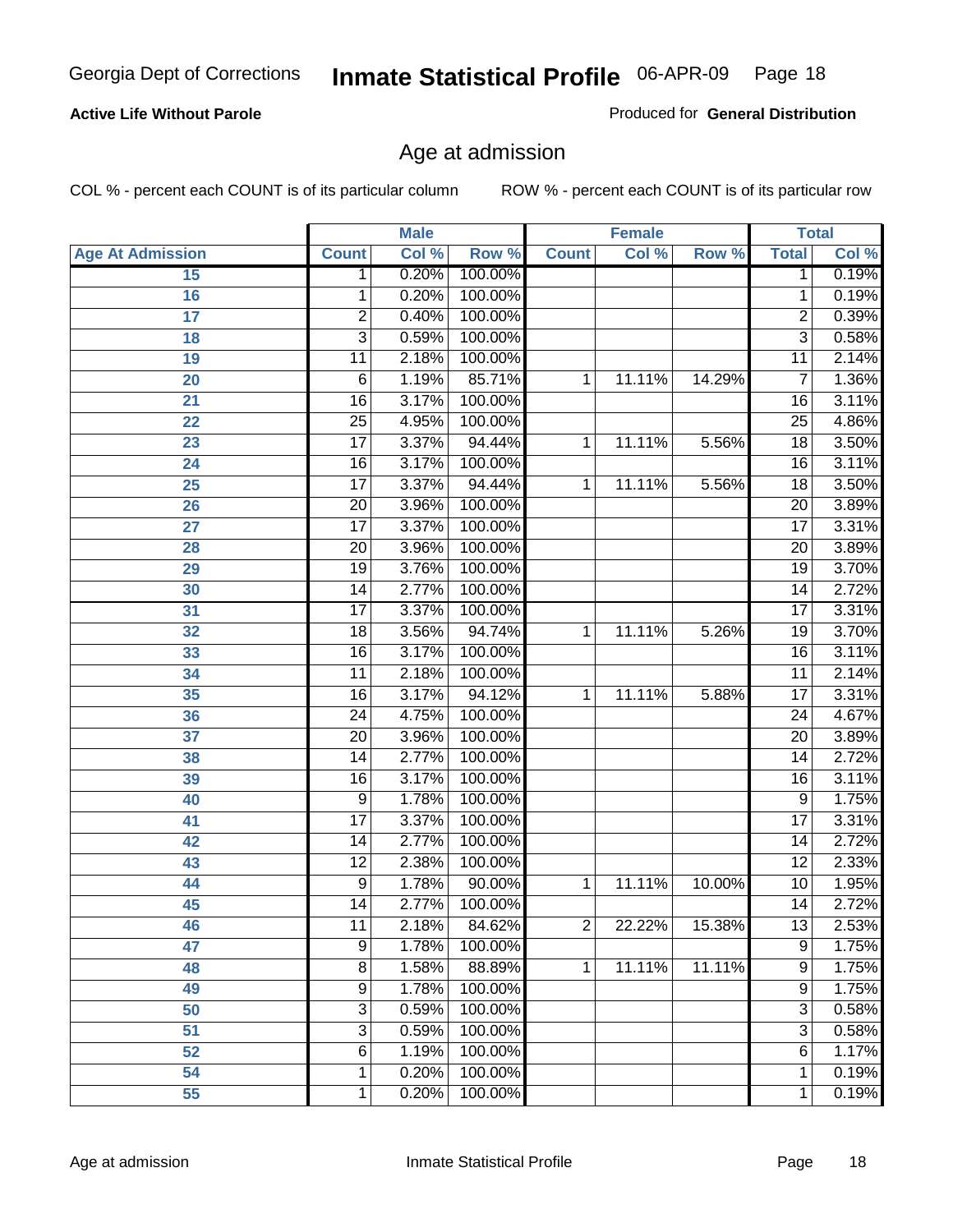Georgia Dept of Corrections **Inmate Statistical Profile** 06-APR-09

**Active Life Without Parole**

Produced for **General Distribution**

## Age at admission

COL % - percent each COUNT is of its particular column

ROW % - percent each COUNT is of its particular row

| | Male | | | Female | | | Total | |
|---|---|---|---|---|---|---|---|---|
| Age At Admission | Count | Col % | Row % | Count | Col % | Row % | Total | Col % |
| 15 | 1 | 0.20% | 100.00% | | | | 1 | 0.19% |
| 16 | 1 | 0.20% | 100.00% | | | | 1 | 0.19% |
| 17 | 2 | 0.40% | 100.00% | | | | 2 | 0.39% |
| 18 | 3 | 0.59% | 100.00% | | | | 3 | 0.58% |
| 19 | 11 | 2.18% | 100.00% | | | | 11 | 2.14% |
| 20 | 6 | 1.19% | 85.71% | 1 | 11.11% | 14.29% | 7 | 1.36% |
| 21 | 16 | 3.17% | 100.00% | | | | 16 | 3.11% |
| 22 | 25 | 4.95% | 100.00% | | | | 25 | 4.86% |
| 23 | 17 | 3.37% | 94.44% | 1 | 11.11% | 5.56% | 18 | 3.50% |
| 24 | 16 | 3.17% | 100.00% | | | | 16 | 3.11% |
| 25 | 17 | 3.37% | 94.44% | 1 | 11.11% | 5.56% | 18 | 3.50% |
| 26 | 20 | 3.96% | 100.00% | | | | 20 | 3.89% |
| 27 | 17 | 3.37% | 100.00% | | | | 17 | 3.31% |
| 28 | 20 | 3.96% | 100.00% | | | | 20 | 3.89% |
| 29 | 19 | 3.76% | 100.00% | | | | 19 | 3.70% |
| 30 | 14 | 2.77% | 100.00% | | | | 14 | 2.72% |
| 31 | 17 | 3.37% | 100.00% | | | | 17 | 3.31% |
| 32 | 18 | 3.56% | 94.74% | 1 | 11.11% | 5.26% | 19 | 3.70% |
| 33 | 16 | 3.17% | 100.00% | | | | 16 | 3.11% |
| 34 | 11 | 2.18% | 100.00% | | | | 11 | 2.14% |
| 35 | 16 | 3.17% | 94.12% | 1 | 11.11% | 5.88% | 17 | 3.31% |
| 36 | 24 | 4.75% | 100.00% | | | | 24 | 4.67% |
| 37 | 20 | 3.96% | 100.00% | | | | 20 | 3.89% |
| 38 | 14 | 2.77% | 100.00% | | | | 14 | 2.72% |
| 39 | 16 | 3.17% | 100.00% | | | | 16 | 3.11% |
| 40 | 9 | 1.78% | 100.00% | | | | 9 | 1.75% |
| 41 | 17 | 3.37% | 100.00% | | | | 17 | 3.31% |
| 42 | 14 | 2.77% | 100.00% | | | | 14 | 2.72% |
| 43 | 12 | 2.38% | 100.00% | | | | 12 | 2.33% |
| 44 | 9 | 1.78% | 90.00% | 1 | 11.11% | 10.00% | 10 | 1.95% |
| 45 | 14 | 2.77% | 100.00% | | | | 14 | 2.72% |
| 46 | 11 | 2.18% | 84.62% | 2 | 22.22% | 15.38% | 13 | 2.53% |
| 47 | 9 | 1.78% | 100.00% | | | | 9 | 1.75% |
| 48 | 8 | 1.58% | 88.89% | 1 | 11.11% | 11.11% | 9 | 1.75% |
| 49 | 9 | 1.78% | 100.00% | | | | 9 | 1.75% |
| 50 | 3 | 0.59% | 100.00% | | | | 3 | 0.58% |
| 51 | 3 | 0.59% | 100.00% | | | | 3 | 0.58% |
| 52 | 6 | 1.19% | 100.00% | | | | 6 | 1.17% |
| 54 | 1 | 0.20% | 100.00% | | | | 1 | 0.19% |
| 55 | 1 | 0.20% | 100.00% | | | | 1 | 0.19% |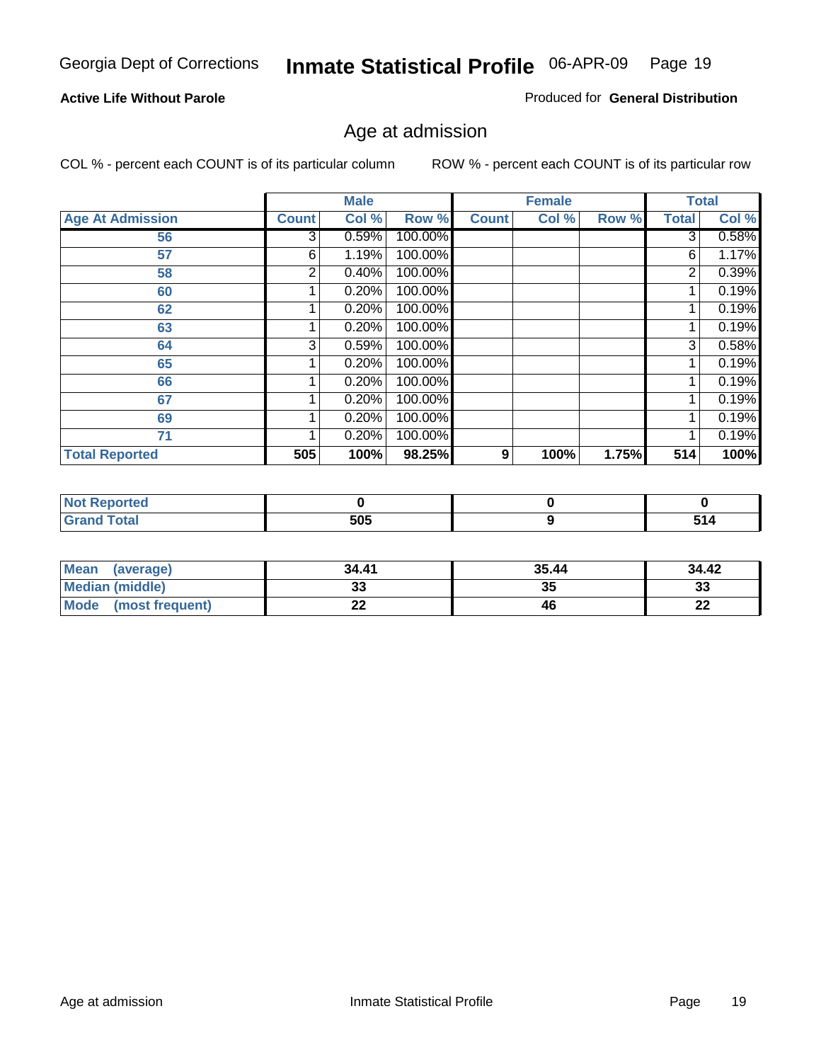Georgia Dept of Corrections **Inmate Statistical Profile** 06-APR-09

**Active Life Without Parole**

Produced for **General Distribution**

## Age at admission

COL % - percent each COUNT is of its particular column ROW % - percent each COUNT is of its particular row

| | Male | | | Female | | | Total | |
|---|---|---|---|---|---|---|---|---|
| **Age At Admission** | **Count** | **Col %** | **Row %** | **Count** | **Col %** | **Row %** | **Total** | **Col %** |
| **56** | 3 | 0.59% | 100.00% | | | | 3 | 0.58% |
| **57** | 6 | 1.19% | 100.00% | | | | 6 | 1.17% |
| **58** | 2 | 0.40% | 100.00% | | | | 2 | 0.39% |
| **60** | 1 | 0.20% | 100.00% | | | | 1 | 0.19% |
| **62** | 1 | 0.20% | 100.00% | | | | 1 | 0.19% |
| **63** | 1 | 0.20% | 100.00% | | | | 1 | 0.19% |
| **64** | 3 | 0.59% | 100.00% | | | | 3 | 0.58% |
| **65** | 1 | 0.20% | 100.00% | | | | 1 | 0.19% |
| **66** | 1 | 0.20% | 100.00% | | | | 1 | 0.19% |
| **67** | 1 | 0.20% | 100.00% | | | | 1 | 0.19% |
| **69** | 1 | 0.20% | 100.00% | | | | 1 | 0.19% |
| **71** | 1 | 0.20% | 100.00% | | | | 1 | 0.19% |
| **Total Reported** | **505** | **100%** | **98.25%** | **9** | **100%** | **1.75%** | **514** | **100%** |

| | Male | Female | Total |
|---|---|---|---|
| **Not Reported** | **0** | **0** | **0** |
| **Grand Total** | **505** | **9** | **514** |

| | Male | Female | Total |
|---|---|---|---|
| **Mean (average)** | **34.41** | **35.44** | **34.42** |
| **Median (middle)** | **33** | **35** | **33** |
| **Mode (most frequent)** | **22** | **46** | **22** |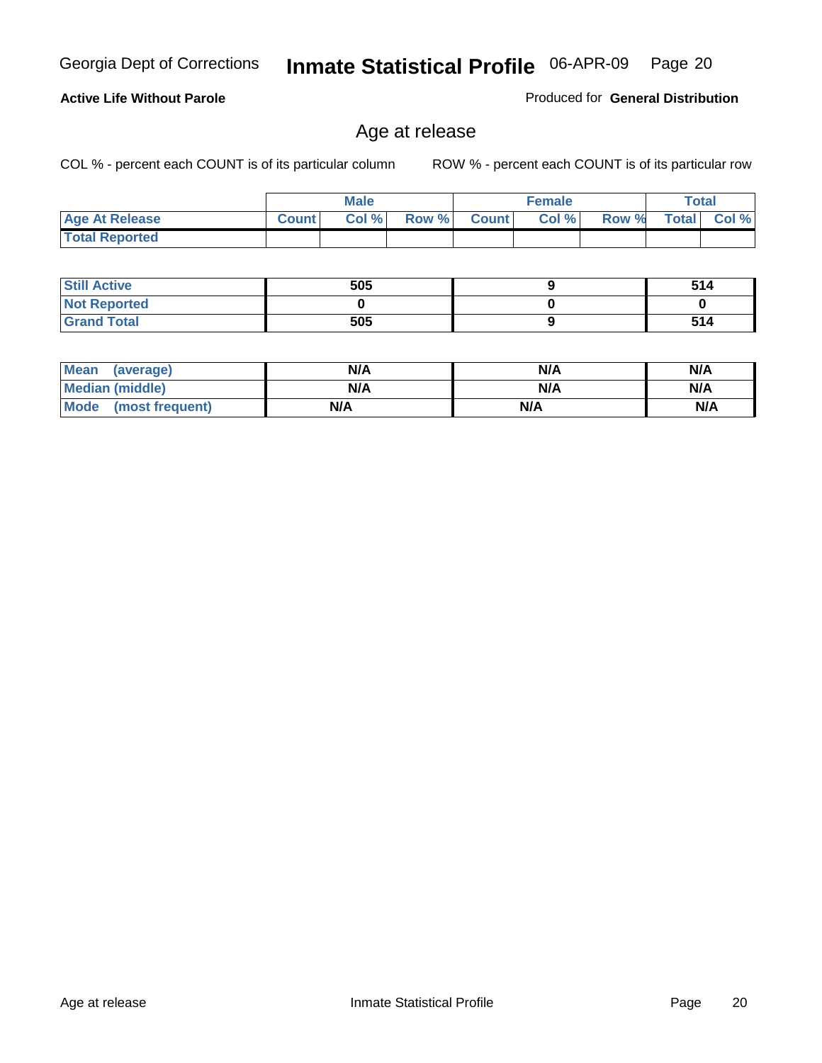Georgia Dept of Corrections **Inmate Statistical Profile** 06-APR-09

**Active Life Without Parole**

Produced for **General Distribution**

## Age at release

COL % - percent each COUNT is of its particular column

ROW % - percent each COUNT is of its particular row

| | Male | | | Female | | | Total | |
|---|---|---|---|---|---|---|---|---|
| **Age At Release** | **Count** | **Col %** | **Row %** | **Count** | **Col %** | **Row %** | **Total** | **Col %** |
| **Total Reported** | | | | | | | | |
| **Still Active** | 505 | | | 9 | | | 514 | |
| **Not Reported** | 0 | | | 0 | | | 0 | |
| **Grand Total** | 505 | | | 9 | | | 514 | |
| **Mean (average)** | N/A | | | N/A | | | N/A | |
| **Median (middle)** | N/A | | | N/A | | | N/A | |
| **Mode (most frequent)** | N/A | | | N/A | | | N/A | |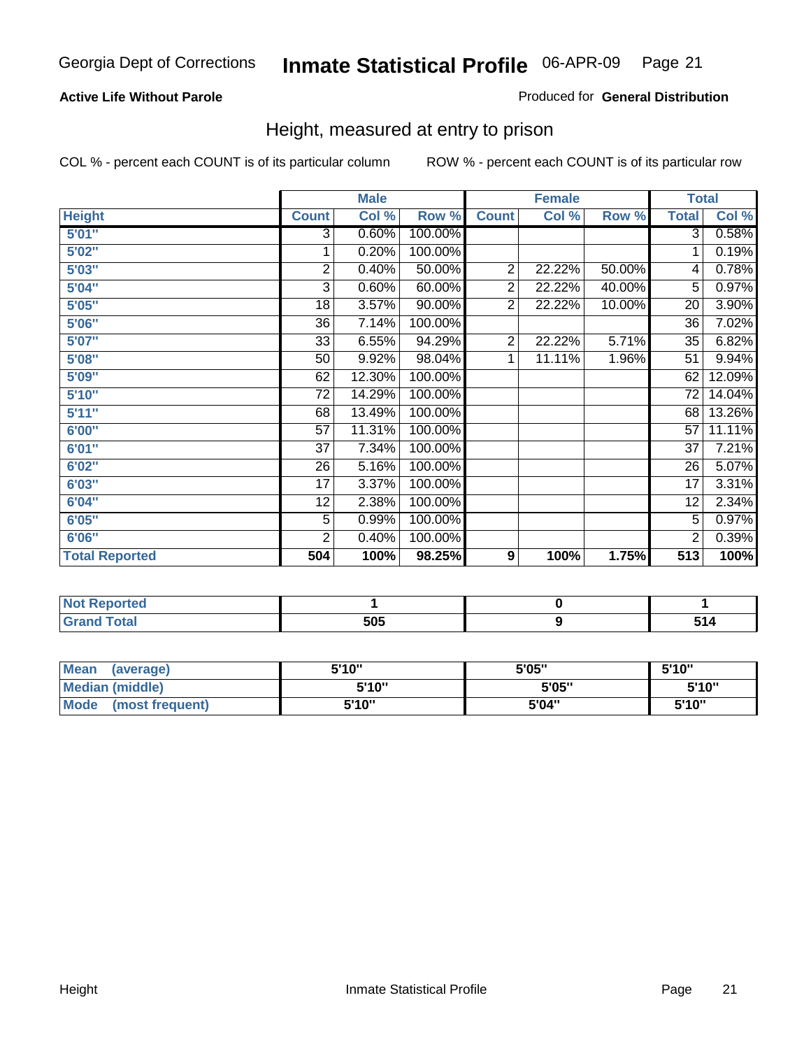Georgia Dept of Corrections **Inmate Statistical Profile** 06-APR-09

**Active Life Without Parole**

Produced for **General Distribution**

## Height, measured at entry to prison

COL % - percent each COUNT is of its particular column

ROW % - percent each COUNT is of its particular row

| | Male | | | Female | | | Total | |
|---|---|---|---|---|---|---|---|---|
| **Height** | **Count** | **Col %** | **Row %** | **Count** | **Col %** | **Row %** | **Total** | **Col %** |
| **5'01"** | 3 | 0.60% | 100.00% | | | | 3 | 0.58% |
| **5'02"** | 1 | 0.20% | 100.00% | | | | 1 | 0.19% |
| **5'03"** | 2 | 0.40% | 50.00% | 2 | 22.22% | 50.00% | 4 | 0.78% |
| **5'04"** | 3 | 0.60% | 60.00% | 2 | 22.22% | 40.00% | 5 | 0.97% |
| **5'05"** | 18 | 3.57% | 90.00% | 2 | 22.22% | 10.00% | 20 | 3.90% |
| **5'06"** | 36 | 7.14% | 100.00% | | | | 36 | 7.02% |
| **5'07"** | 33 | 6.55% | 94.29% | 2 | 22.22% | 5.71% | 35 | 6.82% |
| **5'08"** | 50 | 9.92% | 98.04% | 1 | 11.11% | 1.96% | 51 | 9.94% |
| **5'09"** | 62 | 12.30% | 100.00% | | | | 62 | 12.09% |
| **5'10"** | 72 | 14.29% | 100.00% | | | | 72 | 14.04% |
| **5'11"** | 68 | 13.49% | 100.00% | | | | 68 | 13.26% |
| **6'00"** | 57 | 11.31% | 100.00% | | | | 57 | 11.11% |
| **6'01"** | 37 | 7.34% | 100.00% | | | | 37 | 7.21% |
| **6'02"** | 26 | 5.16% | 100.00% | | | | 26 | 5.07% |
| **6'03"** | 17 | 3.37% | 100.00% | | | | 17 | 3.31% |
| **6'04"** | 12 | 2.38% | 100.00% | | | | 12 | 2.34% |
| **6'05"** | 5 | 0.99% | 100.00% | | | | 5 | 0.97% |
| **6'06"** | 2 | 0.40% | 100.00% | | | | 2 | 0.39% |
| **Total Reported** | **504** | **100%** | **98.25%** | **9** | **100%** | **1.75%** | **513** | **100%** |

| | Male | Female | Total |
|---|---|---|---|
| **Not Reported** | **1** | **0** | **1** |
| **Grand Total** | **505** | **9** | **514** |

| | Male | Female | Total |
|---|---|---|---|
| **Mean (average)** | **5'10"** | **5'05"** | **5'10"** |
| **Median (middle)** | **5'10"** | **5'05"** | **5'10"** |
| **Mode (most frequent)** | **5'10"** | **5'04"** | **5'10"** |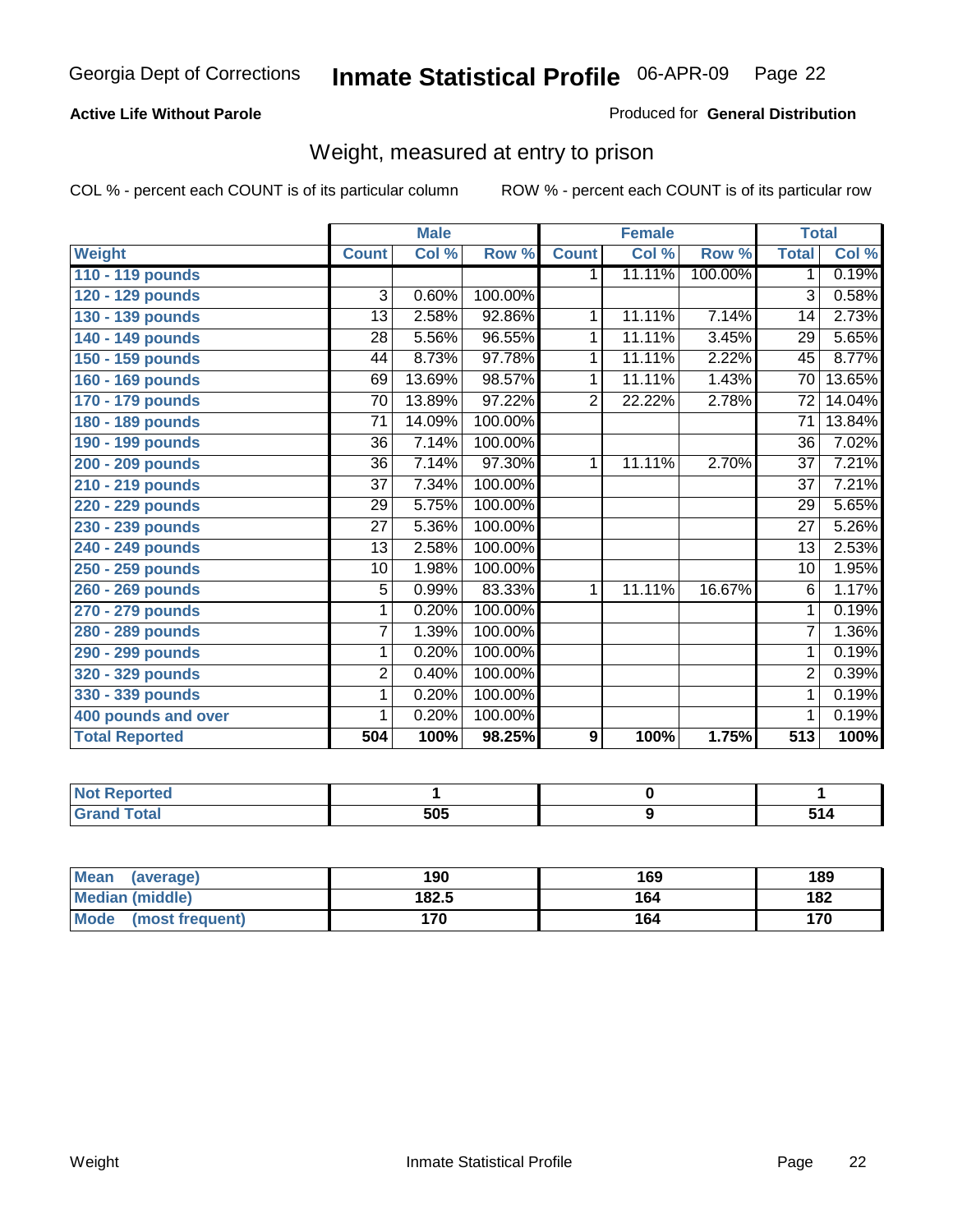Georgia Dept of Corrections **Inmate Statistical Profile** 06-APR-09

**Active Life Without Parole**

Produced for **General Distribution**

## Weight, measured at entry to prison

COL % - percent each COUNT is of its particular column    ROW % - percent each COUNT is of its particular row

| Weight | Male | | | Female | | | Total | |
|---|---|---|---|---|---|---|---|---|
| | Count | Col % | Row % | Count | Col % | Row % | Total | Col % |
| 110 - 119 pounds | | | | 1 | 11.11% | 100.00% | 1 | 0.19% |
| 120 - 129 pounds | 3 | 0.60% | 100.00% | | | | 3 | 0.58% |
| 130 - 139 pounds | 13 | 2.58% | 92.86% | 1 | 11.11% | 7.14% | 14 | 2.73% |
| 140 - 149 pounds | 28 | 5.56% | 96.55% | 1 | 11.11% | 3.45% | 29 | 5.65% |
| 150 - 159 pounds | 44 | 8.73% | 97.78% | 1 | 11.11% | 2.22% | 45 | 8.77% |
| 160 - 169 pounds | 69 | 13.69% | 98.57% | 1 | 11.11% | 1.43% | 70 | 13.65% |
| 170 - 179 pounds | 70 | 13.89% | 97.22% | 2 | 22.22% | 2.78% | 72 | 14.04% |
| 180 - 189 pounds | 71 | 14.09% | 100.00% | | | | 71 | 13.84% |
| 190 - 199 pounds | 36 | 7.14% | 100.00% | | | | 36 | 7.02% |
| 200 - 209 pounds | 36 | 7.14% | 97.30% | 1 | 11.11% | 2.70% | 37 | 7.21% |
| 210 - 219 pounds | 37 | 7.34% | 100.00% | | | | 37 | 7.21% |
| 220 - 229 pounds | 29 | 5.75% | 100.00% | | | | 29 | 5.65% |
| 230 - 239 pounds | 27 | 5.36% | 100.00% | | | | 27 | 5.26% |
| 240 - 249 pounds | 13 | 2.58% | 100.00% | | | | 13 | 2.53% |
| 250 - 259 pounds | 10 | 1.98% | 100.00% | | | | 10 | 1.95% |
| 260 - 269 pounds | 5 | 0.99% | 83.33% | 1 | 11.11% | 16.67% | 6 | 1.17% |
| 270 - 279 pounds | 1 | 0.20% | 100.00% | | | | 1 | 0.19% |
| 280 - 289 pounds | 7 | 1.39% | 100.00% | | | | 7 | 1.36% |
| 290 - 299 pounds | 1 | 0.20% | 100.00% | | | | 1 | 0.19% |
| 320 - 329 pounds | 2 | 0.40% | 100.00% | | | | 2 | 0.39% |
| 330 - 339 pounds | 1 | 0.20% | 100.00% | | | | 1 | 0.19% |
| 400 pounds and over | 1 | 0.20% | 100.00% | | | | 1 | 0.19% |
| **Total Reported** | **504** | **100%** | **98.25%** | **9** | **100%** | **1.75%** | **513** | **100%** |

| | Male | Female | Total |
|---|---|---|---|
| Not Reported | 1 | 0 | 1 |
| Grand Total | 505 | 9 | 514 |

| | Male | Female | Total |
|---|---|---|---|
| Mean (average) | 190 | 169 | 189 |
| Median (middle) | 182.5 | 164 | 182 |
| Mode (most frequent) | 170 | 164 | 170 |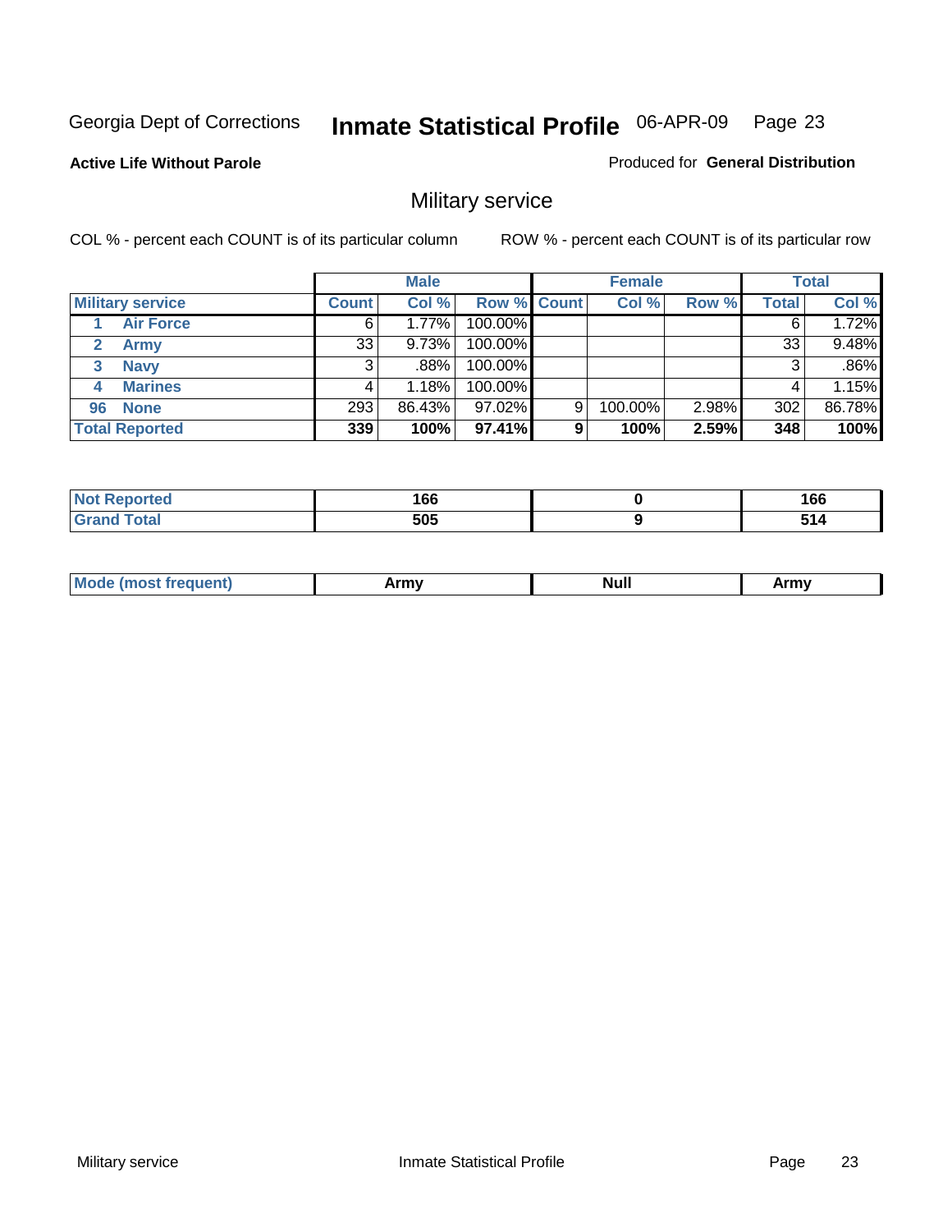Georgia Dept of Corrections **Inmate Statistical Profile** 06-APR-09 Page 23

**Active Life Without Parole**

Produced for **General Distribution**

## Military service

COL % - percent each COUNT is of its particular column

ROW % - percent each COUNT is of its particular row

| | Male | | | Female | | | Total | |
|---|---|---|---|---|---|---|---|---|
| **Military service** | **Count** | **Col %** | **Row %** | **Count** | **Col %** | **Row %** | **Total** | **Col %** |
| 1 **Air Force** | 6 | 1.77% | 100.00% | | | | 6 | 1.72% |
| 2 **Army** | 33 | 9.73% | 100.00% | | | | 33 | 9.48% |
| 3 **Navy** | 3 | .88% | 100.00% | | | | 3 | .86% |
| 4 **Marines** | 4 | 1.18% | 100.00% | | | | 4 | 1.15% |
| 96 **None** | 293 | 86.43% | 97.02% | 9 | 100.00% | 2.98% | 302 | 86.78% |
| **Total Reported** | **339** | **100%** | **97.41%** | **9** | **100%** | **2.59%** | **348** | **100%** |

| | Male | Female | Total |
|---|---|---|---|
| **Not Reported** | **166** | **0** | **166** |
| **Grand Total** | **505** | **9** | **514** |

| | Male | Female | Total |
|---|---|---|---|
| **Mode (most frequent)** | **Army** | **Null** | **Army** |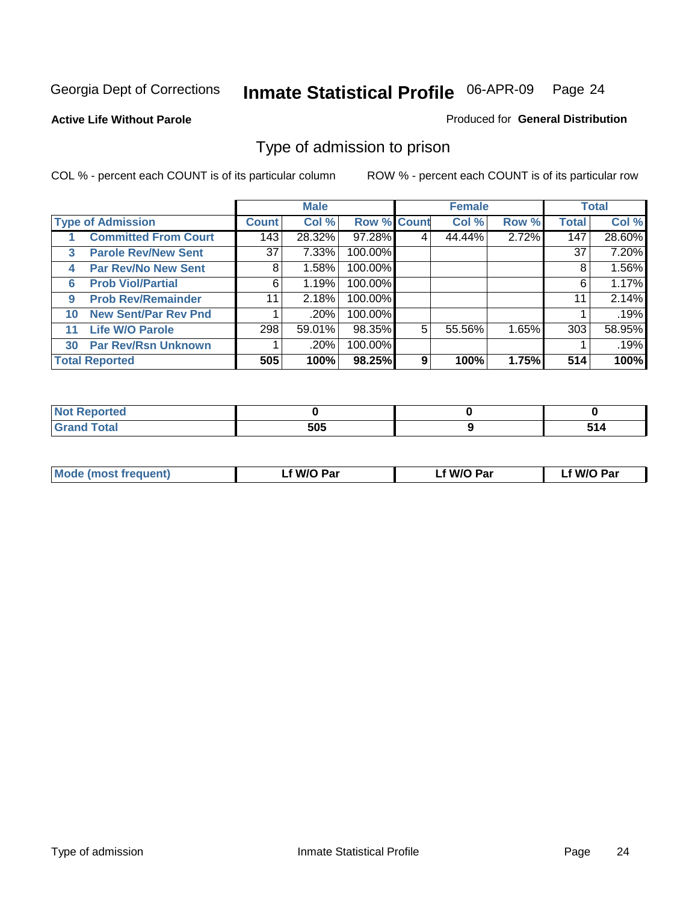Georgia Dept of Corrections

# Inmate Statistical Profile 06-APR-09

**Active Life Without Parole**

Produced for **General Distribution**

## Type of admission to prison

COL % - percent each COUNT is of its particular column

ROW % - percent each COUNT is of its particular row

| | Male | | | Female | | | Total | |
|---|---|---|---|---|---|---|---|---|
| Type of Admission | Count | Col % | Row % | Count | Col % | Row % | Total | Col % |
| 1 Committed From Court | 143 | 28.32% | 97.28% | 4 | 44.44% | 2.72% | 147 | 28.60% |
| 3 Parole Rev/New Sent | 37 | 7.33% | 100.00% | | | | 37 | 7.20% |
| 4 Par Rev/No New Sent | 8 | 1.58% | 100.00% | | | | 8 | 1.56% |
| 6 Prob Viol/Partial | 6 | 1.19% | 100.00% | | | | 6 | 1.17% |
| 9 Prob Rev/Remainder | 11 | 2.18% | 100.00% | | | | 11 | 2.14% |
| 10 New Sent/Par Rev Pnd | 1 | .20% | 100.00% | | | | 1 | .19% |
| 11 Life W/O Parole | 298 | 59.01% | 98.35% | 5 | 55.56% | 1.65% | 303 | 58.95% |
| 30 Par Rev/Rsn Unknown | 1 | .20% | 100.00% | | | | 1 | .19% |
| **Total Reported** | **505** | **100%** | **98.25%** | **9** | **100%** | **1.75%** | **514** | **100%** |

| | Male | Female | Total |
|---|---|---|---|
| Not Reported | **0** | **0** | **0** |
| Grand Total | **505** | **9** | **514** |

| | Male | Female | Total |
|---|---|---|---|
| Mode (most frequent) | **Lf W/O Par** | **Lf W/O Par** | **Lf W/O Par** |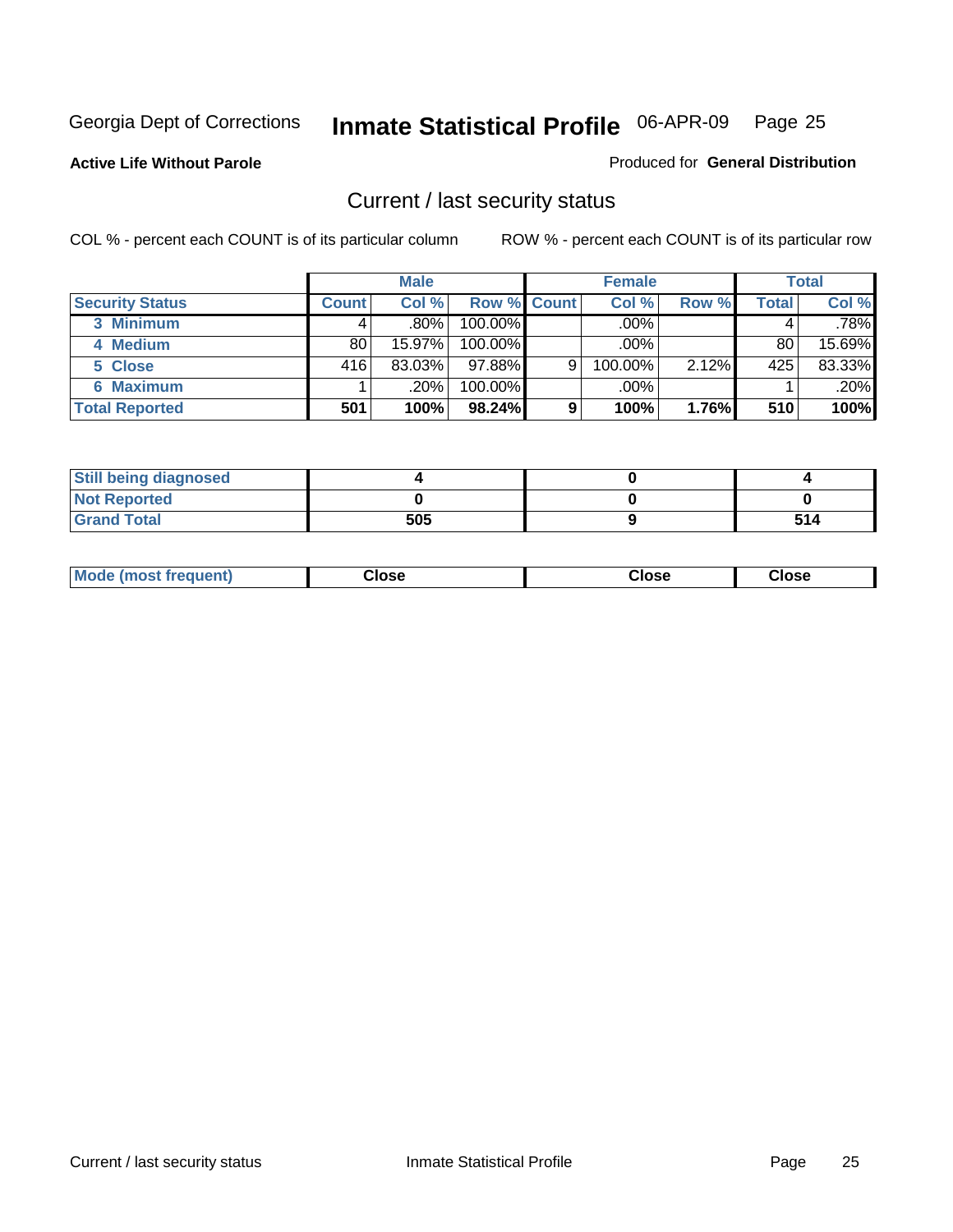Georgia Dept of Corrections **Inmate Statistical Profile** 06-APR-09

**Active Life Without Parole**

Produced for **General Distribution**

## Current / last security status

COL % - percent each COUNT is of its particular column

ROW % - percent each COUNT is of its particular row

| | Male | | | Female | | | Total | |
|---|---|---|---|---|---|---|---|---|
| **Security Status** | **Count** | **Col %** | **Row %** | **Count** | **Col %** | **Row %** | **Total** | **Col %** |
| 3 Minimum | 4 | .80% | 100.00% | | .00% | | 4 | .78% |
| 4 Medium | 80 | 15.97% | 100.00% | | .00% | | 80 | 15.69% |
| 5 Close | 416 | 83.03% | 97.88% | 9 | 100.00% | 2.12% | 425 | 83.33% |
| 6 Maximum | 1 | .20% | 100.00% | | .00% | | 1 | .20% |
| **Total Reported** | **501** | **100%** | **98.24%** | **9** | **100%** | **1.76%** | **510** | **100%** |

| | Male | Female | Total |
|---|---|---|---|
| Still being diagnosed | 4 | 0 | 4 |
| Not Reported | 0 | 0 | 0 |
| Grand Total | 505 | 9 | 514 |

| | Male | Female | Total |
|---|---|---|---|
| Mode (most frequent) | Close | Close | Close |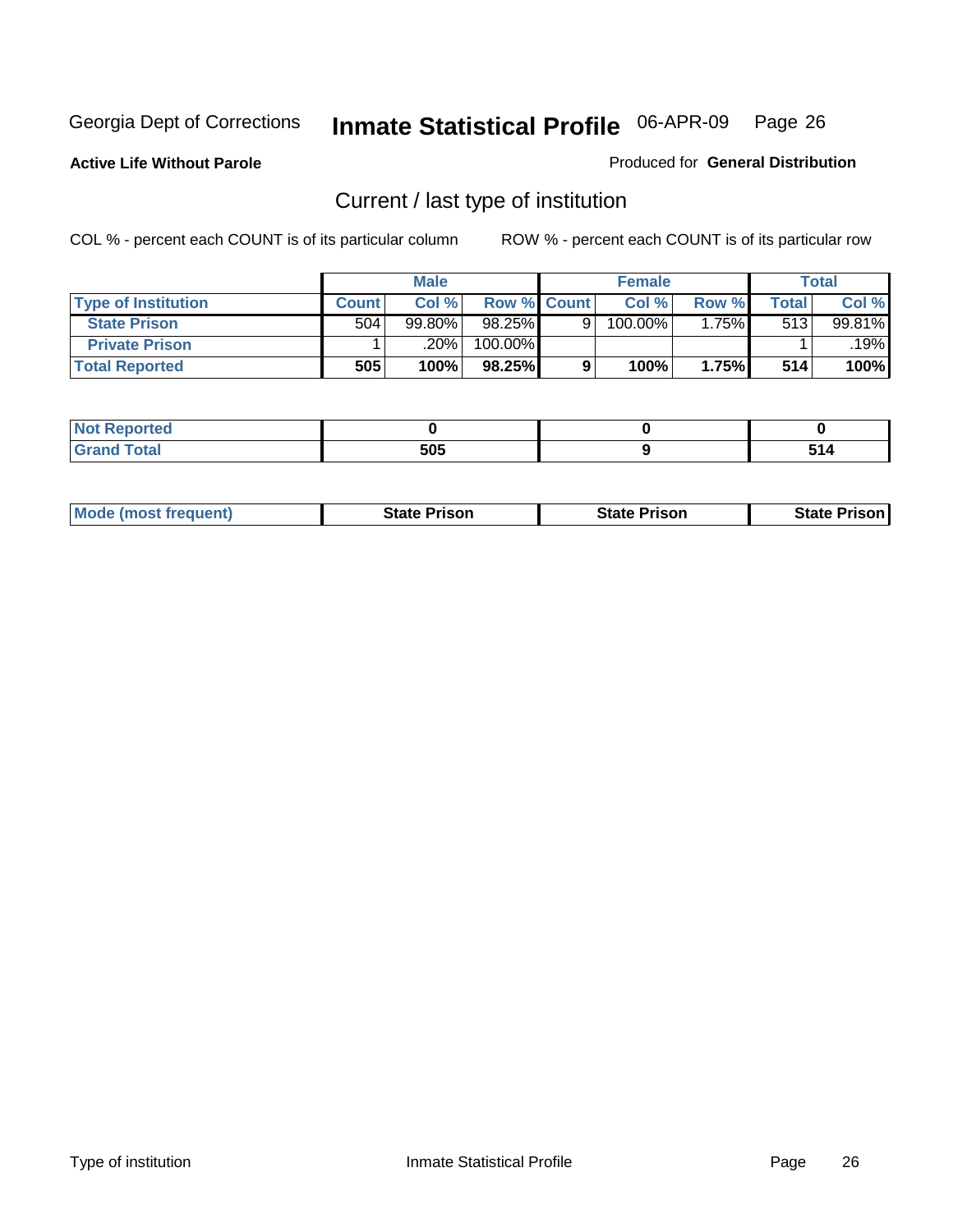Georgia Dept of Corrections **Inmate Statistical Profile** 06-APR-09

**Active Life Without Parole**

Produced for **General Distribution**

## Current / last type of institution

COL % - percent each COUNT is of its particular column

ROW % - percent each COUNT is of its particular row

| | Male | | | Female | | | Total | |
|---|---|---|---|---|---|---|---|---|
| **Type of Institution** | **Count** | **Col %** | **Row %** | **Count** | **Col %** | **Row %** | **Total** | **Col %** |
| **State Prison** | 504 | 99.80% | 98.25% | 9 | 100.00% | 1.75% | 513 | 99.81% |
| **Private Prison** | 1 | .20% | 100.00% | | | | 1 | .19% |
| **Total Reported** | **505** | **100%** | **98.25%** | **9** | **100%** | **1.75%** | **514** | **100%** |

| | Male | Female | Total |
|---|---|---|---|
| **Not Reported** | **0** | **0** | **0** |
| **Grand Total** | **505** | **9** | **514** |

| | Male | Female | Total |
|---|---|---|---|
| **Mode (most frequent)** | **State Prison** | **State Prison** | **State Prison** |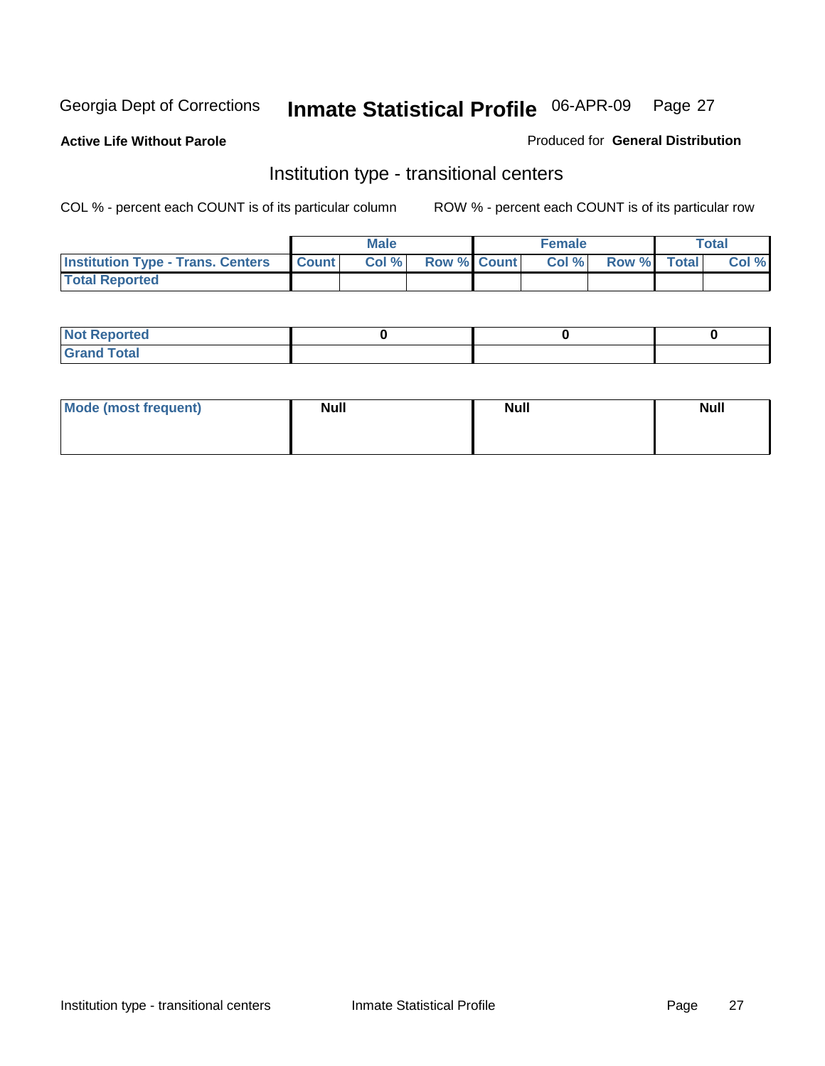Georgia Dept of Corrections **Inmate Statistical Profile** 06-APR-09 Page 27

**Active Life Without Parole**

Produced for **General Distribution**

## Institution type - transitional centers

COL % - percent each COUNT is of its particular column ROW % - percent each COUNT is of its particular row

| | Male | | | Female | | | Total | |
|---|---|---|---|---|---|---|---|---|
| **Institution Type - Trans. Centers** | **Count** | **Col %** | **Row %** | **Count** | **Col %** | **Row %** | **Total** | **Col %** |
| **Total Reported** | | | | | | | | |

| | Male | Female | Total |
|---|---|---|---|
| **Not Reported** | 0 | 0 | 0 |
| **Grand Total** | | | |

| | Male | Female | Total |
|---|---|---|---|
| **Mode (most frequent)** | **Null** | **Null** | **Null** |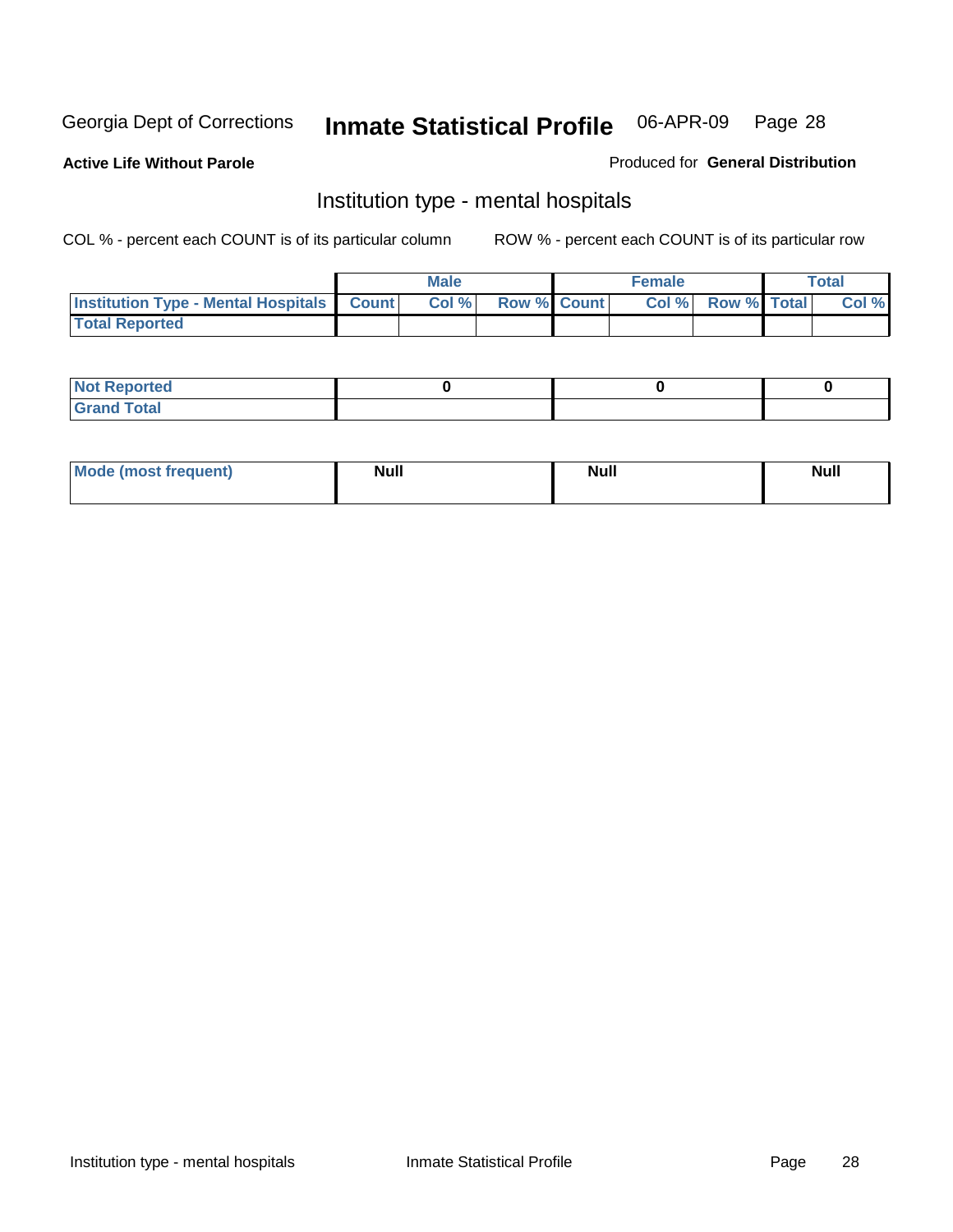Georgia Dept of Corrections **Inmate Statistical Profile** 06-APR-09

**Active Life Without Parole**

Produced for **General Distribution**

## Institution type - mental hospitals

COL % - percent each COUNT is of its particular column        ROW % - percent each COUNT is of its particular row

| | Male | | | Female | | | Total | |
|---|---|---|---|---|---|---|---|---|
| **Institution Type - Mental Hospitals** | **Count** | **Col %** | **Row %** | **Count** | **Col %** | **Row %** | **Total** | **Col %** |
| **Total Reported** | | | | | | | | |

| | Male | Female | Total |
|---|---|---|---|
| **Not Reported** | **0** | **0** | **0** |
| **Grand Total** | | | |

| | Male | Female | Total |
|---|---|---|---|
| **Mode (most frequent)** | **Null** | **Null** | **Null** |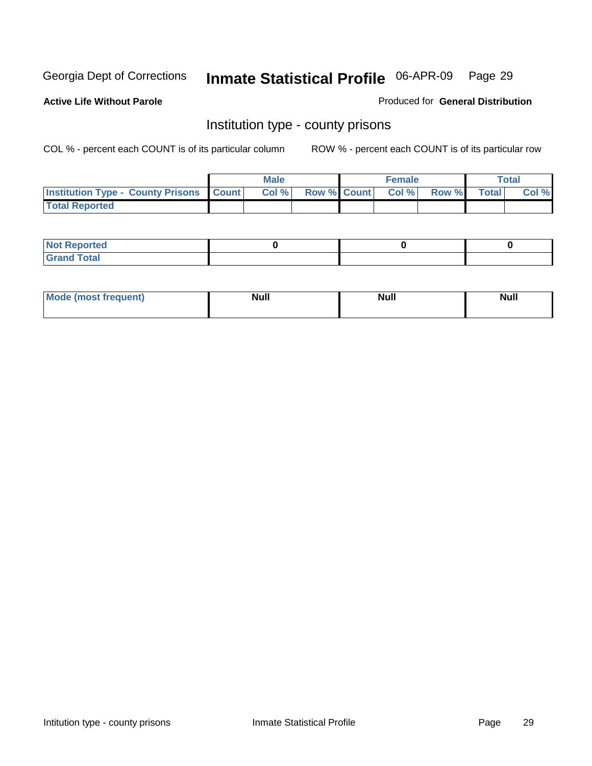Georgia Dept of Corrections **Inmate Statistical Profile** 06-APR-09

**Active Life Without Parole**

Produced for **General Distribution**

## Institution type - county prisons

COL % - percent each COUNT is of its particular column

ROW % - percent each COUNT is of its particular row

| | Male | | | Female | | | Total | |
|---|---|---|---|---|---|---|---|---|
| **Institution Type - County Prisons** | **Count** | **Col %** | **Row %** | **Count** | **Col %** | **Row %** | **Total** | **Col %** |
| **Total Reported** | | | | | | | | |

| | Male | Female | Total |
|---|---|---|---|
| **Not Reported** | **0** | **0** | **0** |
| **Grand Total** | | | |

| | Male | Female | Total |
|---|---|---|---|
| **Mode (most frequent)** | **Null** | **Null** | **Null** |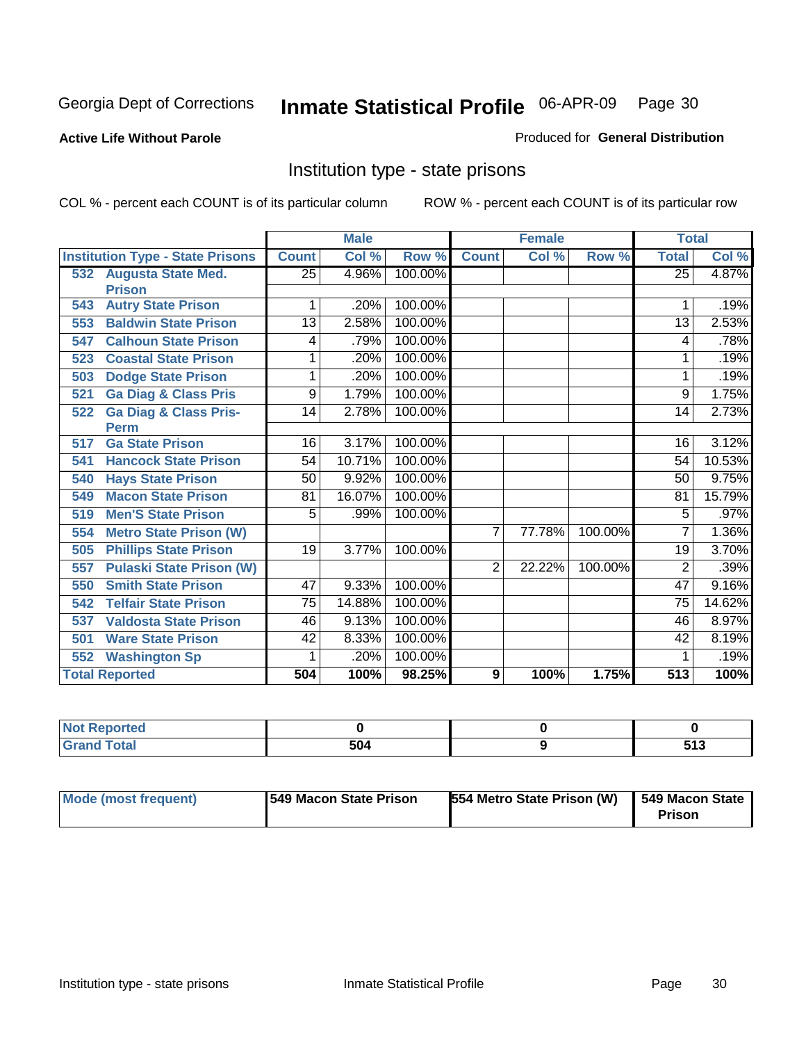Georgia Dept of Corrections **Inmate Statistical Profile** 06-APR-09 Page 30

**Active Life Without Parole**

Produced for **General Distribution**

## Institution type - state prisons

COL % - percent each COUNT is of its particular column ROW % - percent each COUNT is of its particular row

| | Male | | | Female | | | Total | |
|---|---|---|---|---|---|---|---|---|
| Institution Type - State Prisons | Count | Col % | Row % | Count | Col % | Row % | Total | Col % |
| 532 Augusta State Med. Prison | 25 | 4.96% | 100.00% | | | | 25 | 4.87% |
| 543 Autry State Prison | 1 | .20% | 100.00% | | | | 1 | .19% |
| 553 Baldwin State Prison | 13 | 2.58% | 100.00% | | | | 13 | 2.53% |
| 547 Calhoun State Prison | 4 | .79% | 100.00% | | | | 4 | .78% |
| 523 Coastal State Prison | 1 | .20% | 100.00% | | | | 1 | .19% |
| 503 Dodge State Prison | 1 | .20% | 100.00% | | | | 1 | .19% |
| 521 Ga Diag & Class Pris | 9 | 1.79% | 100.00% | | | | 9 | 1.75% |
| 522 Ga Diag & Class Pris-Perm | 14 | 2.78% | 100.00% | | | | 14 | 2.73% |
| 517 Ga State Prison | 16 | 3.17% | 100.00% | | | | 16 | 3.12% |
| 541 Hancock State Prison | 54 | 10.71% | 100.00% | | | | 54 | 10.53% |
| 540 Hays State Prison | 50 | 9.92% | 100.00% | | | | 50 | 9.75% |
| 549 Macon State Prison | 81 | 16.07% | 100.00% | | | | 81 | 15.79% |
| 519 Men'S State Prison | 5 | .99% | 100.00% | | | | 5 | .97% |
| 554 Metro State Prison (W) | | | | 7 | 77.78% | 100.00% | 7 | 1.36% |
| 505 Phillips State Prison | 19 | 3.77% | 100.00% | | | | 19 | 3.70% |
| 557 Pulaski State Prison (W) | | | | 2 | 22.22% | 100.00% | 2 | .39% |
| 550 Smith State Prison | 47 | 9.33% | 100.00% | | | | 47 | 9.16% |
| 542 Telfair State Prison | 75 | 14.88% | 100.00% | | | | 75 | 14.62% |
| 537 Valdosta State Prison | 46 | 9.13% | 100.00% | | | | 46 | 8.97% |
| 501 Ware State Prison | 42 | 8.33% | 100.00% | | | | 42 | 8.19% |
| 552 Washington Sp | 1 | .20% | 100.00% | | | | 1 | .19% |
| **Total Reported** | **504** | **100%** | **98.25%** | **9** | **100%** | **1.75%** | **513** | **100%** |

| | Male | Female | Total |
|---|---|---|---|
| Not Reported | 0 | 0 | 0 |
| Grand Total | 504 | 9 | 513 |

| | Male | Female | Total |
|---|---|---|---|
| Mode (most frequent) | 549 Macon State Prison | 554 Metro State Prison (W) | 549 Macon State Prison |

Institution type - state prisons Inmate Statistical Profile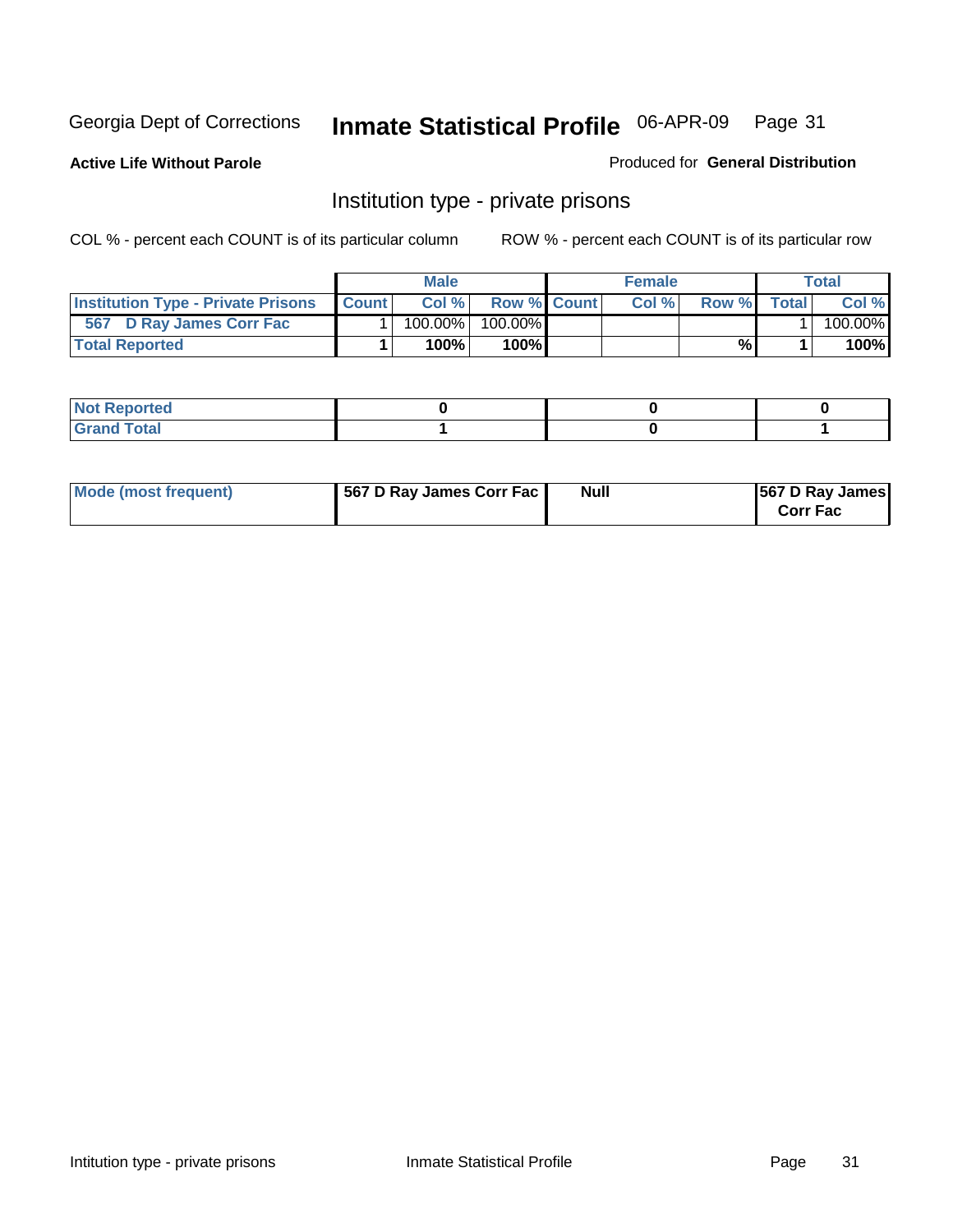Georgia Dept of Corrections **Inmate Statistical Profile** 06-APR-09

**Active Life Without Parole**

Produced for **General Distribution**

## Institution type - private prisons

COL % - percent each COUNT is of its particular column

ROW % - percent each COUNT is of its particular row

| | Male | | | Female | | | Total | |
|---|---|---|---|---|---|---|---|---|
| **Institution Type - Private Prisons** | **Count** | **Col %** | **Row %** | **Count** | **Col %** | **Row %** | **Total** | **Col %** |
| **567 D Ray James Corr Fac** | 1 | 100.00% | 100.00% | | | | 1 | 100.00% |
| **Total Reported** | **1** | **100%** | **100%** | | | **%** | **1** | **100%** |

| | Male | Female | Total |
|---|---|---|---|
| **Not Reported** | **0** | **0** | **0** |
| **Grand Total** | **1** | **0** | **1** |

| | Male | Female | Total |
|---|---|---|---|
| **Mode (most frequent)** | **567 D Ray James Corr Fac** | **Null** | **567 D Ray James Corr Fac** |

Intitution type - private prisons Inmate Statistical Profile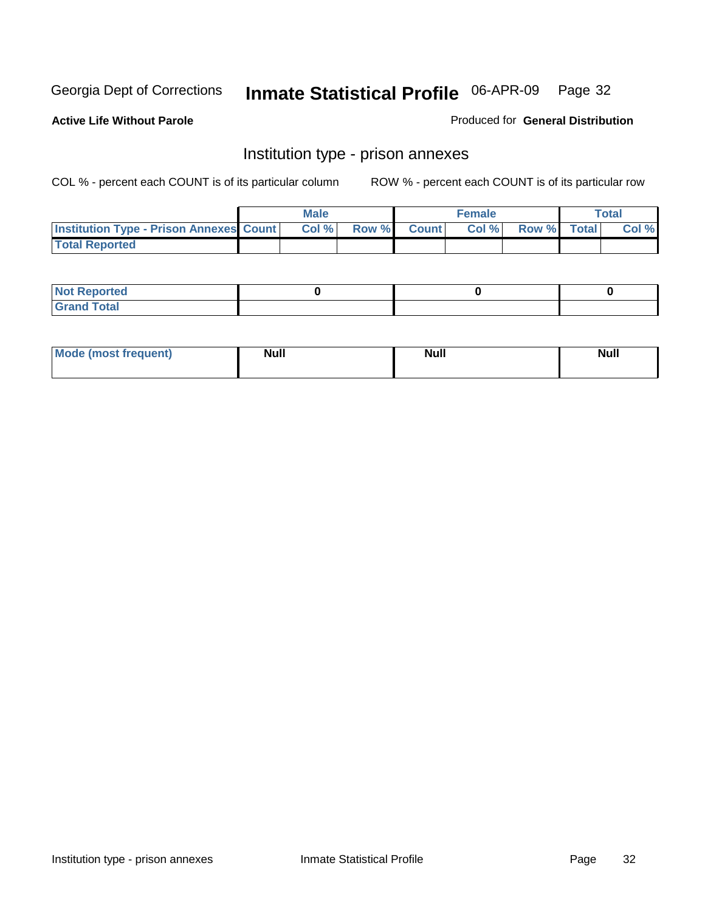Georgia Dept of Corrections **Inmate Statistical Profile** 06-APR-09

**Active Life Without Parole** Produced for **General Distribution**

## Institution type - prison annexes

COL % - percent each COUNT is of its particular column ROW % - percent each COUNT is of its particular row

| | Male | | | Female | | | Total | |
|---|---|---|---|---|---|---|---|---|
| **Institution Type - Prison Annexes** | **Count** | **Col %** | **Row %** | **Count** | **Col %** | **Row %** | **Total** | **Col %** |
| **Total Reported** | | | | | | | | |
| **Not Reported** | 0 | | | 0 | | | 0 | |
| **Grand Total** | | | | | | | | |

| | Male | Female | Total |
|---|---|---|---|
| **Mode (most frequent)** | **Null** | **Null** | **Null** |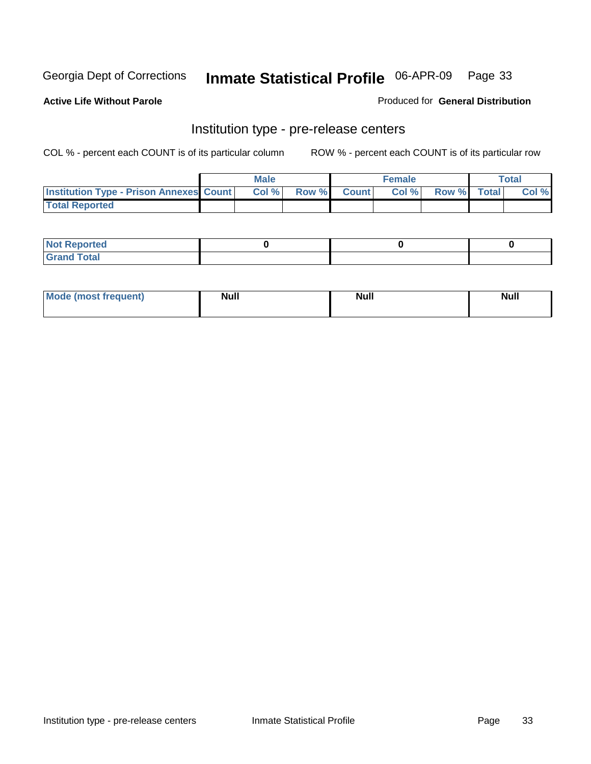Georgia Dept of Corrections **Inmate Statistical Profile** 06-APR-09

**Active Life Without Parole**

Produced for **General Distribution**

## Institution type - pre-release centers

COL % - percent each COUNT is of its particular column    ROW % - percent each COUNT is of its particular row

| | Male | | | Female | | | Total | |
|---|---|---|---|---|---|---|---|---|
| **Institution Type - Prison Annexes** | **Count** | **Col %** | **Row %** | **Count** | **Col %** | **Row %** | **Total** | **Col %** |
| **Total Reported** | | | | | | | | |

| | Male | Female | Total |
|---|---|---|---|
| **Not Reported** | 0 | 0 | 0 |
| **Grand Total** | | | |

| | Male | Female | Total |
|---|---|---|---|
| **Mode (most frequent)** | Null | Null | Null |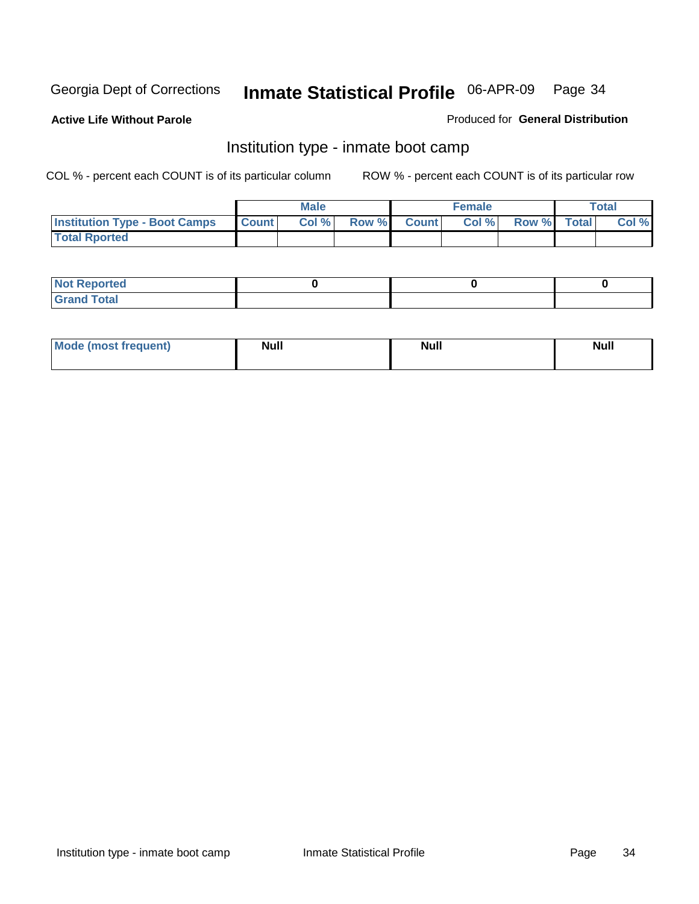Georgia Dept of Corrections **Inmate Statistical Profile** 06-APR-09

**Active Life Without Parole**

Produced for **General Distribution**

## Institution type - inmate boot camp

COL % - percent each COUNT is of its particular column

ROW % - percent each COUNT is of its particular row

| | Male | | | Female | | | Total | |
|---|---|---|---|---|---|---|---|---|
| **Institution Type - Boot Camps** | **Count** | **Col %** | **Row %** | **Count** | **Col %** | **Row %** | **Total** | **Col %** |
| **Total Rported** | | | | | | | | |

| | Male | Female | Total |
|---|---|---|---|
| **Not Reported** | 0 | 0 | 0 |
| **Grand Total** | | | |

| | Male | Female | Total |
|---|---|---|---|
| **Mode (most frequent)** | **Null** | **Null** | **Null** |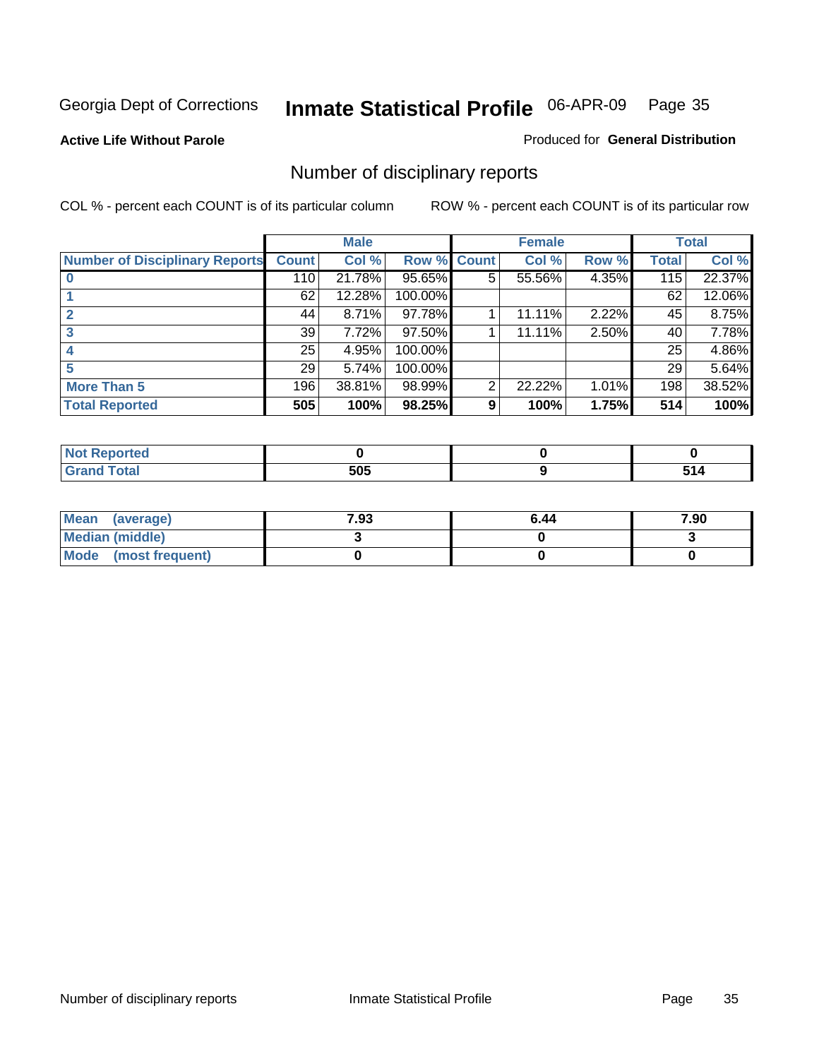Georgia Dept of Corrections **Inmate Statistical Profile** 06-APR-09

**Active Life Without Parole**

Produced for **General Distribution**

## Number of disciplinary reports

COL % - percent each COUNT is of its particular column

ROW % - percent each COUNT is of its particular row

| | Male | | | Female | | | Total | |
|---|---|---|---|---|---|---|---|---|
| **Number of Disciplinary Reports** | **Count** | **Col %** | **Row %** | **Count** | **Col %** | **Row %** | **Total** | **Col %** |
| **0** | 110 | 21.78% | 95.65% | 5 | 55.56% | 4.35% | 115 | 22.37% |
| **1** | 62 | 12.28% | 100.00% | | | | 62 | 12.06% |
| **2** | 44 | 8.71% | 97.78% | 1 | 11.11% | 2.22% | 45 | 8.75% |
| **3** | 39 | 7.72% | 97.50% | 1 | 11.11% | 2.50% | 40 | 7.78% |
| **4** | 25 | 4.95% | 100.00% | | | | 25 | 4.86% |
| **5** | 29 | 5.74% | 100.00% | | | | 29 | 5.64% |
| **More Than 5** | 196 | 38.81% | 98.99% | 2 | 22.22% | 1.01% | 198 | 38.52% |
| **Total Reported** | **505** | **100%** | **98.25%** | **9** | **100%** | **1.75%** | **514** | **100%** |

| | Male | Female | Total |
|---|---|---|---|
| **Not Reported** | **0** | **0** | **0** |
| **Grand Total** | **505** | **9** | **514** |

| | Male | Female | Total |
|---|---|---|---|
| **Mean (average)** | **7.93** | **6.44** | **7.90** |
| **Median (middle)** | **3** | **0** | **3** |
| **Mode (most frequent)** | **0** | **0** | **0** |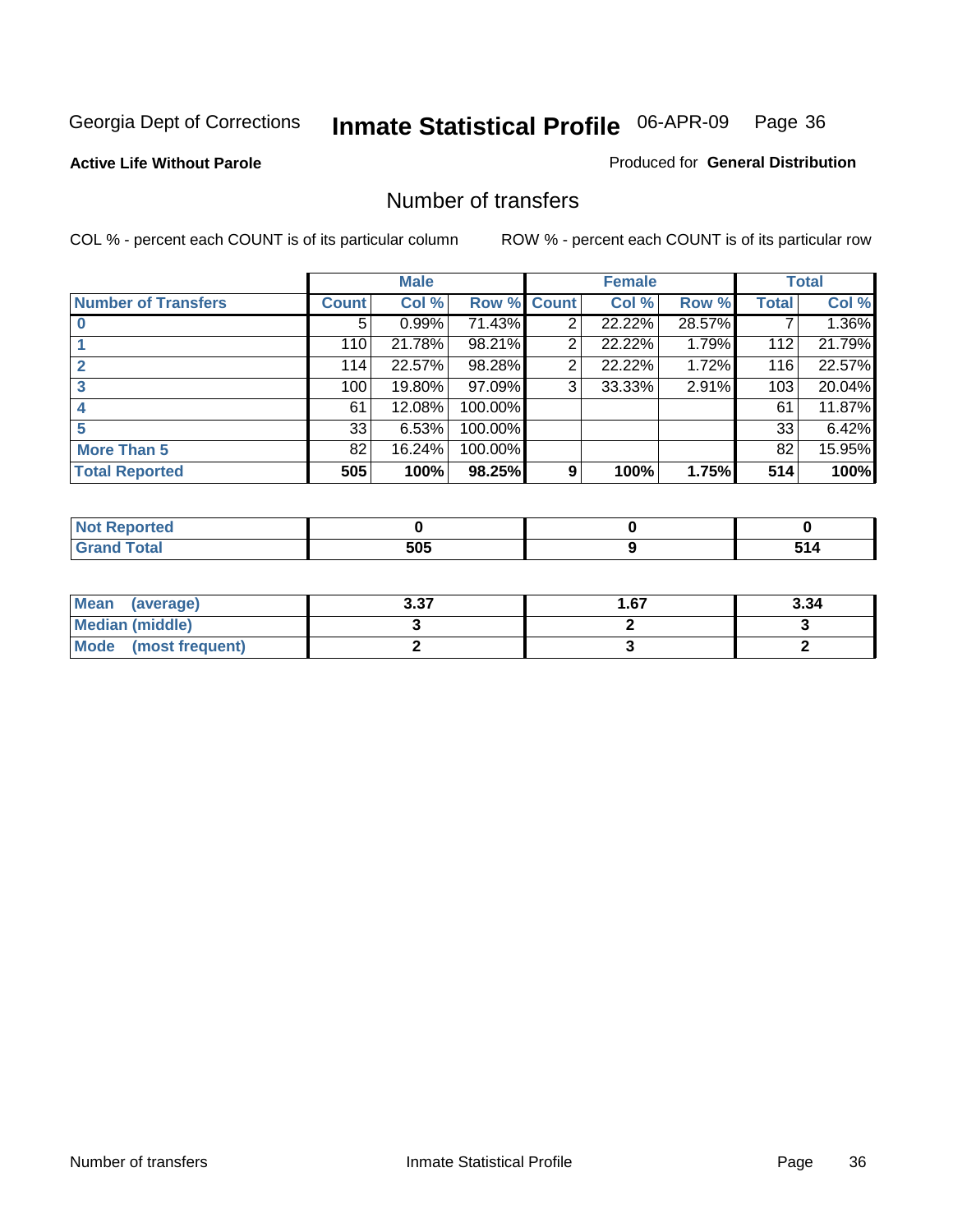Georgia Dept of Corrections **Inmate Statistical Profile** 06-APR-09

**Active Life Without Parole**

Produced for **General Distribution**

## Number of transfers

COL % - percent each COUNT is of its particular column

ROW % - percent each COUNT is of its particular row

| | Male | | | Female | | | Total | |
|---|---|---|---|---|---|---|---|---|
| **Number of Transfers** | **Count** | **Col %** | **Row %** | **Count** | **Col %** | **Row %** | **Total** | **Col %** |
| **0** | 5 | 0.99% | 71.43% | 2 | 22.22% | 28.57% | 7 | 1.36% |
| **1** | 110 | 21.78% | 98.21% | 2 | 22.22% | 1.79% | 112 | 21.79% |
| **2** | 114 | 22.57% | 98.28% | 2 | 22.22% | 1.72% | 116 | 22.57% |
| **3** | 100 | 19.80% | 97.09% | 3 | 33.33% | 2.91% | 103 | 20.04% |
| **4** | 61 | 12.08% | 100.00% | | | | 61 | 11.87% |
| **5** | 33 | 6.53% | 100.00% | | | | 33 | 6.42% |
| **More Than 5** | 82 | 16.24% | 100.00% | | | | 82 | 15.95% |
| **Total Reported** | **505** | **100%** | **98.25%** | **9** | **100%** | **1.75%** | **514** | **100%** |

| | Male | Female | Total |
|---|---|---|---|
| **Not Reported** | **0** | **0** | **0** |
| **Grand Total** | **505** | **9** | **514** |

| | Male | Female | Total |
|---|---|---|---|
| **Mean (average)** | **3.37** | **1.67** | **3.34** |
| **Median (middle)** | **3** | **2** | **3** |
| **Mode (most frequent)** | **2** | **3** | **2** |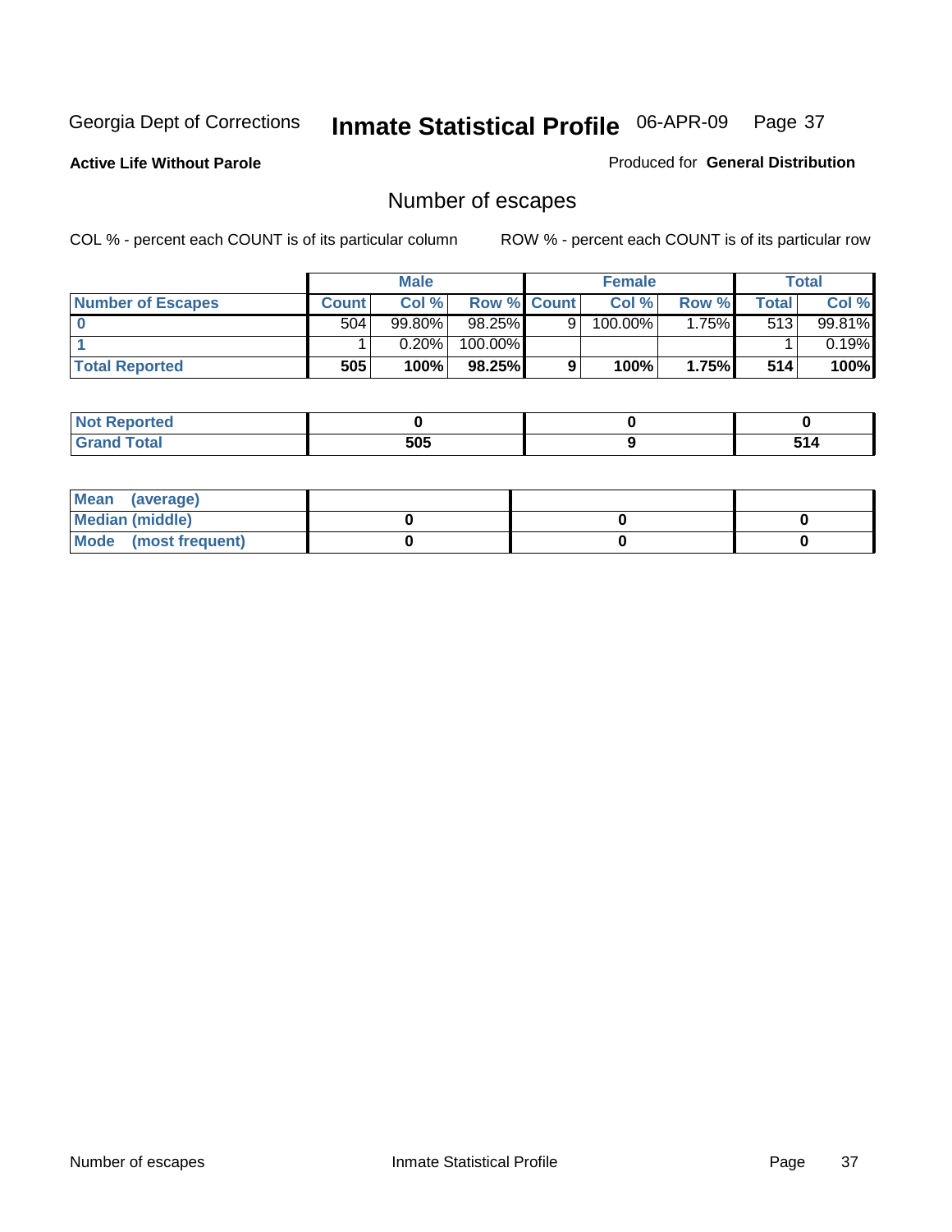Georgia Dept of Corrections **Inmate Statistical Profile** 06-APR-09

**Active Life Without Parole**

Produced for **General Distribution**

## Number of escapes

COL % - percent each COUNT is of its particular column

ROW % - percent each COUNT is of its particular row

| | Male | | | Female | | | Total | |
|---|---|---|---|---|---|---|---|---|
| **Number of Escapes** | **Count** | **Col %** | **Row %** | **Count** | **Col %** | **Row %** | **Total** | **Col %** |
| **0** | 504 | 99.80% | 98.25% | 9 | 100.00% | 1.75% | 513 | 99.81% |
| **1** | 1 | 0.20% | 100.00% | | | | 1 | 0.19% |
| **Total Reported** | **505** | **100%** | **98.25%** | **9** | **100%** | **1.75%** | **514** | **100%** |

| | Male | Female | Total |
|---|---|---|---|
| **Not Reported** | **0** | **0** | **0** |
| **Grand Total** | **505** | **9** | **514** |

| | Male | Female | Total |
|---|---|---|---|
| **Mean (average)** | | | |
| **Median (middle)** | **0** | **0** | **0** |
| **Mode (most frequent)** | **0** | **0** | **0** |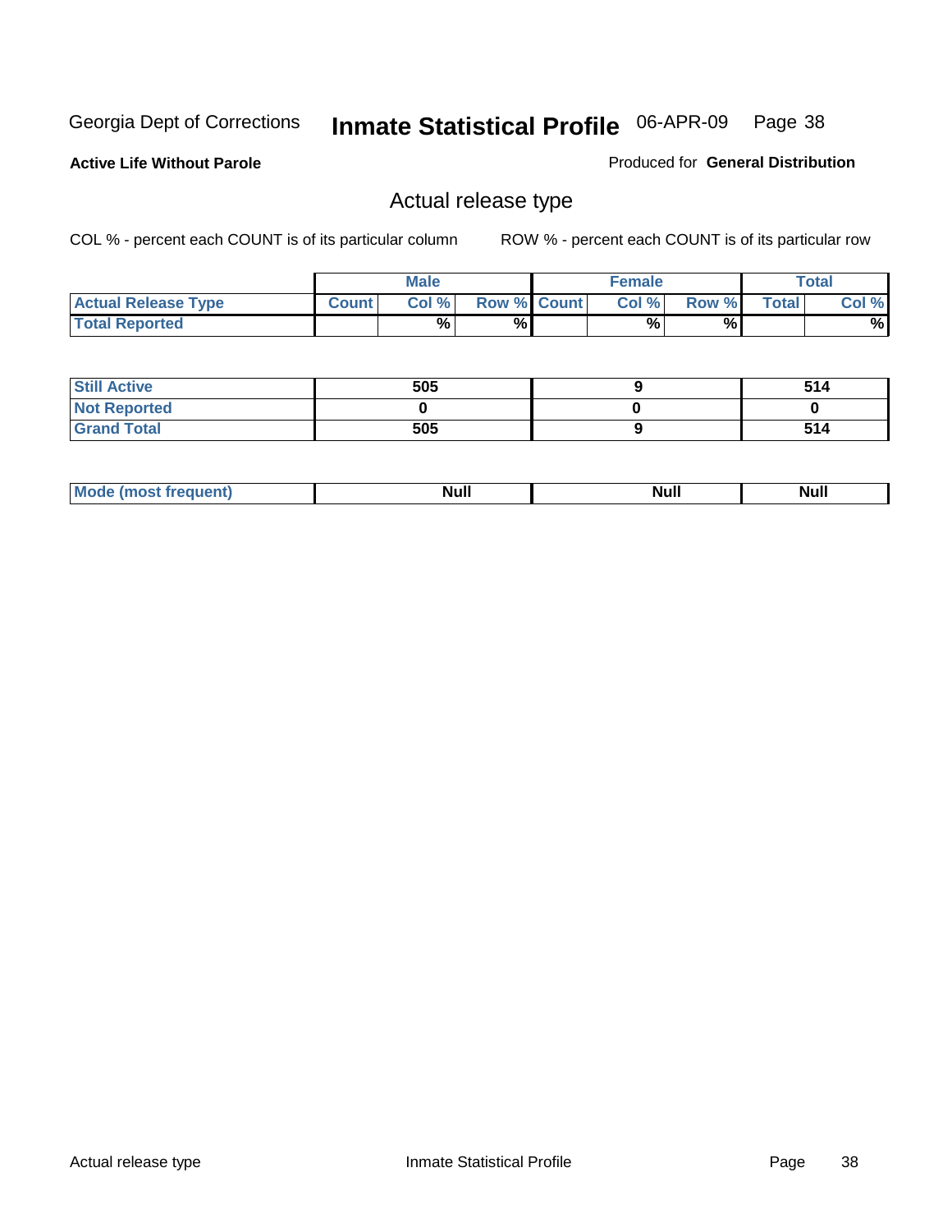Georgia Dept of Corrections **Inmate Statistical Profile** 06-APR-09

**Active Life Without Parole**

Produced for **General Distribution**

## Actual release type

COL % - percent each COUNT is of its particular column

ROW % - percent each COUNT is of its particular row

| | Male | | | Female | | | Total | |
|---|---|---|---|---|---|---|---|---|
| **Actual Release Type** | **Count** | **Col %** | **Row %** | **Count** | **Col %** | **Row %** | **Total** | **Col %** |
| **Total Reported** | | % | % | | % | % | | % |
| **Still Active** | 505 | | | 9 | | | 514 | |
| **Not Reported** | 0 | | | 0 | | | 0 | |
| **Grand Total** | 505 | | | 9 | | | 514 | |
| **Mode (most frequent)** | Null | | | Null | | | Null | |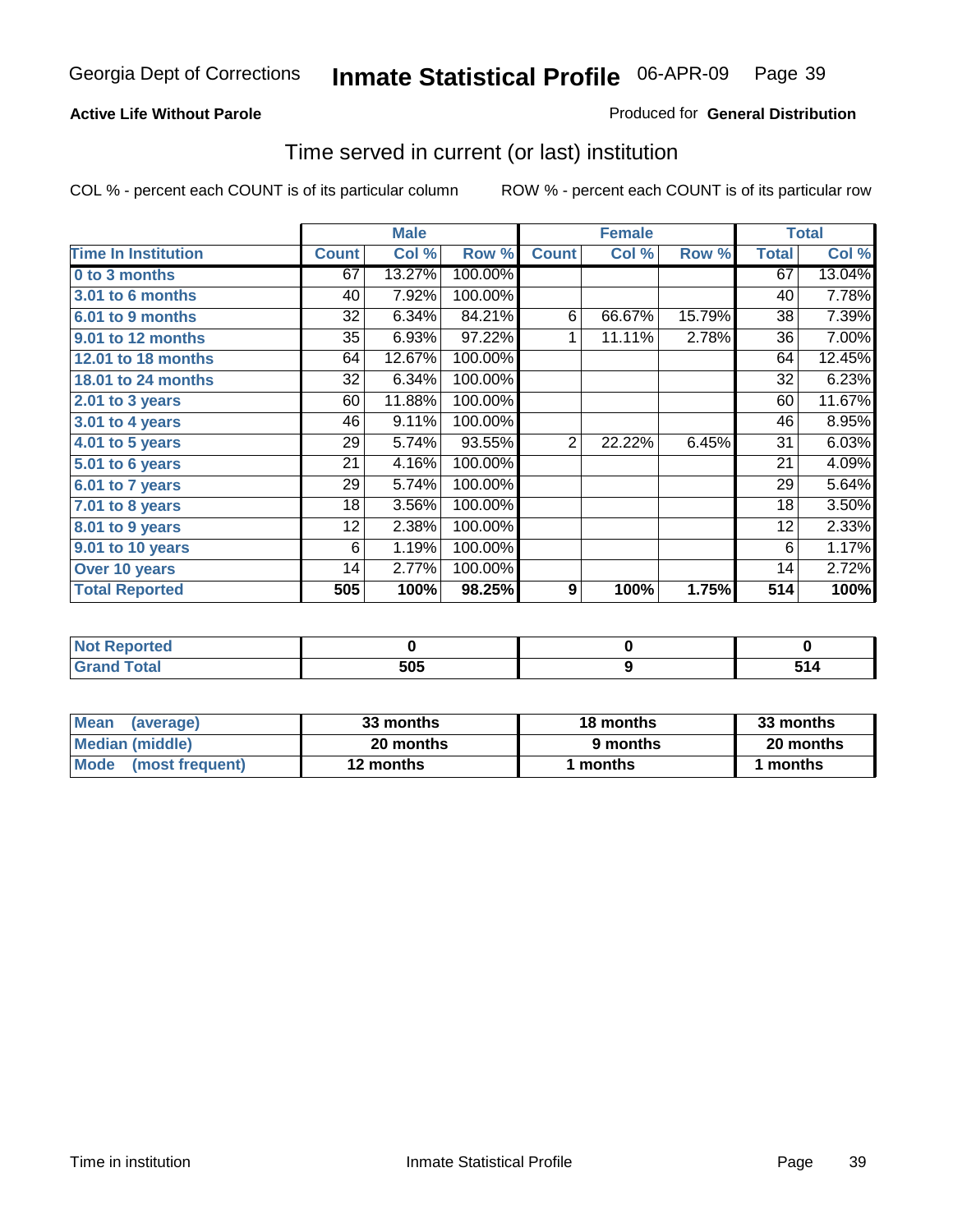Georgia Dept of Corrections **Inmate Statistical Profile** 06-APR-09

**Active Life Without Parole**

Produced for **General Distribution**

## Time served in current (or last) institution

COL % - percent each COUNT is of its particular column    ROW % - percent each COUNT is of its particular row

| | Male | | | Female | | | Total | |
|---|---|---|---|---|---|---|---|---|
| **Time In Institution** | **Count** | **Col %** | **Row %** | **Count** | **Col %** | **Row %** | **Total** | **Col %** |
| **0 to 3 months** | 67 | 13.27% | 100.00% | | | | 67 | 13.04% |
| **3.01 to 6 months** | 40 | 7.92% | 100.00% | | | | 40 | 7.78% |
| **6.01 to 9 months** | 32 | 6.34% | 84.21% | 6 | 66.67% | 15.79% | 38 | 7.39% |
| **9.01 to 12 months** | 35 | 6.93% | 97.22% | 1 | 11.11% | 2.78% | 36 | 7.00% |
| **12.01 to 18 months** | 64 | 12.67% | 100.00% | | | | 64 | 12.45% |
| **18.01 to 24 months** | 32 | 6.34% | 100.00% | | | | 32 | 6.23% |
| **2.01 to 3 years** | 60 | 11.88% | 100.00% | | | | 60 | 11.67% |
| **3.01 to 4 years** | 46 | 9.11% | 100.00% | | | | 46 | 8.95% |
| **4.01 to 5 years** | 29 | 5.74% | 93.55% | 2 | 22.22% | 6.45% | 31 | 6.03% |
| **5.01 to 6 years** | 21 | 4.16% | 100.00% | | | | 21 | 4.09% |
| **6.01 to 7 years** | 29 | 5.74% | 100.00% | | | | 29 | 5.64% |
| **7.01 to 8 years** | 18 | 3.56% | 100.00% | | | | 18 | 3.50% |
| **8.01 to 9 years** | 12 | 2.38% | 100.00% | | | | 12 | 2.33% |
| **9.01 to 10 years** | 6 | 1.19% | 100.00% | | | | 6 | 1.17% |
| **Over 10 years** | 14 | 2.77% | 100.00% | | | | 14 | 2.72% |
| **Total Reported** | **505** | **100%** | **98.25%** | **9** | **100%** | **1.75%** | **514** | **100%** |

| | Male | Female | Total |
|---|---|---|---|
| **Not Reported** | **0** | **0** | **0** |
| **Grand Total** | **505** | **9** | **514** |

| | Male | Female | Total |
|---|---|---|---|
| **Mean (average)** | **33 months** | **18 months** | **33 months** |
| **Median (middle)** | **20 months** | **9 months** | **20 months** |
| **Mode (most frequent)** | **12 months** | **1 months** | **1 months** |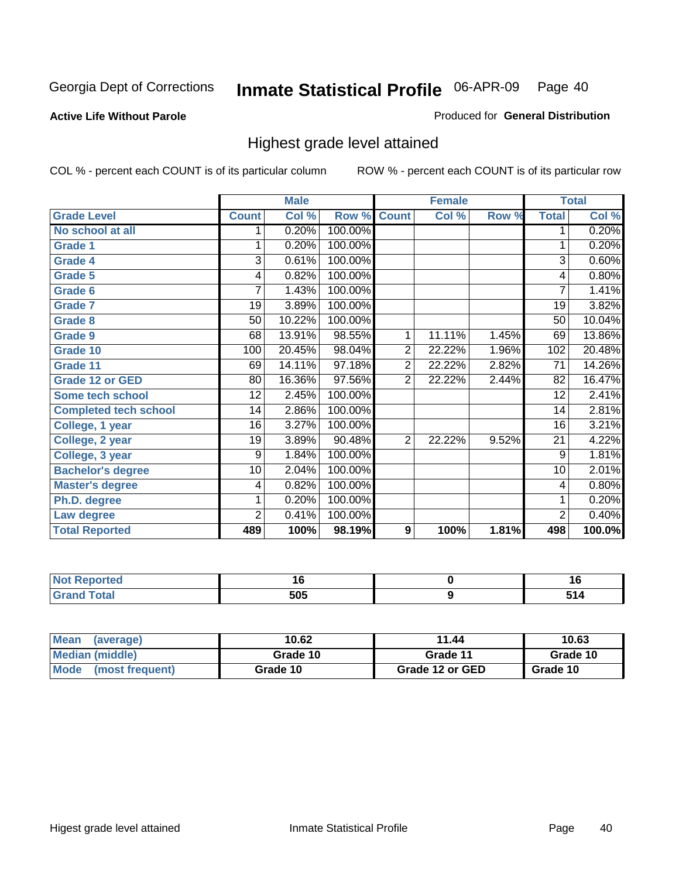Georgia Dept of Corrections **Inmate Statistical Profile** 06-APR-09 Page 40

**Active Life Without Parole**

Produced for **General Distribution**

## Highest grade level attained

COL % - percent each COUNT is of its particular column

ROW % - percent each COUNT is of its particular row

| | Male | | | Female | | | Total | |
|---|---|---|---|---|---|---|---|---|
| Grade Level | Count | Col % | Row % | Count | Col % | Row % | Total | Col % |
| No school at all | 1 | 0.20% | 100.00% | | | | 1 | 0.20% |
| Grade 1 | 1 | 0.20% | 100.00% | | | | 1 | 0.20% |
| Grade 4 | 3 | 0.61% | 100.00% | | | | 3 | 0.60% |
| Grade 5 | 4 | 0.82% | 100.00% | | | | 4 | 0.80% |
| Grade 6 | 7 | 1.43% | 100.00% | | | | 7 | 1.41% |
| Grade 7 | 19 | 3.89% | 100.00% | | | | 19 | 3.82% |
| Grade 8 | 50 | 10.22% | 100.00% | | | | 50 | 10.04% |
| Grade 9 | 68 | 13.91% | 98.55% | 1 | 11.11% | 1.45% | 69 | 13.86% |
| Grade 10 | 100 | 20.45% | 98.04% | 2 | 22.22% | 1.96% | 102 | 20.48% |
| Grade 11 | 69 | 14.11% | 97.18% | 2 | 22.22% | 2.82% | 71 | 14.26% |
| Grade 12 or GED | 80 | 16.36% | 97.56% | 2 | 22.22% | 2.44% | 82 | 16.47% |
| Some tech school | 12 | 2.45% | 100.00% | | | | 12 | 2.41% |
| Completed tech school | 14 | 2.86% | 100.00% | | | | 14 | 2.81% |
| College, 1 year | 16 | 3.27% | 100.00% | | | | 16 | 3.21% |
| College, 2 year | 19 | 3.89% | 90.48% | 2 | 22.22% | 9.52% | 21 | 4.22% |
| College, 3 year | 9 | 1.84% | 100.00% | | | | 9 | 1.81% |
| Bachelor's degree | 10 | 2.04% | 100.00% | | | | 10 | 2.01% |
| Master's degree | 4 | 0.82% | 100.00% | | | | 4 | 0.80% |
| Ph.D. degree | 1 | 0.20% | 100.00% | | | | 1 | 0.20% |
| Law degree | 2 | 0.41% | 100.00% | | | | 2 | 0.40% |
| **Total Reported** | **489** | **100%** | **98.19%** | **9** | **100%** | **1.81%** | **498** | **100.0%** |

| | Male | Female | Total |
|---|---|---|---|
| Not Reported | 16 | 0 | 16 |
| Grand Total | 505 | 9 | 514 |

| | Male | Female | Total |
|---|---|---|---|
| Mean (average) | 10.62 | 11.44 | 10.63 |
| Median (middle) | Grade 10 | Grade 11 | Grade 10 |
| Mode (most frequent) | Grade 10 | Grade 12 or GED | Grade 10 |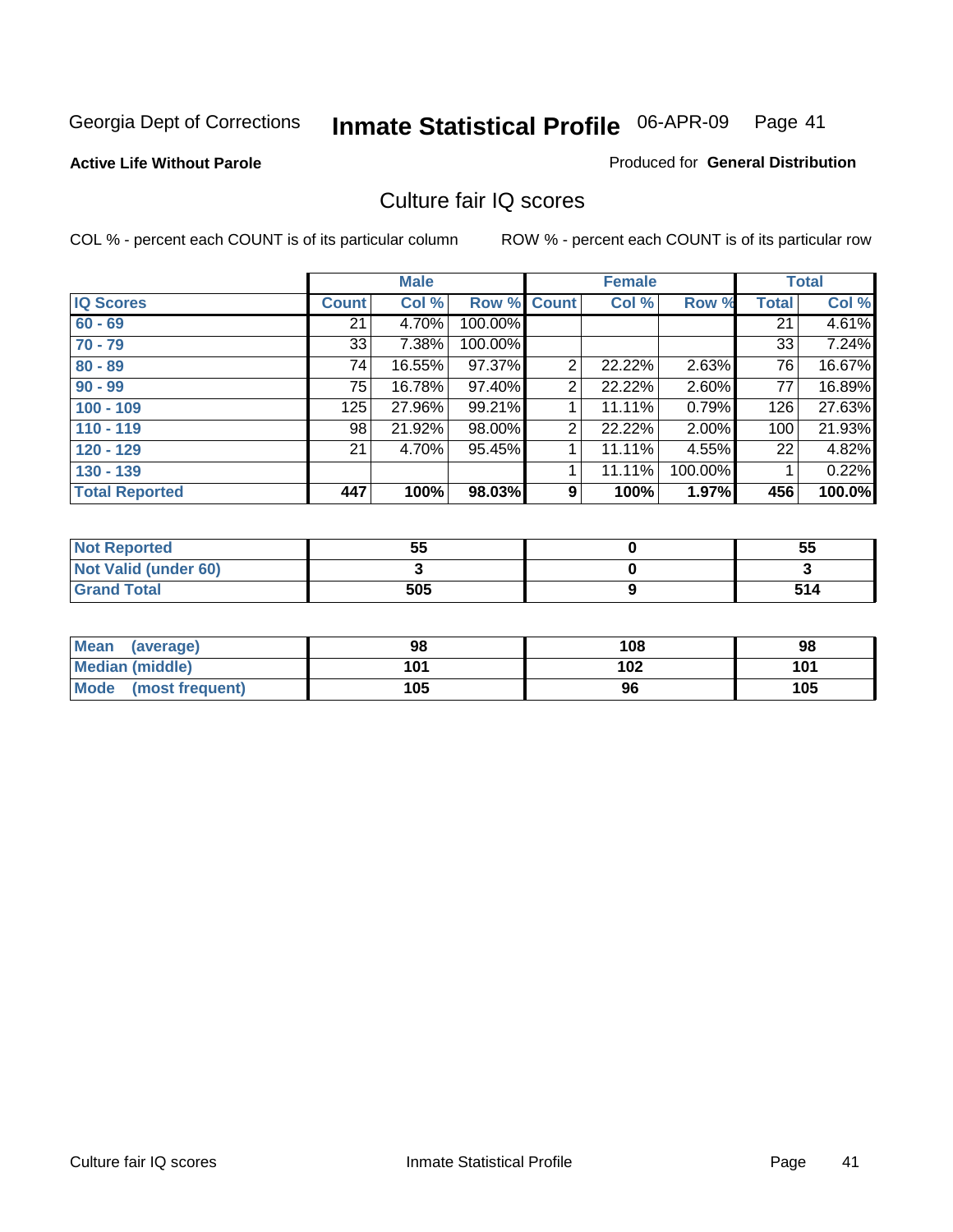Georgia Dept of Corrections **Inmate Statistical Profile** 06-APR-09

**Active Life Without Parole**

Produced for **General Distribution**

## Culture fair IQ scores

COL % - percent each COUNT is of its particular column

ROW % - percent each COUNT is of its particular row

| | Male | | | Female | | | Total | |
|---|---|---|---|---|---|---|---|---|
| IQ Scores | Count | Col % | Row % | Count | Col % | Row % | Total | Col % |
| 60 - 69 | 21 | 4.70% | 100.00% | | | | 21 | 4.61% |
| 70 - 79 | 33 | 7.38% | 100.00% | | | | 33 | 7.24% |
| 80 - 89 | 74 | 16.55% | 97.37% | 2 | 22.22% | 2.63% | 76 | 16.67% |
| 90 - 99 | 75 | 16.78% | 97.40% | 2 | 22.22% | 2.60% | 77 | 16.89% |
| 100 - 109 | 125 | 27.96% | 99.21% | 1 | 11.11% | 0.79% | 126 | 27.63% |
| 110 - 119 | 98 | 21.92% | 98.00% | 2 | 22.22% | 2.00% | 100 | 21.93% |
| 120 - 129 | 21 | 4.70% | 95.45% | 1 | 11.11% | 4.55% | 22 | 4.82% |
| 130 - 139 | | | | 1 | 11.11% | 100.00% | 1 | 0.22% |
| **Total Reported** | **447** | **100%** | **98.03%** | **9** | **100%** | **1.97%** | **456** | **100.0%** |

| | Male | Female | Total |
|---|---|---|---|
| Not Reported | 55 | 0 | 55 |
| Not Valid (under 60) | 3 | 0 | 3 |
| Grand Total | 505 | 9 | 514 |

| | Male | Female | Total |
|---|---|---|---|
| Mean (average) | 98 | 108 | 98 |
| Median (middle) | 101 | 102 | 101 |
| Mode (most frequent) | 105 | 96 | 105 |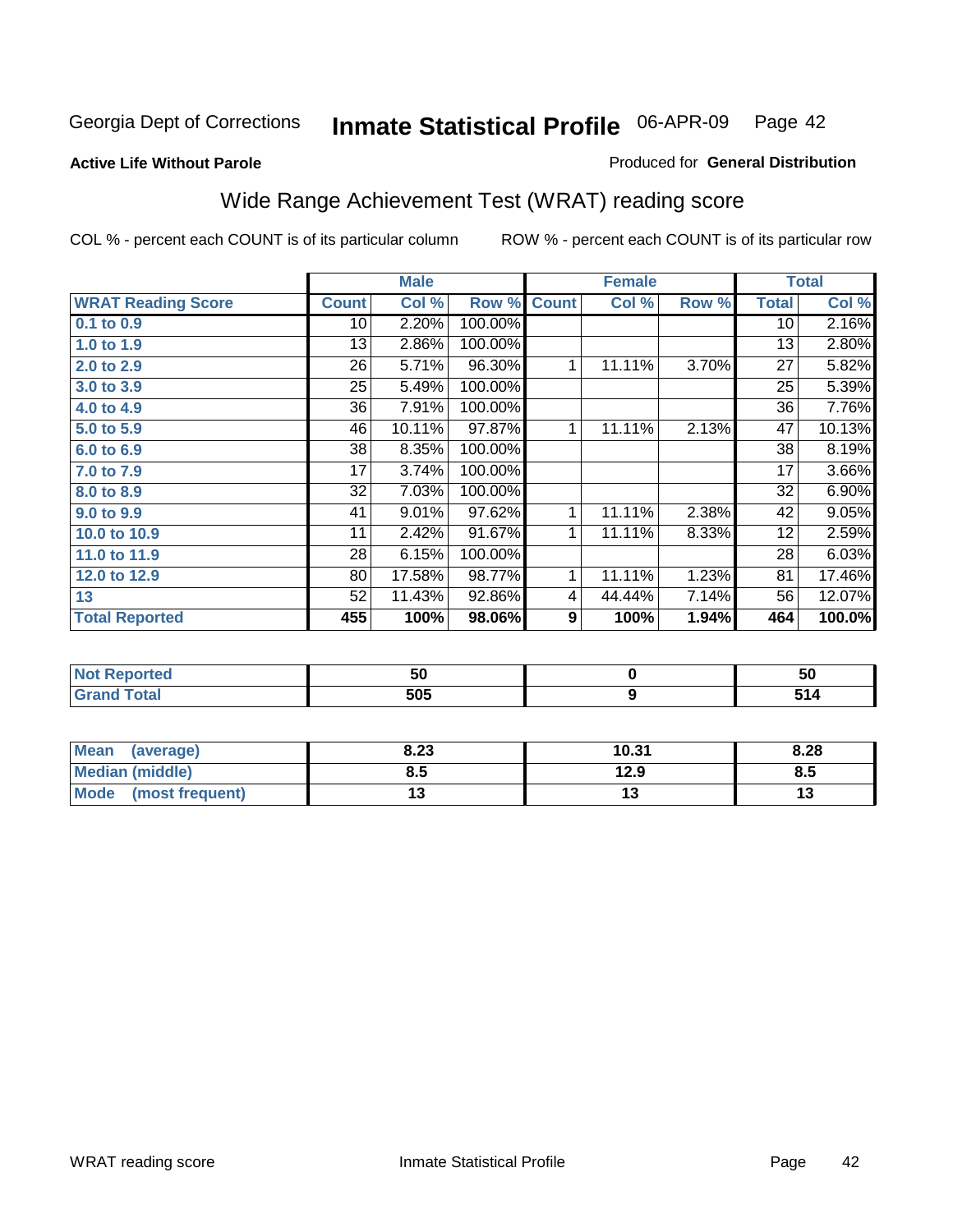Georgia Dept of Corrections **Inmate Statistical Profile** 06-APR-09

**Active Life Without Parole**

Produced for **General Distribution**

## Wide Range Achievement Test (WRAT) reading score

COL % - percent each COUNT is of its particular column     ROW % - percent each COUNT is of its particular row

| | Male | | | Female | | | Total | |
|---|---|---|---|---|---|---|---|---|
| **WRAT Reading Score** | **Count** | **Col %** | **Row %** | **Count** | **Col %** | **Row %** | **Total** | **Col %** |
| **0.1 to 0.9** | 10 | 2.20% | 100.00% | | | | 10 | 2.16% |
| **1.0 to 1.9** | 13 | 2.86% | 100.00% | | | | 13 | 2.80% |
| **2.0 to 2.9** | 26 | 5.71% | 96.30% | 1 | 11.11% | 3.70% | 27 | 5.82% |
| **3.0 to 3.9** | 25 | 5.49% | 100.00% | | | | 25 | 5.39% |
| **4.0 to 4.9** | 36 | 7.91% | 100.00% | | | | 36 | 7.76% |
| **5.0 to 5.9** | 46 | 10.11% | 97.87% | 1 | 11.11% | 2.13% | 47 | 10.13% |
| **6.0 to 6.9** | 38 | 8.35% | 100.00% | | | | 38 | 8.19% |
| **7.0 to 7.9** | 17 | 3.74% | 100.00% | | | | 17 | 3.66% |
| **8.0 to 8.9** | 32 | 7.03% | 100.00% | | | | 32 | 6.90% |
| **9.0 to 9.9** | 41 | 9.01% | 97.62% | 1 | 11.11% | 2.38% | 42 | 9.05% |
| **10.0 to 10.9** | 11 | 2.42% | 91.67% | 1 | 11.11% | 8.33% | 12 | 2.59% |
| **11.0 to 11.9** | 28 | 6.15% | 100.00% | | | | 28 | 6.03% |
| **12.0 to 12.9** | 80 | 17.58% | 98.77% | 1 | 11.11% | 1.23% | 81 | 17.46% |
| **13** | 52 | 11.43% | 92.86% | 4 | 44.44% | 7.14% | 56 | 12.07% |
| **Total Reported** | **455** | **100%** | **98.06%** | **9** | **100%** | **1.94%** | **464** | **100.0%** |

| | Male | Female | Total |
|---|---|---|---|
| **Not Reported** | **50** | **0** | **50** |
| **Grand Total** | **505** | **9** | **514** |

| | Male | Female | Total |
|---|---|---|---|
| **Mean (average)** | **8.23** | **10.31** | **8.28** |
| **Median (middle)** | **8.5** | **12.9** | **8.5** |
| **Mode (most frequent)** | **13** | **13** | **13** |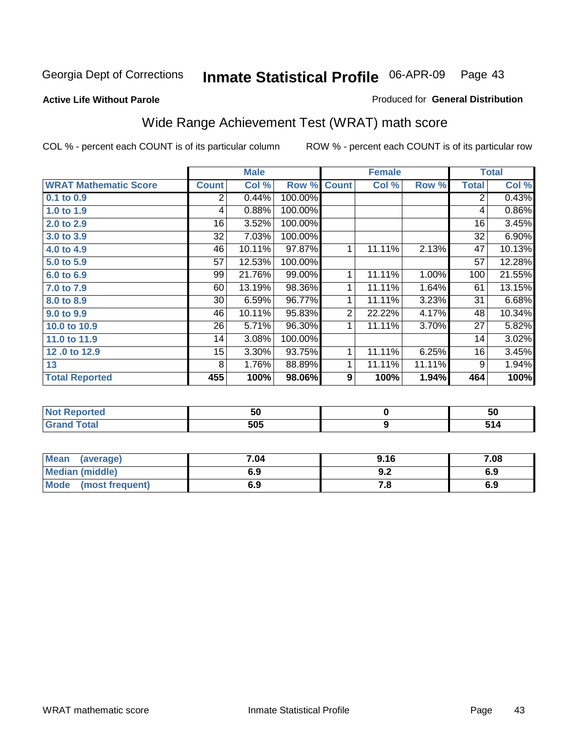Georgia Dept of Corrections **Inmate Statistical Profile** 06-APR-09

**Active Life Without Parole**

Produced for **General Distribution**

## Wide Range Achievement Test (WRAT) math score

COL % - percent each COUNT is of its particular column

ROW % - percent each COUNT is of its particular row

| | Male | | | Female | | | Total | |
|---|---|---|---|---|---|---|---|---|
| **WRAT Mathematic Score** | **Count** | **Col %** | **Row %** | **Count** | **Col %** | **Row %** | **Total** | **Col %** |
| 0.1 to 0.9 | 2 | 0.44% | 100.00% | | | | 2 | 0.43% |
| 1.0 to 1.9 | 4 | 0.88% | 100.00% | | | | 4 | 0.86% |
| 2.0 to 2.9 | 16 | 3.52% | 100.00% | | | | 16 | 3.45% |
| 3.0 to 3.9 | 32 | 7.03% | 100.00% | | | | 32 | 6.90% |
| 4.0 to 4.9 | 46 | 10.11% | 97.87% | 1 | 11.11% | 2.13% | 47 | 10.13% |
| 5.0 to 5.9 | 57 | 12.53% | 100.00% | | | | 57 | 12.28% |
| 6.0 to 6.9 | 99 | 21.76% | 99.00% | 1 | 11.11% | 1.00% | 100 | 21.55% |
| 7.0 to 7.9 | 60 | 13.19% | 98.36% | 1 | 11.11% | 1.64% | 61 | 13.15% |
| 8.0 to 8.9 | 30 | 6.59% | 96.77% | 1 | 11.11% | 3.23% | 31 | 6.68% |
| 9.0 to 9.9 | 46 | 10.11% | 95.83% | 2 | 22.22% | 4.17% | 48 | 10.34% |
| 10.0 to 10.9 | 26 | 5.71% | 96.30% | 1 | 11.11% | 3.70% | 27 | 5.82% |
| 11.0 to 11.9 | 14 | 3.08% | 100.00% | | | | 14 | 3.02% |
| 12 .0 to 12.9 | 15 | 3.30% | 93.75% | 1 | 11.11% | 6.25% | 16 | 3.45% |
| 13 | 8 | 1.76% | 88.89% | 1 | 11.11% | 11.11% | 9 | 1.94% |
| **Total Reported** | **455** | **100%** | **98.06%** | **9** | **100%** | **1.94%** | **464** | **100%** |

| | Male | Female | Total |
|---|---|---|---|
| Not Reported | 50 | 0 | 50 |
| Grand Total | 505 | 9 | 514 |

| | Male | Female | Total |
|---|---|---|---|
| Mean (average) | 7.04 | 9.16 | 7.08 |
| Median (middle) | 6.9 | 9.2 | 6.9 |
| Mode (most frequent) | 6.9 | 7.8 | 6.9 |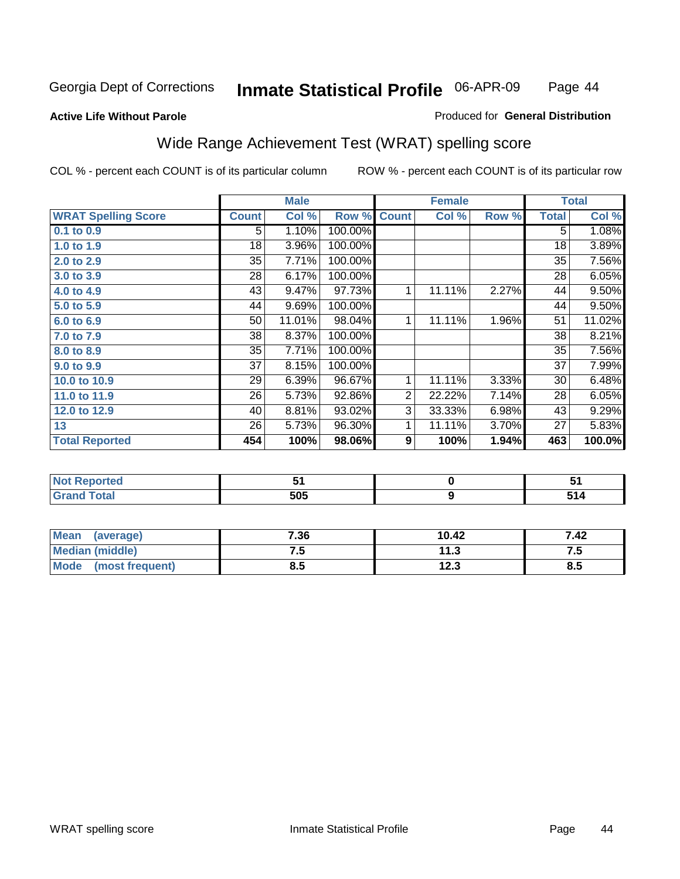Georgia Dept of Corrections **Inmate Statistical Profile** 06-APR-09

**Active Life Without Parole**

Produced for **General Distribution**

## Wide Range Achievement Test (WRAT) spelling score

COL % - percent each COUNT is of its particular column ROW % - percent each COUNT is of its particular row

| | Male | | | Female | | | Total | |
|---|---|---|---|---|---|---|---|---|
| **WRAT Spelling Score** | **Count** | **Col %** | **Row %** | **Count** | **Col %** | **Row %** | **Total** | **Col %** |
| 0.1 to 0.9 | 5 | 1.10% | 100.00% | | | | 5 | 1.08% |
| 1.0 to 1.9 | 18 | 3.96% | 100.00% | | | | 18 | 3.89% |
| 2.0 to 2.9 | 35 | 7.71% | 100.00% | | | | 35 | 7.56% |
| 3.0 to 3.9 | 28 | 6.17% | 100.00% | | | | 28 | 6.05% |
| 4.0 to 4.9 | 43 | 9.47% | 97.73% | 1 | 11.11% | 2.27% | 44 | 9.50% |
| 5.0 to 5.9 | 44 | 9.69% | 100.00% | | | | 44 | 9.50% |
| 6.0 to 6.9 | 50 | 11.01% | 98.04% | 1 | 11.11% | 1.96% | 51 | 11.02% |
| 7.0 to 7.9 | 38 | 8.37% | 100.00% | | | | 38 | 8.21% |
| 8.0 to 8.9 | 35 | 7.71% | 100.00% | | | | 35 | 7.56% |
| 9.0 to 9.9 | 37 | 8.15% | 100.00% | | | | 37 | 7.99% |
| 10.0 to 10.9 | 29 | 6.39% | 96.67% | 1 | 11.11% | 3.33% | 30 | 6.48% |
| 11.0 to 11.9 | 26 | 5.73% | 92.86% | 2 | 22.22% | 7.14% | 28 | 6.05% |
| 12.0 to 12.9 | 40 | 8.81% | 93.02% | 3 | 33.33% | 6.98% | 43 | 9.29% |
| 13 | 26 | 5.73% | 96.30% | 1 | 11.11% | 3.70% | 27 | 5.83% |
| **Total Reported** | **454** | **100%** | **98.06%** | **9** | **100%** | **1.94%** | **463** | **100.0%** |

| | Male | Female | Total |
|---|---|---|---|
| Not Reported | 51 | 0 | 51 |
| Grand Total | 505 | 9 | 514 |

| | Male | Female | Total |
|---|---|---|---|
| Mean (average) | 7.36 | 10.42 | 7.42 |
| Median (middle) | 7.5 | 11.3 | 7.5 |
| Mode (most frequent) | 8.5 | 12.3 | 8.5 |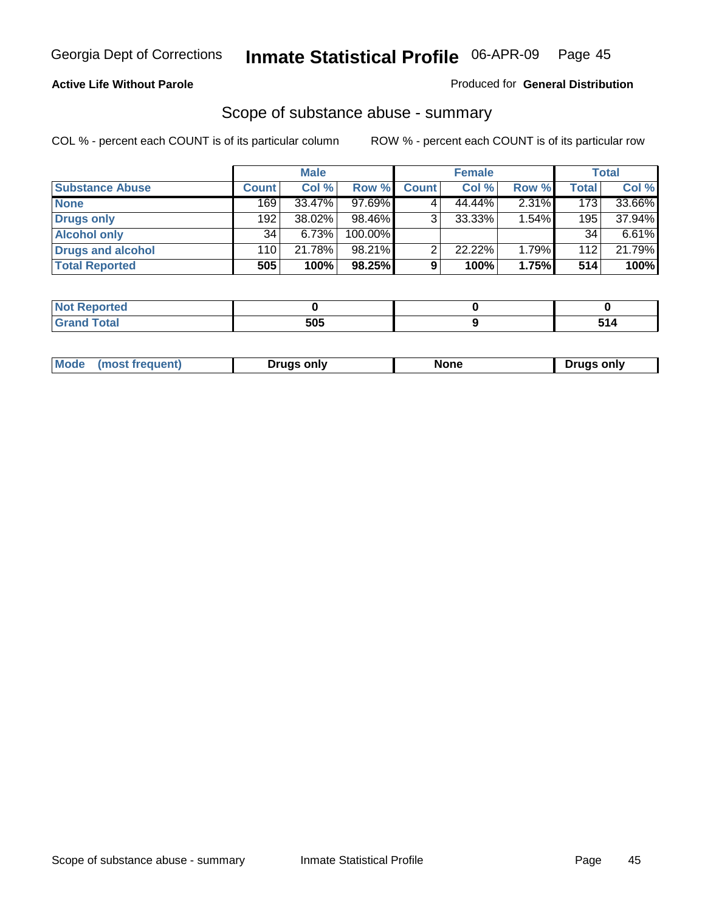**Active Life Without Parole**

Produced for **General Distribution**

## Scope of substance abuse - summary

COL % - percent each COUNT is of its particular column

ROW % - percent each COUNT is of its particular row

| | Male | | | Female | | | Total | |
|---|---|---|---|---|---|---|---|---|
| **Substance Abuse** | **Count** | **Col %** | **Row %** | **Count** | **Col %** | **Row %** | **Total** | **Col %** |
| **None** | 169 | 33.47% | 97.69% | 4 | 44.44% | 2.31% | 173 | 33.66% |
| **Drugs only** | 192 | 38.02% | 98.46% | 3 | 33.33% | 1.54% | 195 | 37.94% |
| **Alcohol only** | 34 | 6.73% | 100.00% | | | | 34 | 6.61% |
| **Drugs and alcohol** | 110 | 21.78% | 98.21% | 2 | 22.22% | 1.79% | 112 | 21.79% |
| **Total Reported** | **505** | **100%** | **98.25%** | **9** | **100%** | **1.75%** | **514** | **100%** |

| | Male | Female | Total |
|---|---|---|---|
| **Not Reported** | **0** | **0** | **0** |
| **Grand Total** | **505** | **9** | **514** |

| | Male | Female | Total |
|---|---|---|---|
| **Mode (most frequent)** | **Drugs only** | **None** | **Drugs only** |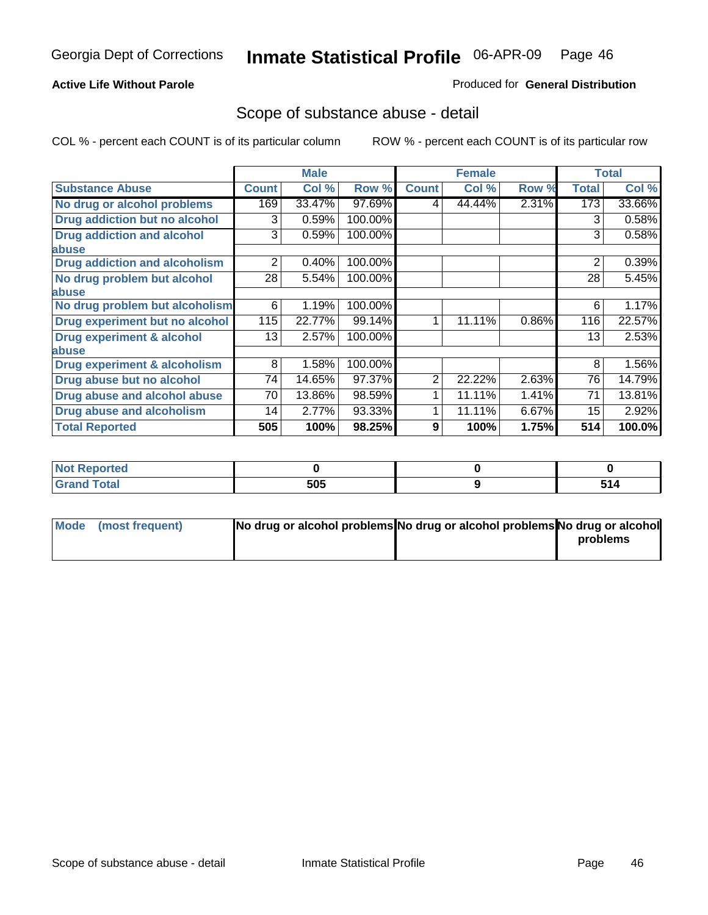Georgia Dept of Corrections **Inmate Statistical Profile** 06-APR-09

**Active Life Without Parole**

Produced for **General Distribution**

## Scope of substance abuse - detail

COL % - percent each COUNT is of its particular column

ROW % - percent each COUNT is of its particular row

| | Male | | | Female | | | Total | |
|---|---|---|---|---|---|---|---|---|
| **Substance Abuse** | **Count** | **Col %** | **Row %** | **Count** | **Col %** | **Row %** | **Total** | **Col %** |
| **No drug or alcohol problems** | 169 | 33.47% | 97.69% | 4 | 44.44% | 2.31% | 173 | 33.66% |
| **Drug addiction but no alcohol** | 3 | 0.59% | 100.00% | | | | 3 | 0.58% |
| **Drug addiction and alcohol abuse** | 3 | 0.59% | 100.00% | | | | 3 | 0.58% |
| **Drug addiction and alcoholism** | 2 | 0.40% | 100.00% | | | | 2 | 0.39% |
| **No drug problem but alcohol abuse** | 28 | 5.54% | 100.00% | | | | 28 | 5.45% |
| **No drug problem but alcoholism** | 6 | 1.19% | 100.00% | | | | 6 | 1.17% |
| **Drug experiment but no alcohol** | 115 | 22.77% | 99.14% | 1 | 11.11% | 0.86% | 116 | 22.57% |
| **Drug experiment & alcohol abuse** | 13 | 2.57% | 100.00% | | | | 13 | 2.53% |
| **Drug experiment & alcoholism** | 8 | 1.58% | 100.00% | | | | 8 | 1.56% |
| **Drug abuse but no alcohol** | 74 | 14.65% | 97.37% | 2 | 22.22% | 2.63% | 76 | 14.79% |
| **Drug abuse and alcohol abuse** | 70 | 13.86% | 98.59% | 1 | 11.11% | 1.41% | 71 | 13.81% |
| **Drug abuse and alcoholism** | 14 | 2.77% | 93.33% | 1 | 11.11% | 6.67% | 15 | 2.92% |
| **Total Reported** | **505** | **100%** | **98.25%** | **9** | **100%** | **1.75%** | **514** | **100.0%** |

| | Male | Female | Total |
|---|---|---|---|
| **Not Reported** | **0** | **0** | **0** |
| **Grand Total** | **505** | **9** | **514** |

| | Male | Female | Total |
|---|---|---|---|
| **Mode (most frequent)** | **No drug or alcohol problems** | **No drug or alcohol problems** | **No drug or alcohol problems** |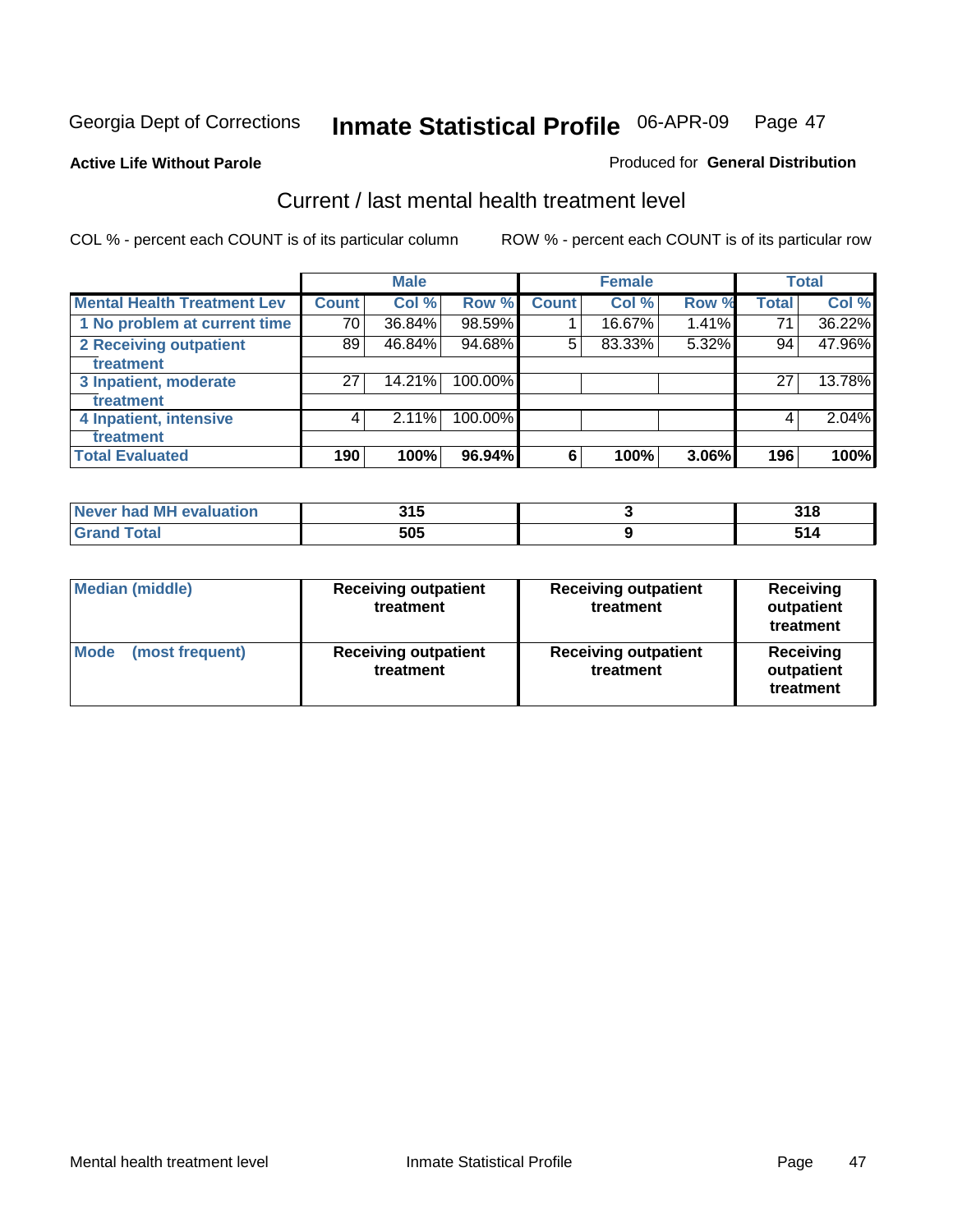Georgia Dept of Corrections **Inmate Statistical Profile** 06-APR-09 Page 47

**Active Life Without Parole**

Produced for **General Distribution**

## Current / last mental health treatment level

COL % - percent each COUNT is of its particular column

ROW % - percent each COUNT is of its particular row

| | Male | | | Female | | | Total | |
|---|---|---|---|---|---|---|---|---|
| **Mental Health Treatment Lev** | **Count** | **Col %** | **Row %** | **Count** | **Col %** | **Row %** | **Total** | **Col %** |
| 1 No problem at current time | 70 | 36.84% | 98.59% | 1 | 16.67% | 1.41% | 71 | 36.22% |
| 2 Receiving outpatient treatment | 89 | 46.84% | 94.68% | 5 | 83.33% | 5.32% | 94 | 47.96% |
| 3 Inpatient, moderate treatment | 27 | 14.21% | 100.00% | | | | 27 | 13.78% |
| 4 Inpatient, intensive treatment | 4 | 2.11% | 100.00% | | | | 4 | 2.04% |
| **Total Evaluated** | **190** | **100%** | **96.94%** | **6** | **100%** | **3.06%** | **196** | **100%** |

| | Male | Female | Total |
|---|---|---|---|
| **Never had MH evaluation** | **315** | **3** | **318** |
| **Grand Total** | **505** | **9** | **514** |

| | Male | Female | Total |
|---|---|---|---|
| **Median (middle)** | **Receiving outpatient treatment** | **Receiving outpatient treatment** | **Receiving outpatient treatment** |
| **Mode (most frequent)** | **Receiving outpatient treatment** | **Receiving outpatient treatment** | **Receiving outpatient treatment** |

Mental health treatment level Inmate Statistical Profile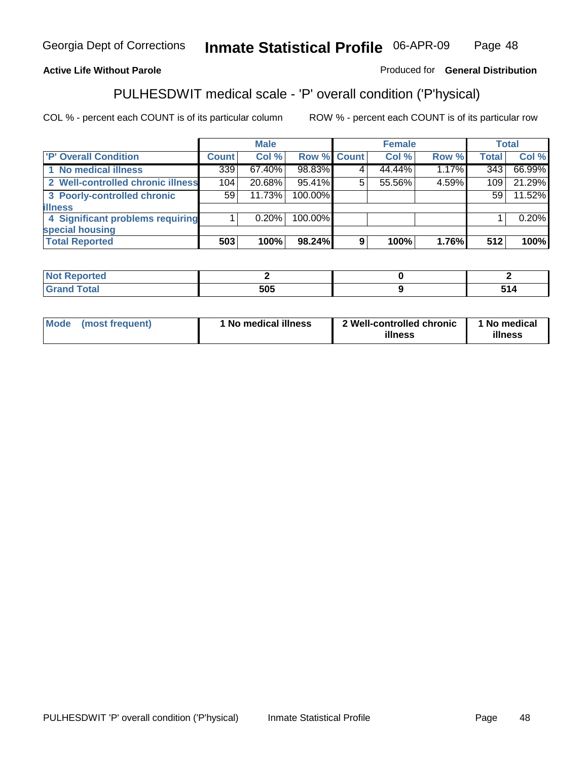Georgia Dept of Corrections **Inmate Statistical Profile** 06-APR-09

**Active Life Without Parole**

Produced for **General Distribution**

## PULHESDWIT medical scale - 'P' overall condition ('P'hysical)

COL % - percent each COUNT is of its particular column

ROW % - percent each COUNT is of its particular row

| | Male | | | Female | | | Total | |
|---|---|---|---|---|---|---|---|---|
| 'P' Overall Condition | Count | Col % | Row % | Count | Col % | Row % | Total | Col % |
| 1 No medical illness | 339 | 67.40% | 98.83% | 4 | 44.44% | 1.17% | 343 | 66.99% |
| 2 Well-controlled chronic illness | 104 | 20.68% | 95.41% | 5 | 55.56% | 4.59% | 109 | 21.29% |
| 3 Poorly-controlled chronic illness | 59 | 11.73% | 100.00% | | | | 59 | 11.52% |
| 4 Significant problems requiring special housing | 1 | 0.20% | 100.00% | | | | 1 | 0.20% |
| **Total Reported** | **503** | **100%** | **98.24%** | **9** | **100%** | **1.76%** | **512** | **100%** |

| | Male | Female | Total |
|---|---|---|---|
| Not Reported | 2 | 0 | 2 |
| Grand Total | 505 | 9 | 514 |

| | Male | Female | Total |
|---|---|---|---|
| Mode (most frequent) | 1 No medical illness | 2 Well-controlled chronic illness | 1 No medical illness |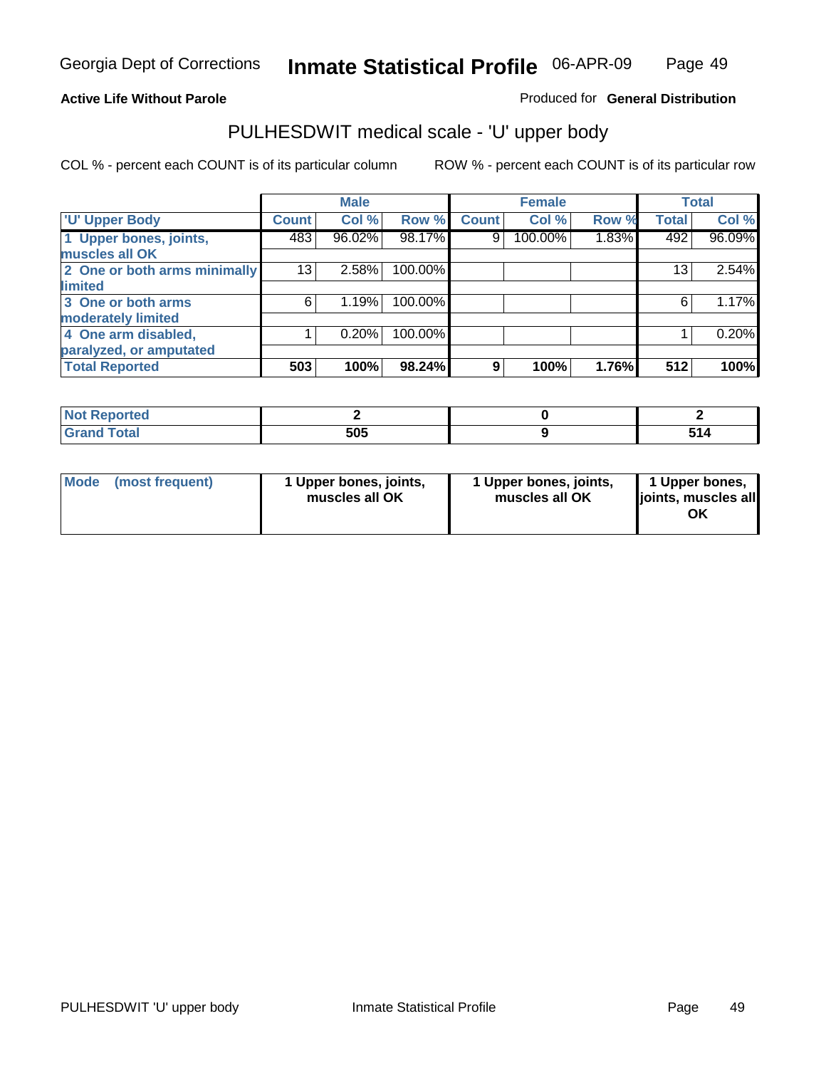Georgia Dept of Corrections **Inmate Statistical Profile** 06-APR-09

**Active Life Without Parole**

Produced for **General Distribution**

## PULHESDWIT medical scale - 'U' upper body

COL % - percent each COUNT is of its particular column ROW % - percent each COUNT is of its particular row

| 'U' Upper Body | Male | | | Female | | | Total | |
|---|---|---|---|---|---|---|---|---|
| | Count | Col % | Row % | Count | Col % | Row % | Total | Col % |
| 1 Upper bones, joints, muscles all OK | 483 | 96.02% | 98.17% | 9 | 100.00% | 1.83% | 492 | 96.09% |
| 2 One or both arms minimally limited | 13 | 2.58% | 100.00% | | | | 13 | 2.54% |
| 3 One or both arms moderately limited | 6 | 1.19% | 100.00% | | | | 6 | 1.17% |
| 4 One arm disabled, paralyzed, or amputated | 1 | 0.20% | 100.00% | | | | 1 | 0.20% |
| **Total Reported** | **503** | **100%** | **98.24%** | **9** | **100%** | **1.76%** | **512** | **100%** |

| | Male | Female | Total |
|---|---|---|---|
| Not Reported | 2 | 0 | 2 |
| Grand Total | 505 | 9 | 514 |

| | Male | Female | Total |
|---|---|---|---|
| Mode (most frequent) | 1 Upper bones, joints, muscles all OK | 1 Upper bones, joints, muscles all OK | 1 Upper bones, joints, muscles all OK |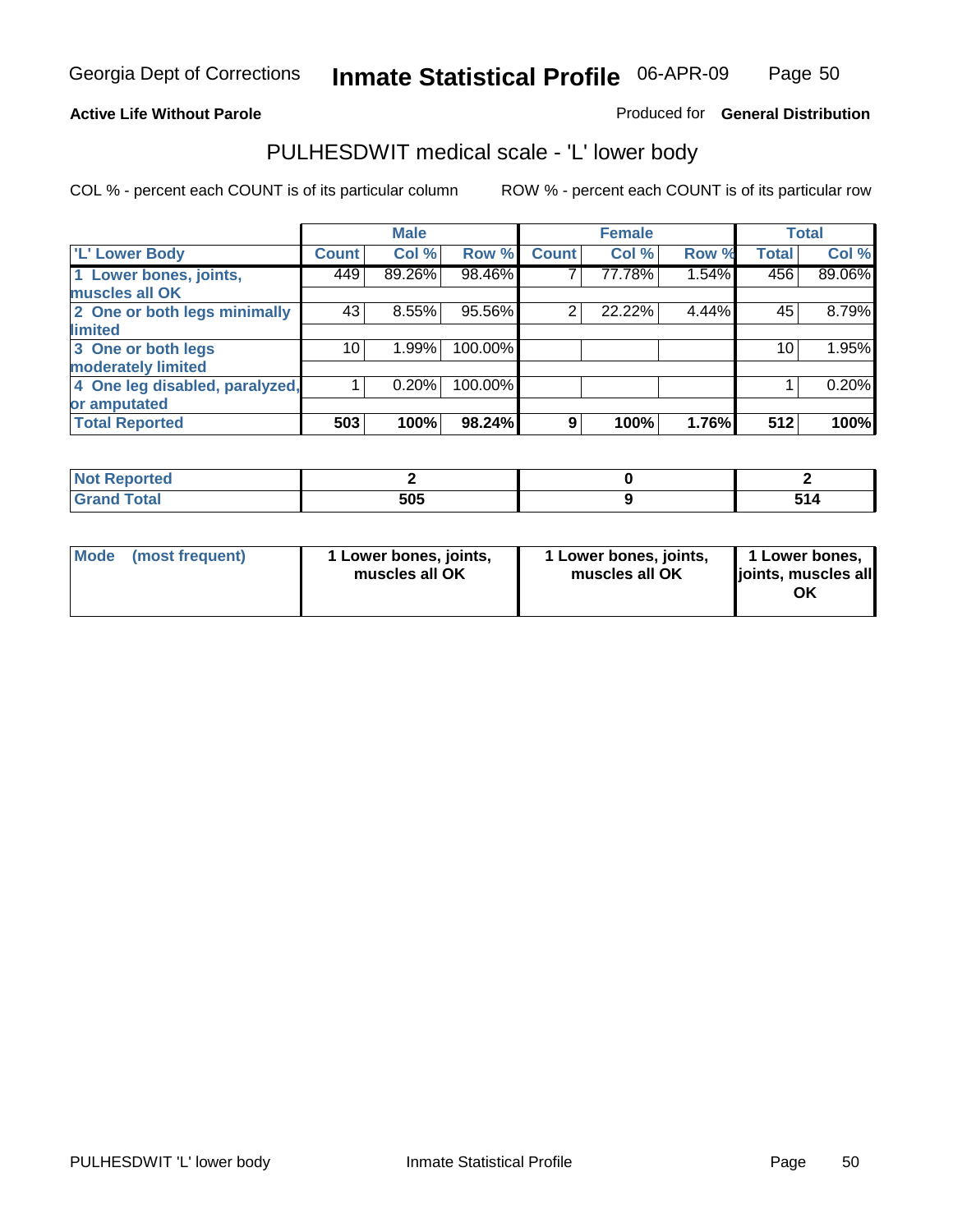Georgia Dept of Corrections **Inmate Statistical Profile** 06-APR-09

**Active Life Without Parole**

Produced for **General Distribution**

## PULHESDWIT medical scale - 'L' lower body

COL % - percent each COUNT is of its particular column

ROW % - percent each COUNT is of its particular row

| | Male | | | Female | | | Total | |
|---|---|---|---|---|---|---|---|---|
| 'L' Lower Body | Count | Col % | Row % | Count | Col % | Row % | Total | Col % |
| 1 Lower bones, joints, muscles all OK | 449 | 89.26% | 98.46% | 7 | 77.78% | 1.54% | 456 | 89.06% |
| 2 One or both legs minimally limited | 43 | 8.55% | 95.56% | 2 | 22.22% | 4.44% | 45 | 8.79% |
| 3 One or both legs moderately limited | 10 | 1.99% | 100.00% | | | | 10 | 1.95% |
| 4 One leg disabled, paralyzed, or amputated | 1 | 0.20% | 100.00% | | | | 1 | 0.20% |
| **Total Reported** | **503** | **100%** | **98.24%** | **9** | **100%** | **1.76%** | **512** | **100%** |

| | Male | Female | Total |
|---|---|---|---|
| Not Reported | 2 | 0 | 2 |
| Grand Total | 505 | 9 | 514 |

| | Male | Female | Total |
|---|---|---|---|
| Mode (most frequent) | 1 Lower bones, joints, muscles all OK | 1 Lower bones, joints, muscles all OK | 1 Lower bones, joints, muscles all OK |

PULHESDWIT 'L' lower body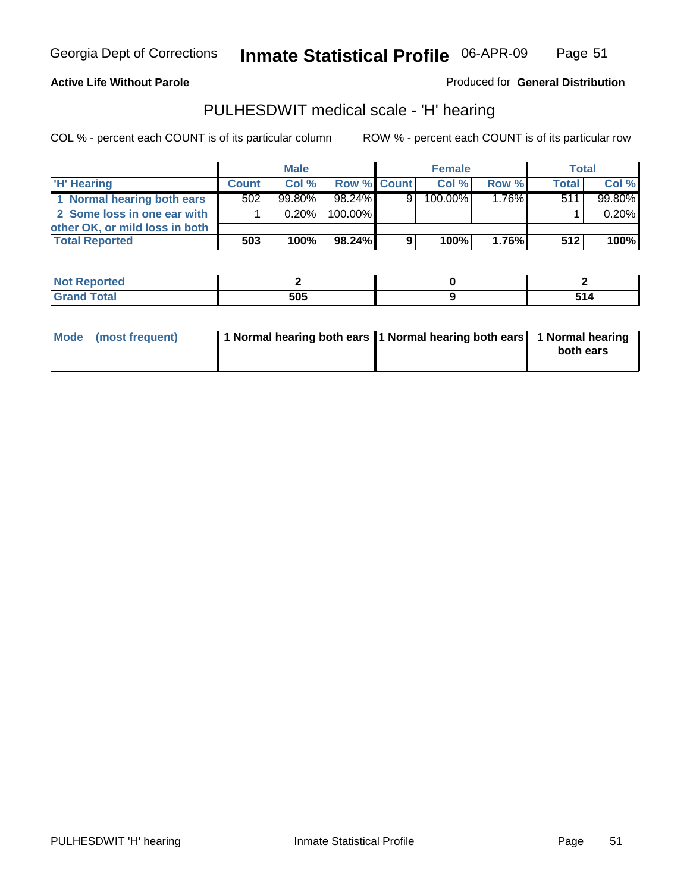Georgia Dept of Corrections **Inmate Statistical Profile** 06-APR-09

**Active Life Without Parole** Produced for **General Distribution**

## PULHESDWIT medical scale - 'H' hearing

COL % - percent each COUNT is of its particular column ROW % - percent each COUNT is of its particular row

| | Male | | | Female | | | Total | |
|---|---|---|---|---|---|---|---|---|
| 'H' Hearing | Count | Col % | Row % | Count | Col % | Row % | Total | Col % |
| 1 Normal hearing both ears | 502 | 99.80% | 98.24% | 9 | 100.00% | 1.76% | 511 | 99.80% |
| 2 Some loss in one ear with other OK, or mild loss in both | 1 | 0.20% | 100.00% | | | | 1 | 0.20% |
| **Total Reported** | **503** | **100%** | **98.24%** | **9** | **100%** | **1.76%** | **512** | **100%** |

| | Male | Female | Total |
|---|---|---|---|
| Not Reported | 2 | 0 | 2 |
| Grand Total | 505 | 9 | 514 |

| | Male | Female | Total |
|---|---|---|---|
| Mode (most frequent) | 1 Normal hearing both ears | 1 Normal hearing both ears | 1 Normal hearing both ears |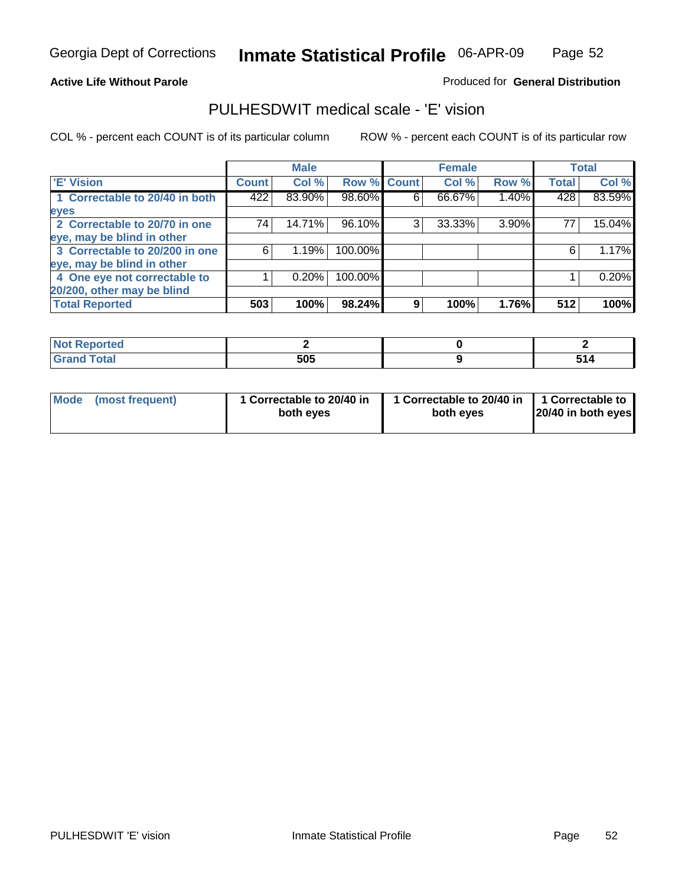Georgia Dept of Corrections **Inmate Statistical Profile** 06-APR-09

**Active Life Without Parole**

Produced for **General Distribution**

## PULHESDWIT medical scale - 'E' vision

COL % - percent each COUNT is of its particular column

ROW % - percent each COUNT is of its particular row

| | Male | | | Female | | | Total | |
|---|---|---|---|---|---|---|---|---|
| 'E' Vision | Count | Col % | Row % | Count | Col % | Row % | Total | Col % |
| 1 Correctable to 20/40 in both eyes | 422 | 83.90% | 98.60% | 6 | 66.67% | 1.40% | 428 | 83.59% |
| 2 Correctable to 20/70 in one eye, may be blind in other | 74 | 14.71% | 96.10% | 3 | 33.33% | 3.90% | 77 | 15.04% |
| 3 Correctable to 20/200 in one eye, may be blind in other | 6 | 1.19% | 100.00% | | | | 6 | 1.17% |
| 4 One eye not correctable to 20/200, other may be blind | 1 | 0.20% | 100.00% | | | | 1 | 0.20% |
| **Total Reported** | **503** | **100%** | **98.24%** | **9** | **100%** | **1.76%** | **512** | **100%** |

| | Male | Female | Total |
|---|---|---|---|
| Not Reported | 2 | 0 | 2 |
| Grand Total | 505 | 9 | 514 |

| | Male | Female | Total |
|---|---|---|---|
| Mode (most frequent) | 1 Correctable to 20/40 in both eyes | 1 Correctable to 20/40 in both eyes | 1 Correctable to 20/40 in both eyes |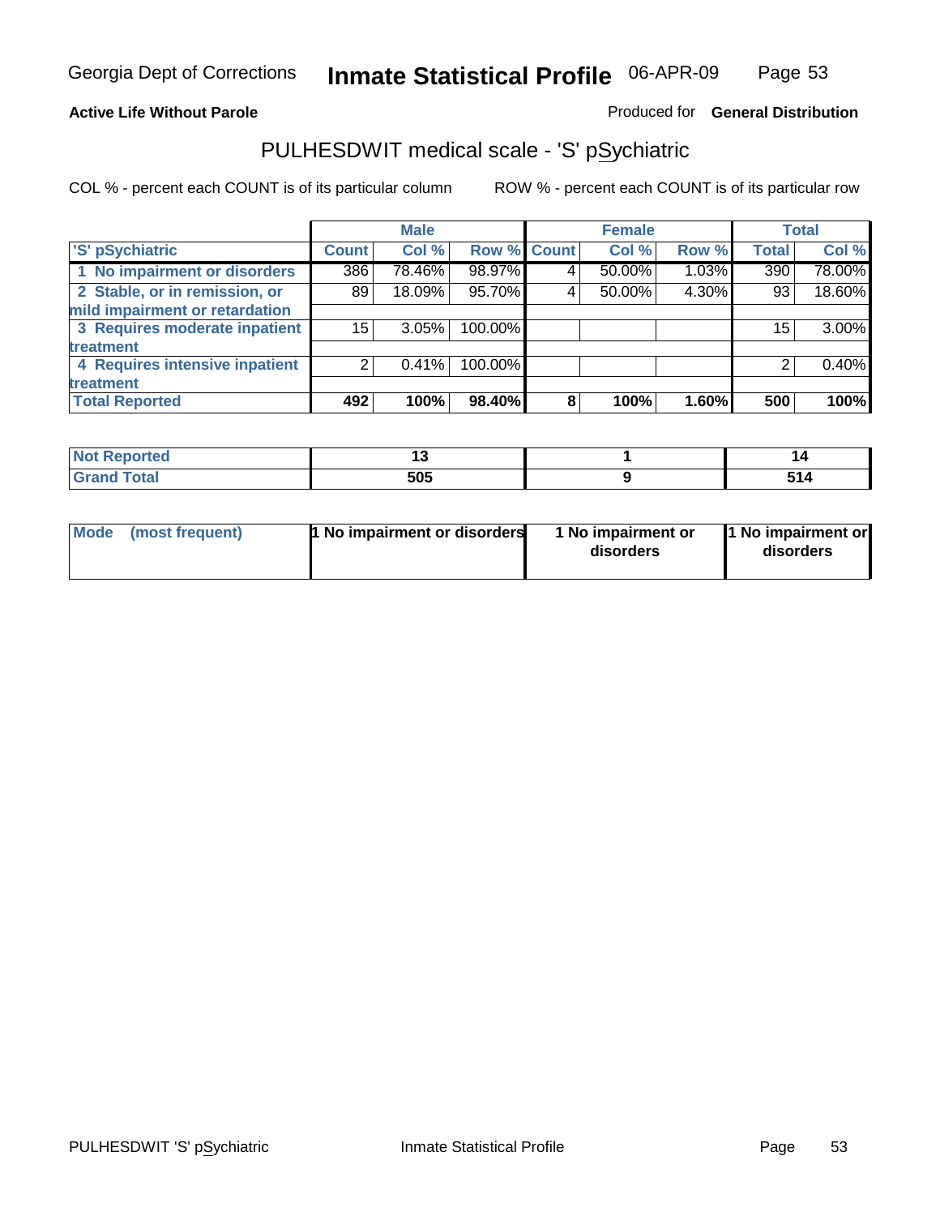**Active Life Without Parole**

Produced for **General Distribution**

## PULHESDWIT medical scale - 'S' pSychiatric

COL % - percent each COUNT is of its particular column

ROW % - percent each COUNT is of its particular row

| | Male | | | Female | | | Total | |
|---|---|---|---|---|---|---|---|---|
| 'S' pSychiatric | Count | Col % | Row % | Count | Col % | Row % | Total | Col % |
| 1 No impairment or disorders | 386 | 78.46% | 98.97% | 4 | 50.00% | 1.03% | 390 | 78.00% |
| 2 Stable, or in remission, or mild impairment or retardation | 89 | 18.09% | 95.70% | 4 | 50.00% | 4.30% | 93 | 18.60% |
| 3 Requires moderate inpatient treatment | 15 | 3.05% | 100.00% | | | | 15 | 3.00% |
| 4 Requires intensive inpatient treatment | 2 | 0.41% | 100.00% | | | | 2 | 0.40% |
| **Total Reported** | **492** | **100%** | **98.40%** | **8** | **100%** | **1.60%** | **500** | **100%** |

| | Male | Female | Total |
|---|---|---|---|
| Not Reported | 13 | 1 | 14 |
| Grand Total | 505 | 9 | 514 |

| | Male | Female | Total |
|---|---|---|---|
| Mode (most frequent) | 1 No impairment or disorders | 1 No impairment or disorders | 1 No impairment or disorders |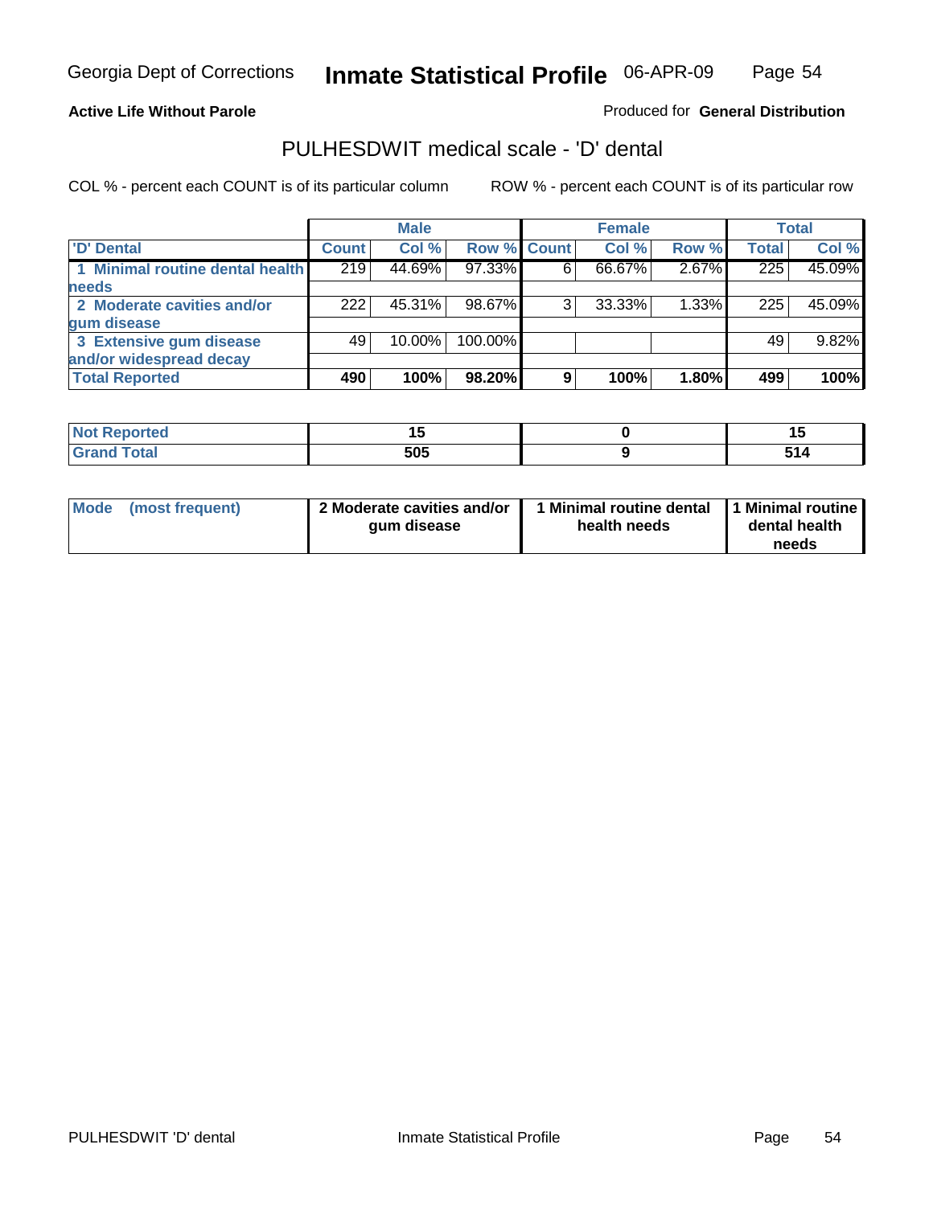**Active Life Without Parole**

Produced for **General Distribution**

## PULHESDWIT medical scale - 'D' dental

COL % - percent each COUNT is of its particular column

ROW % - percent each COUNT is of its particular row

| | Male | | | Female | | | Total | |
|---|---|---|---|---|---|---|---|---|
| 'D' Dental | Count | Col % | Row % | Count | Col % | Row % | Total | Col % |
| 1 Minimal routine dental health needs | 219 | 44.69% | 97.33% | 6 | 66.67% | 2.67% | 225 | 45.09% |
| 2 Moderate cavities and/or gum disease | 222 | 45.31% | 98.67% | 3 | 33.33% | 1.33% | 225 | 45.09% |
| 3 Extensive gum disease and/or widespread decay | 49 | 10.00% | 100.00% | | | | 49 | 9.82% |
| **Total Reported** | **490** | **100%** | **98.20%** | **9** | **100%** | **1.80%** | **499** | **100%** |

| | Male | Female | Total |
|---|---|---|---|
| Not Reported | 15 | 0 | 15 |
| Grand Total | 505 | 9 | 514 |

| | Male | Female | Total |
|---|---|---|---|
| Mode (most frequent) | 2 Moderate cavities and/or gum disease | 1 Minimal routine dental health needs | 1 Minimal routine dental health needs |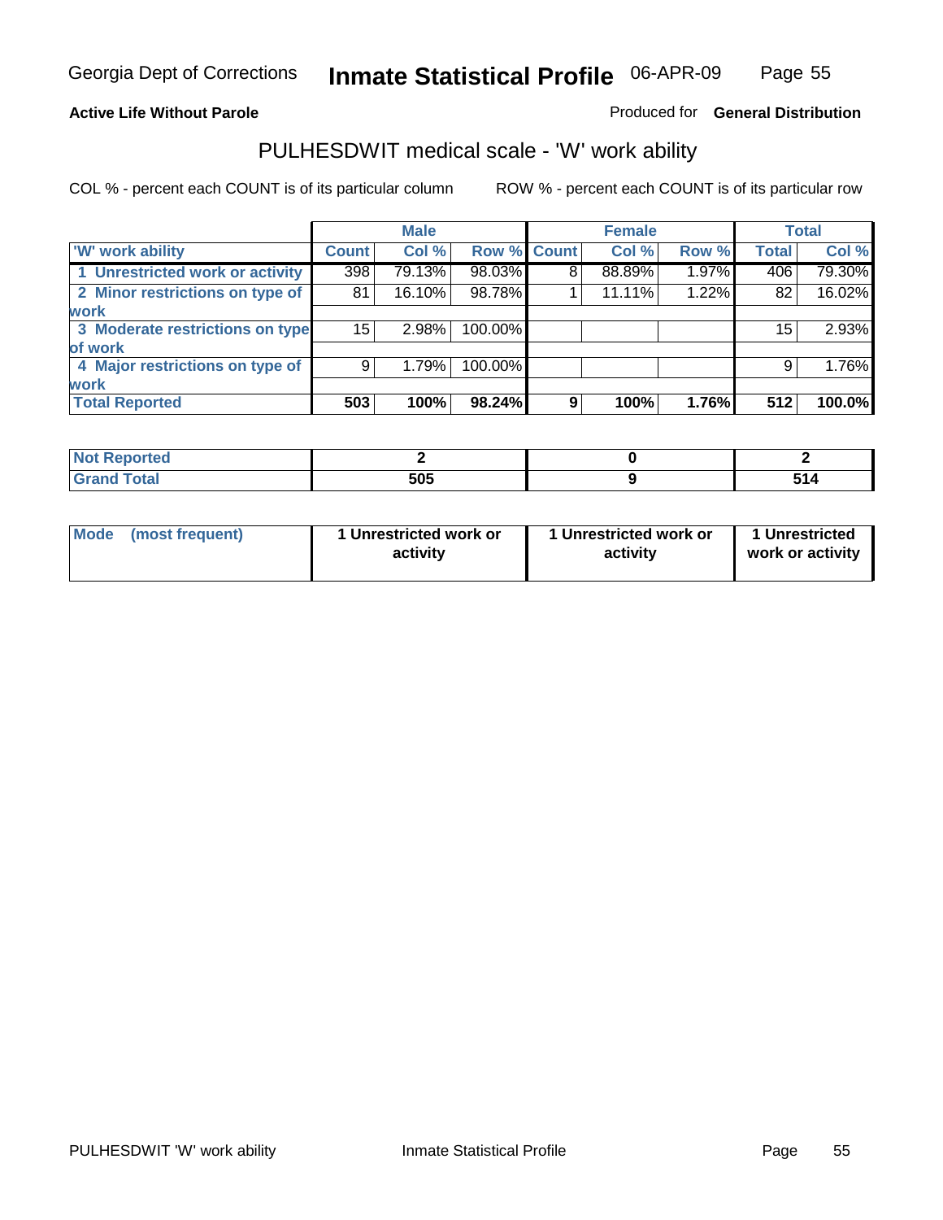Georgia Dept of Corrections **Inmate Statistical Profile** 06-APR-09

**Active Life Without Parole** Produced for **General Distribution**

## PULHESDWIT medical scale - 'W' work ability

COL % - percent each COUNT is of its particular column ROW % - percent each COUNT is of its particular row

| | Male | | | Female | | | Total | |
|---|---|---|---|---|---|---|---|---|
| 'W' work ability | Count | Col % | Row % | Count | Col % | Row % | Total | Col % |
| 1 Unrestricted work or activity | 398 | 79.13% | 98.03% | 8 | 88.89% | 1.97% | 406 | 79.30% |
| 2 Minor restrictions on type of work | 81 | 16.10% | 98.78% | 1 | 11.11% | 1.22% | 82 | 16.02% |
| 3 Moderate restrictions on type of work | 15 | 2.98% | 100.00% | | | | 15 | 2.93% |
| 4 Major restrictions on type of work | 9 | 1.79% | 100.00% | | | | 9 | 1.76% |
| **Total Reported** | **503** | **100%** | **98.24%** | **9** | **100%** | **1.76%** | **512** | **100.0%** |

| | Male | Female | Total |
|---|---|---|---|
| Not Reported | 2 | 0 | 2 |
| Grand Total | 505 | 9 | 514 |

| | Male | Female | Total |
|---|---|---|---|
| Mode (most frequent) | 1 Unrestricted work or activity | 1 Unrestricted work or activity | 1 Unrestricted work or activity |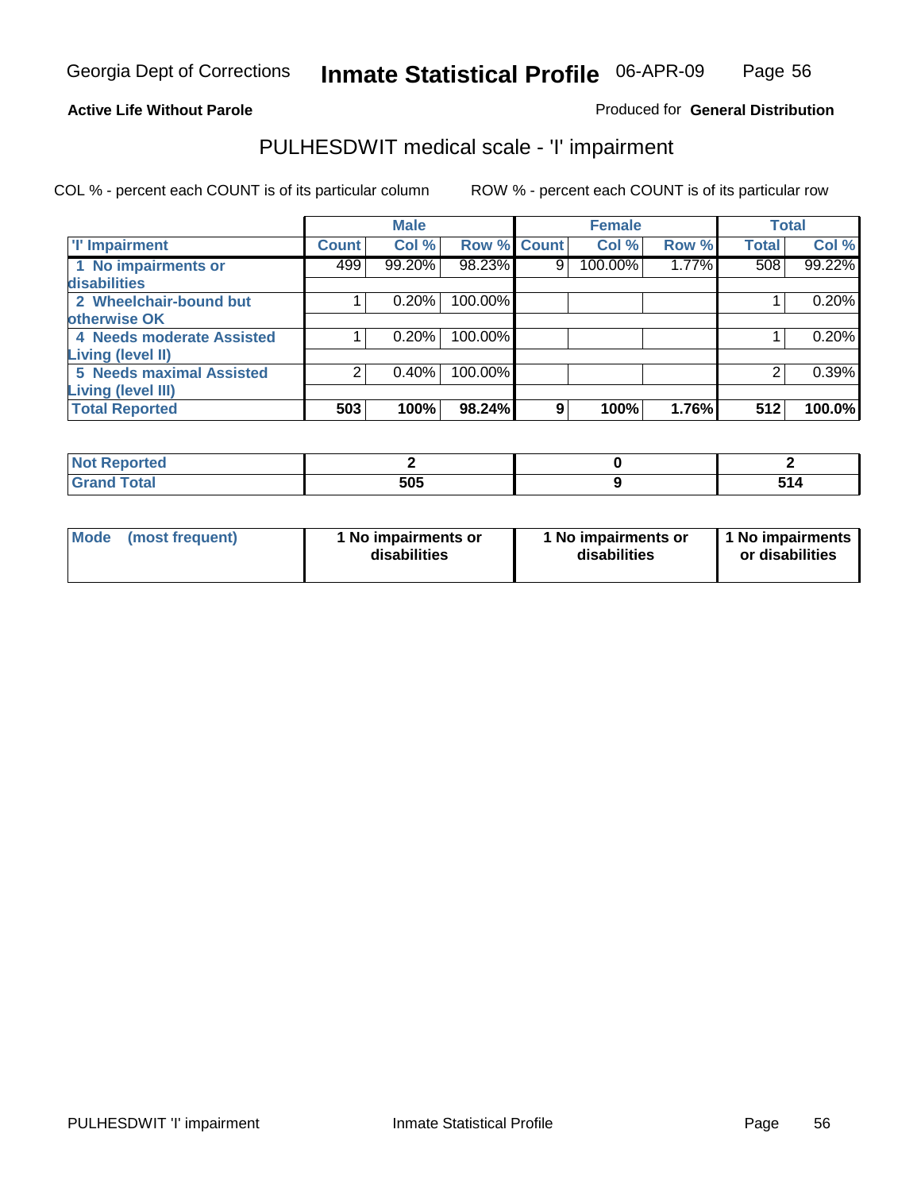**Active Life Without Parole**

Produced for **General Distribution**

## PULHESDWIT medical scale - 'I' impairment

COL % - percent each COUNT is of its particular column

ROW % - percent each COUNT is of its particular row

| | Male | | | Female | | | Total | |
|---|---|---|---|---|---|---|---|---|
| 'I' Impairment | Count | Col % | Row % | Count | Col % | Row % | Total | Col % |
| 1 No impairments or disabilities | 499 | 99.20% | 98.23% | 9 | 100.00% | 1.77% | 508 | 99.22% |
| 2 Wheelchair-bound but otherwise OK | 1 | 0.20% | 100.00% | | | | 1 | 0.20% |
| 4 Needs moderate Assisted Living (level II) | 1 | 0.20% | 100.00% | | | | 1 | 0.20% |
| 5 Needs maximal Assisted Living (level III) | 2 | 0.40% | 100.00% | | | | 2 | 0.39% |
| **Total Reported** | **503** | **100%** | **98.24%** | **9** | **100%** | **1.76%** | **512** | **100.0%** |

| | Male | Female | Total |
|---|---|---|---|
| Not Reported | 2 | 0 | 2 |
| Grand Total | 505 | 9 | 514 |

| | Male | Female | Total |
|---|---|---|---|
| Mode (most frequent) | 1 No impairments or disabilities | 1 No impairments or disabilities | 1 No impairments or disabilities |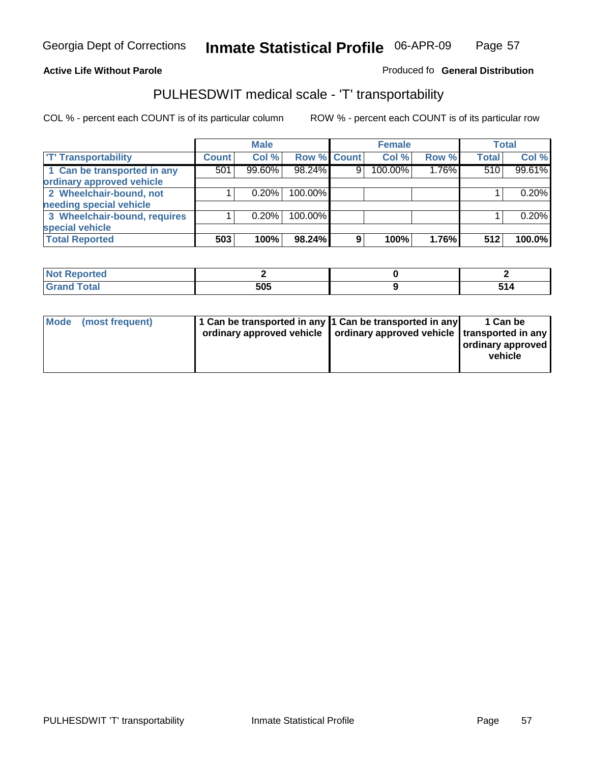Georgia Dept of Corrections **Inmate Statistical Profile** 06-APR-09

**Active Life Without Parole**

Produced fo **General Distribution**

## PULHESDWIT medical scale - 'T' transportability

COL % - percent each COUNT is of its particular column ROW % - percent each COUNT is of its particular row

| | Male | | | Female | | | Total | |
|---|---|---|---|---|---|---|---|---|
| 'T' Transportability | Count | Col % | Row % | Count | Col % | Row % | Total | Col % |
| 1 Can be transported in any ordinary approved vehicle | 501 | 99.60% | 98.24% | 9 | 100.00% | 1.76% | 510 | 99.61% |
| 2 Wheelchair-bound, not needing special vehicle | 1 | 0.20% | 100.00% | | | | 1 | 0.20% |
| 3 Wheelchair-bound, requires special vehicle | 1 | 0.20% | 100.00% | | | | 1 | 0.20% |
| **Total Reported** | **503** | **100%** | **98.24%** | **9** | **100%** | **1.76%** | **512** | **100.0%** |

| | Male | Female | Total |
|---|---|---|---|
| Not Reported | 2 | 0 | 2 |
| Grand Total | 505 | 9 | 514 |

| | Male | Female | Total |
|---|---|---|---|
| Mode (most frequent) | 1 Can be transported in any ordinary approved vehicle | 1 Can be transported in any ordinary approved vehicle | 1 Can be transported in any ordinary approved vehicle |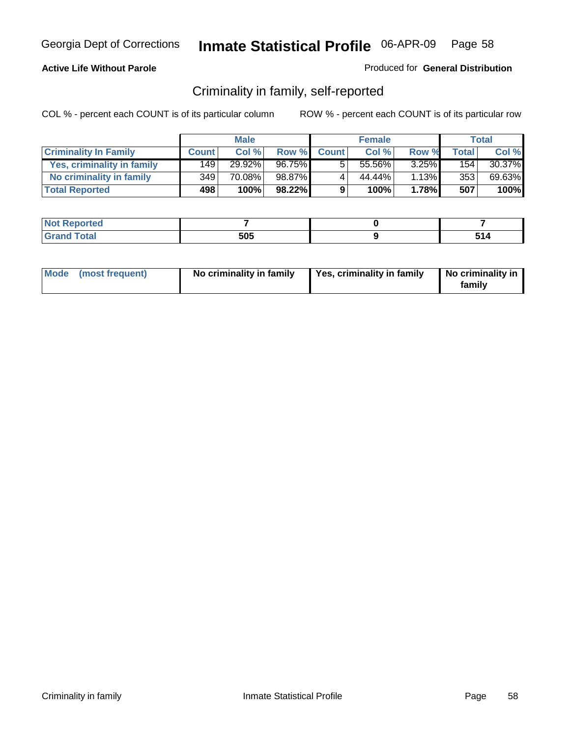Georgia Dept of Corrections **Inmate Statistical Profile** 06-APR-09

**Active Life Without Parole**

Produced for **General Distribution**

## Criminality in family, self-reported

COL % - percent each COUNT is of its particular column

ROW % - percent each COUNT is of its particular row

| | Male | | | Female | | | Total | |
|---|---|---|---|---|---|---|---|---|
| **Criminality In Family** | **Count** | **Col %** | **Row %** | **Count** | **Col %** | **Row %** | **Total** | **Col %** |
| **Yes, criminality in family** | 149 | 29.92% | 96.75% | 5 | 55.56% | 3.25% | 154 | 30.37% |
| **No criminality in family** | 349 | 70.08% | 98.87% | 4 | 44.44% | 1.13% | 353 | 69.63% |
| **Total Reported** | **498** | **100%** | **98.22%** | **9** | **100%** | **1.78%** | **507** | **100%** |

| | Male | Female | Total |
|---|---|---|---|
| **Not Reported** | **7** | **0** | **7** |
| **Grand Total** | **505** | **9** | **514** |

| Mode (most frequent) | Male | Female | Total |
|---|---|---|---|
| | **No criminality in family** | **Yes, criminality in family** | **No criminality in family** |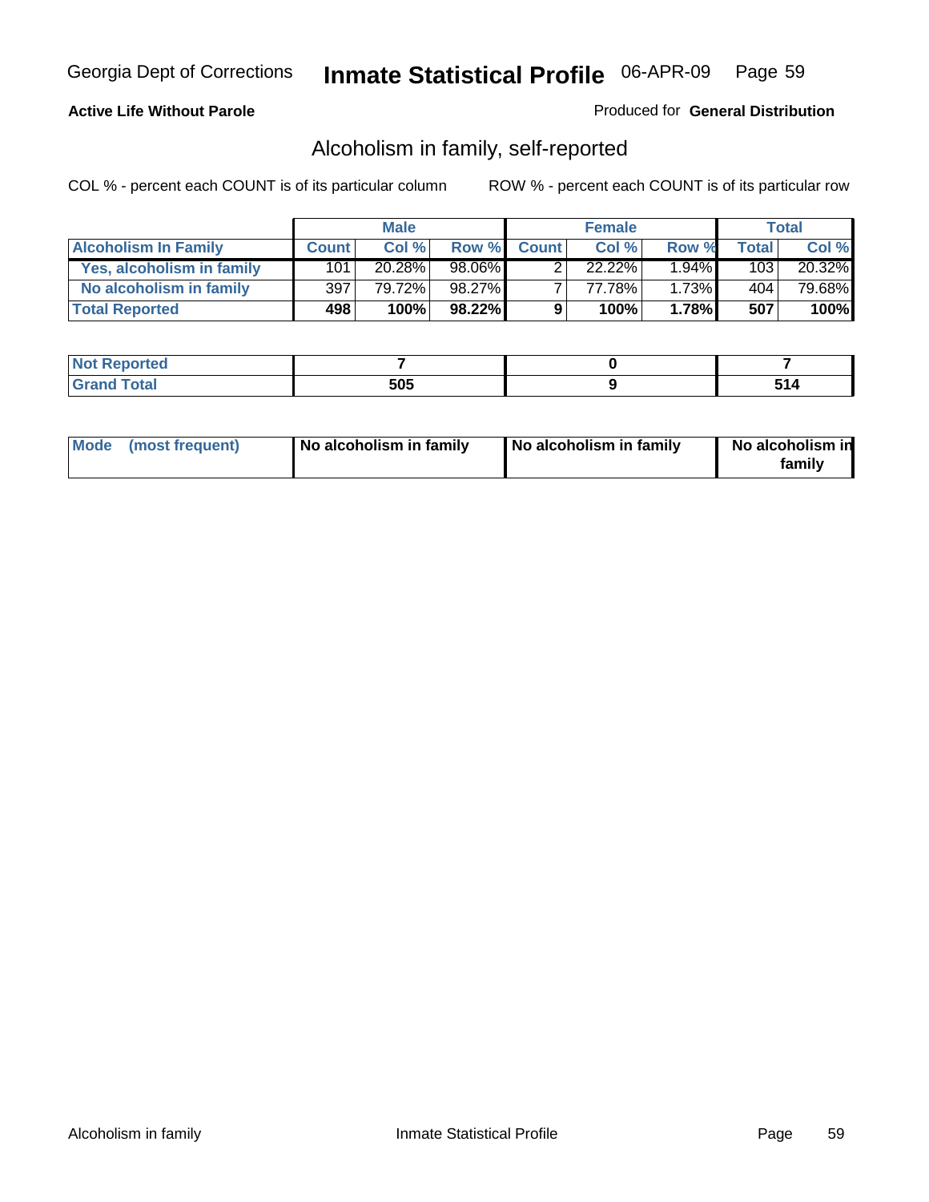**Active Life Without Parole**

Produced for **General Distribution**

## Alcoholism in family, self-reported

COL % - percent each COUNT is of its particular column

ROW % - percent each COUNT is of its particular row

| | Male | | | Female | | | Total | |
|---|---|---|---|---|---|---|---|---|
| **Alcoholism In Family** | **Count** | **Col %** | **Row %** | **Count** | **Col %** | **Row %** | **Total** | **Col %** |
| **Yes, alcoholism in family** | 101 | 20.28% | 98.06% | 2 | 22.22% | 1.94% | 103 | 20.32% |
| **No alcoholism in family** | 397 | 79.72% | 98.27% | 7 | 77.78% | 1.73% | 404 | 79.68% |
| **Total Reported** | **498** | **100%** | **98.22%** | **9** | **100%** | **1.78%** | **507** | **100%** |

| | Male | Female | Total |
|---|---|---|---|
| **Not Reported** | **7** | **0** | **7** |
| **Grand Total** | **505** | **9** | **514** |

| | Male | Female | Total |
|---|---|---|---|
| **Mode (most frequent)** | **No alcoholism in family** | **No alcoholism in family** | **No alcoholism in family** |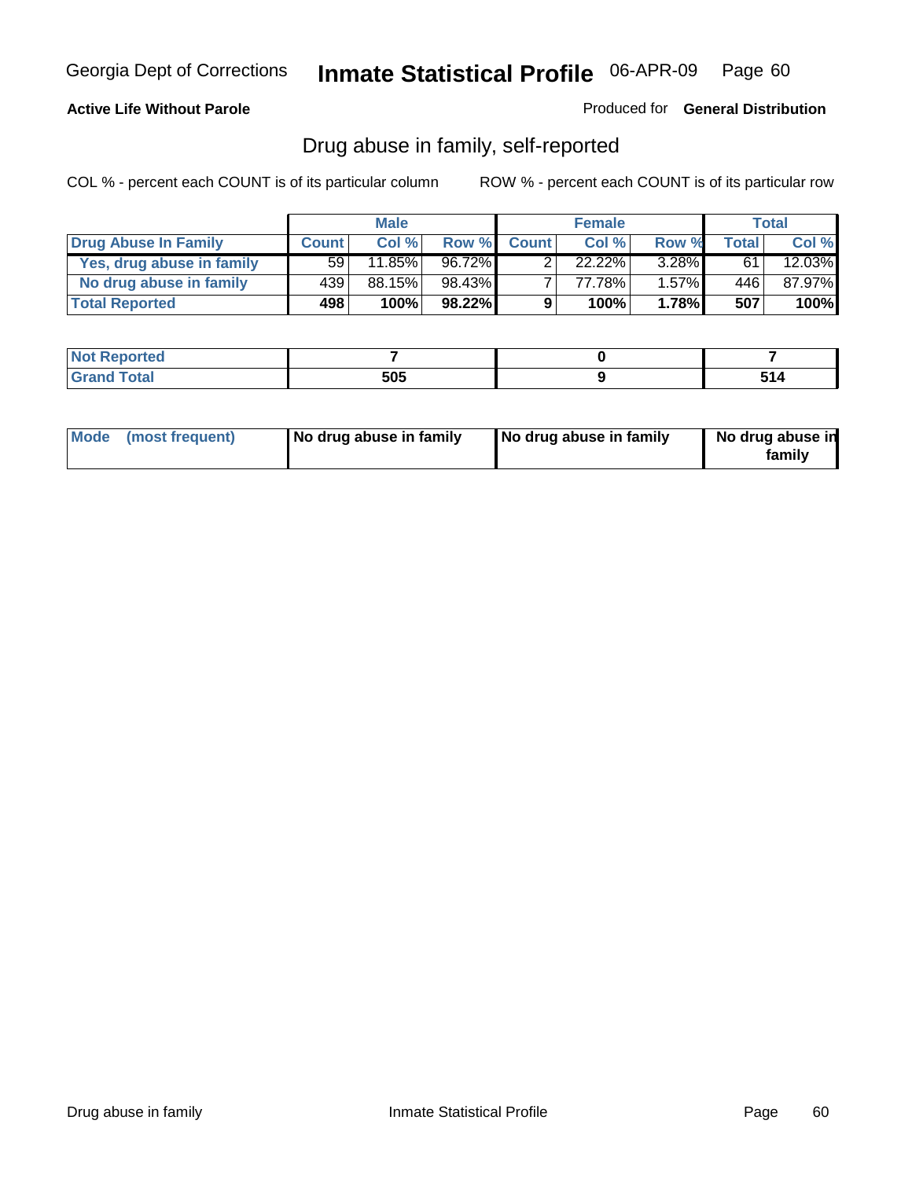Georgia Dept of Corrections **Inmate Statistical Profile** 06-APR-09

**Active Life Without Parole**

Produced for **General Distribution**

## Drug abuse in family, self-reported

COL % - percent each COUNT is of its particular column ROW % - percent each COUNT is of its particular row

| | Male | | | Female | | | Total | |
|---|---|---|---|---|---|---|---|---|
| **Drug Abuse In Family** | **Count** | **Col %** | **Row %** | **Count** | **Col %** | **Row %** | **Total** | **Col %** |
| **Yes, drug abuse in family** | 59 | 11.85% | 96.72% | 2 | 22.22% | 3.28% | 61 | 12.03% |
| **No drug abuse in family** | 439 | 88.15% | 98.43% | 7 | 77.78% | 1.57% | 446 | 87.97% |
| **Total Reported** | **498** | **100%** | **98.22%** | **9** | **100%** | **1.78%** | **507** | **100%** |

| | Male | Female | Total |
|---|---|---|---|
| **Not Reported** | **7** | **0** | **7** |
| **Grand Total** | **505** | **9** | **514** |

| | Male | Female | Total |
|---|---|---|---|
| **Mode (most frequent)** | **No drug abuse in family** | **No drug abuse in family** | **No drug abuse in family** |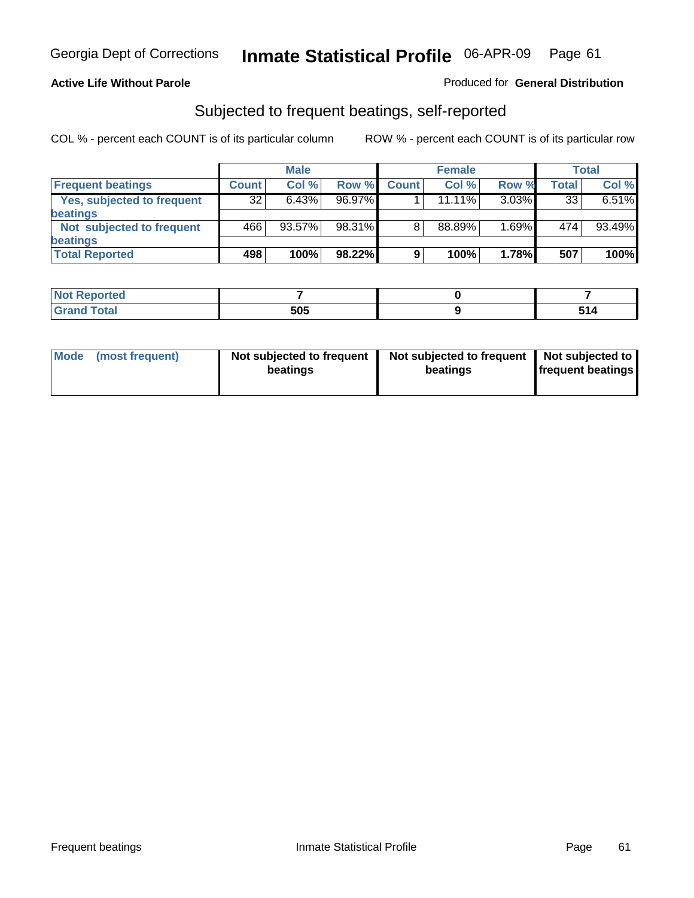Georgia Dept of Corrections **Inmate Statistical Profile** 06-APR-09

**Active Life Without Parole**

Produced for **General Distribution**

## Subjected to frequent beatings, self-reported

COL % - percent each COUNT is of its particular column

ROW % - percent each COUNT is of its particular row

| | Male | | | Female | | | Total | |
|---|---|---|---|---|---|---|---|---|
| **Frequent beatings** | **Count** | **Col %** | **Row %** | **Count** | **Col %** | **Row %** | **Total** | **Col %** |
| **Yes, subjected to frequent beatings** | 32 | 6.43% | 96.97% | 1 | 11.11% | 3.03% | 33 | 6.51% |
| **Not subjected to frequent beatings** | 466 | 93.57% | 98.31% | 8 | 88.89% | 1.69% | 474 | 93.49% |
| **Total Reported** | **498** | **100%** | **98.22%** | **9** | **100%** | **1.78%** | **507** | **100%** |

| | Male | Female | Total |
|---|---|---|---|
| **Not Reported** | **7** | **0** | **7** |
| **Grand Total** | **505** | **9** | **514** |

| | Male | Female | Total |
|---|---|---|---|
| **Mode (most frequent)** | **Not subjected to frequent beatings** | **Not subjected to frequent beatings** | **Not subjected to frequent beatings** |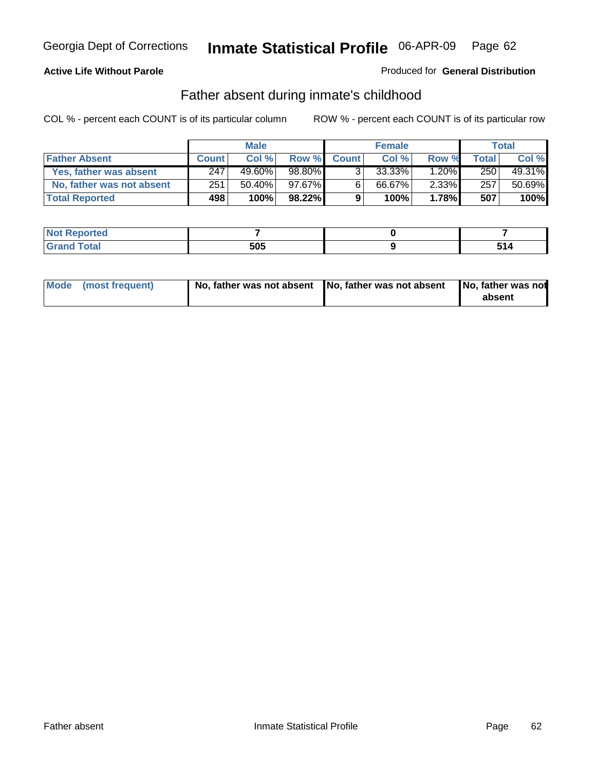Georgia Dept of Corrections **Inmate Statistical Profile** 06-APR-09

**Active Life Without Parole**

Produced for **General Distribution**

## Father absent during inmate's childhood

COL % - percent each COUNT is of its particular column

ROW % - percent each COUNT is of its particular row

| | Male | | | Female | | | Total | |
|---|---|---|---|---|---|---|---|---|
| **Father Absent** | **Count** | **Col %** | **Row %** | **Count** | **Col %** | **Row %** | **Total** | **Col %** |
| **Yes, father was absent** | 247 | 49.60% | 98.80% | 3 | 33.33% | 1.20% | 250 | 49.31% |
| **No, father was not absent** | 251 | 50.40% | 97.67% | 6 | 66.67% | 2.33% | 257 | 50.69% |
| **Total Reported** | **498** | **100%** | **98.22%** | **9** | **100%** | **1.78%** | **507** | **100%** |

| | Male | Female | Total |
|---|---|---|---|
| **Not Reported** | **7** | **0** | **7** |
| **Grand Total** | **505** | **9** | **514** |

| | Male | Female | Total |
|---|---|---|---|
| **Mode (most frequent)** | **No, father was not absent** | **No, father was not absent** | **No, father was not absent** |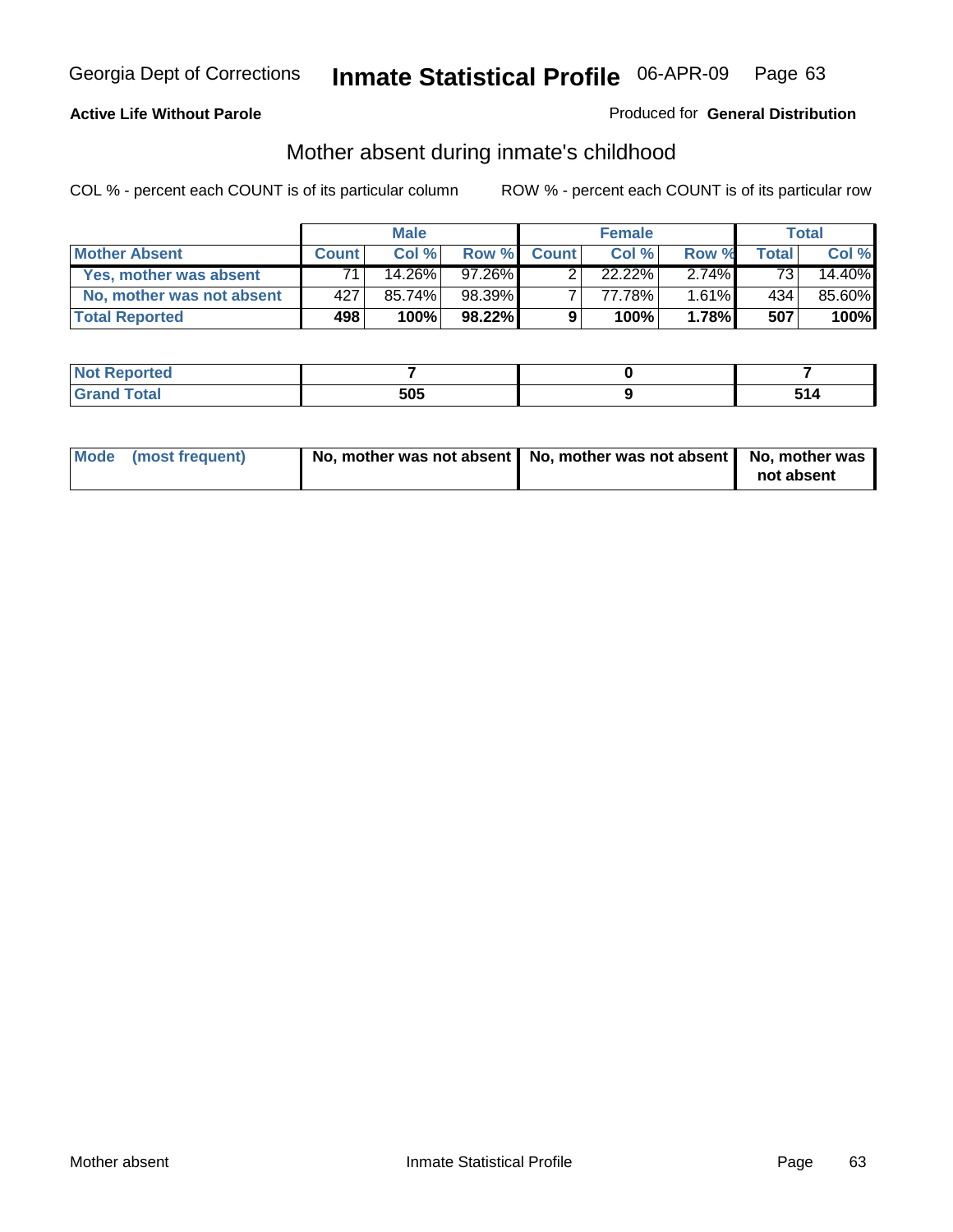**Active Life Without Parole**

Produced for **General Distribution**

## Mother absent during inmate's childhood

COL % - percent each COUNT is of its particular column

ROW % - percent each COUNT is of its particular row

| | Male | | | Female | | | Total | |
|---|---|---|---|---|---|---|---|---|
| **Mother Absent** | **Count** | **Col %** | **Row %** | **Count** | **Col %** | **Row %** | **Total** | **Col %** |
| **Yes, mother was absent** | 71 | 14.26% | 97.26% | 2 | 22.22% | 2.74% | 73 | 14.40% |
| **No, mother was not absent** | 427 | 85.74% | 98.39% | 7 | 77.78% | 1.61% | 434 | 85.60% |
| **Total Reported** | **498** | **100%** | **98.22%** | **9** | **100%** | **1.78%** | **507** | **100%** |

| | Male | Female | Total |
|---|---|---|---|
| **Not Reported** | **7** | **0** | **7** |
| **Grand Total** | **505** | **9** | **514** |

| | Male | Female | Total |
|---|---|---|---|
| **Mode (most frequent)** | **No, mother was not absent** | **No, mother was not absent** | **No, mother was not absent** |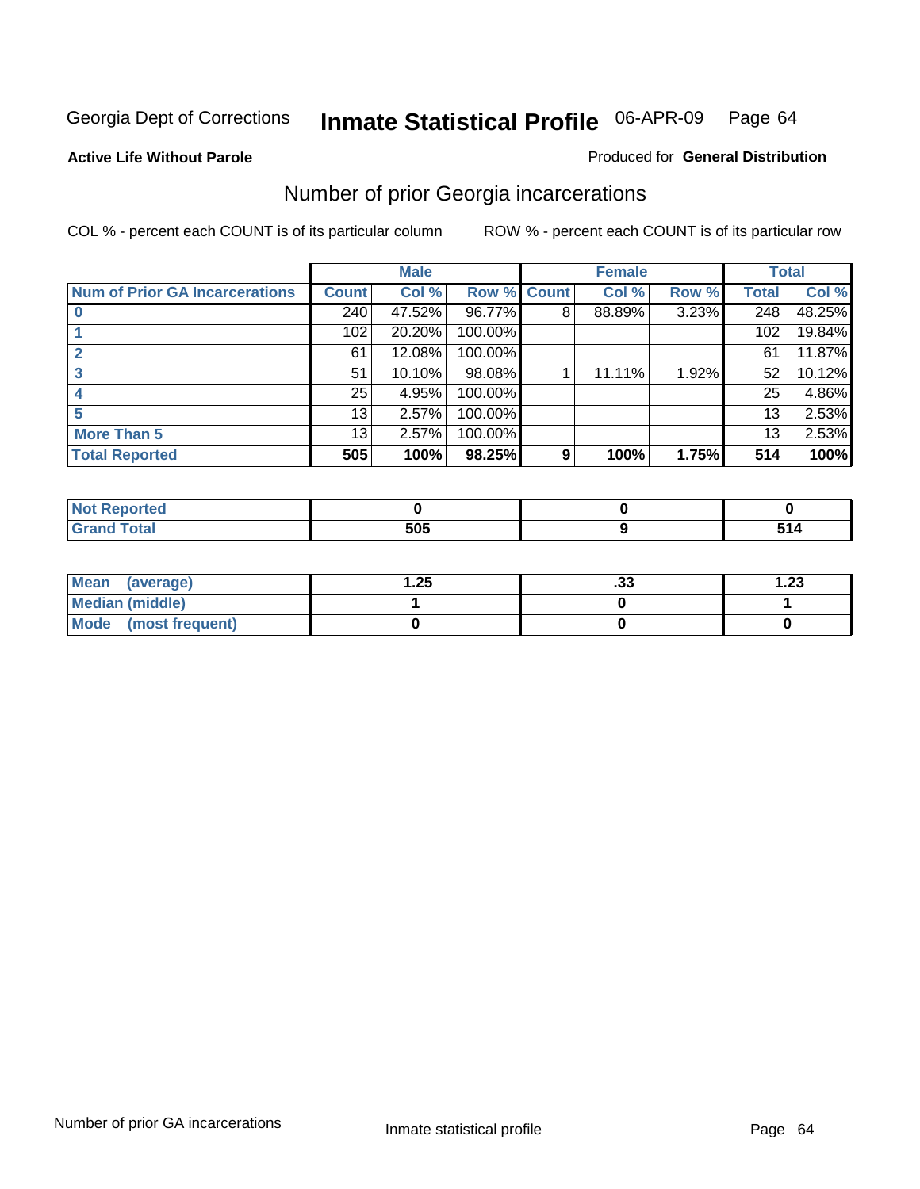Georgia Dept of Corrections **Inmate Statistical Profile** 06-APR-09

**Active Life Without Parole**

Produced for **General Distribution**

## Number of prior Georgia incarcerations

COL % - percent each COUNT is of its particular column

ROW % - percent each COUNT is of its particular row

| | Male | | | Female | | | Total | |
|---|---|---|---|---|---|---|---|---|
| **Num of Prior GA Incarcerations** | **Count** | **Col %** | **Row %** | **Count** | **Col %** | **Row %** | **Total** | **Col %** |
| **0** | 240 | 47.52% | 96.77% | 8 | 88.89% | 3.23% | 248 | 48.25% |
| **1** | 102 | 20.20% | 100.00% | | | | 102 | 19.84% |
| **2** | 61 | 12.08% | 100.00% | | | | 61 | 11.87% |
| **3** | 51 | 10.10% | 98.08% | 1 | 11.11% | 1.92% | 52 | 10.12% |
| **4** | 25 | 4.95% | 100.00% | | | | 25 | 4.86% |
| **5** | 13 | 2.57% | 100.00% | | | | 13 | 2.53% |
| **More Than 5** | 13 | 2.57% | 100.00% | | | | 13 | 2.53% |
| **Total Reported** | **505** | **100%** | **98.25%** | **9** | **100%** | **1.75%** | **514** | **100%** |

| | Male | Female | Total |
|---|---|---|---|
| **Not Reported** | **0** | **0** | **0** |
| **Grand Total** | **505** | **9** | **514** |

| | Male | Female | Total |
|---|---|---|---|
| **Mean (average)** | **1.25** | **.33** | **1.23** |
| **Median (middle)** | **1** | **0** | **1** |
| **Mode (most frequent)** | **0** | **0** | **0** |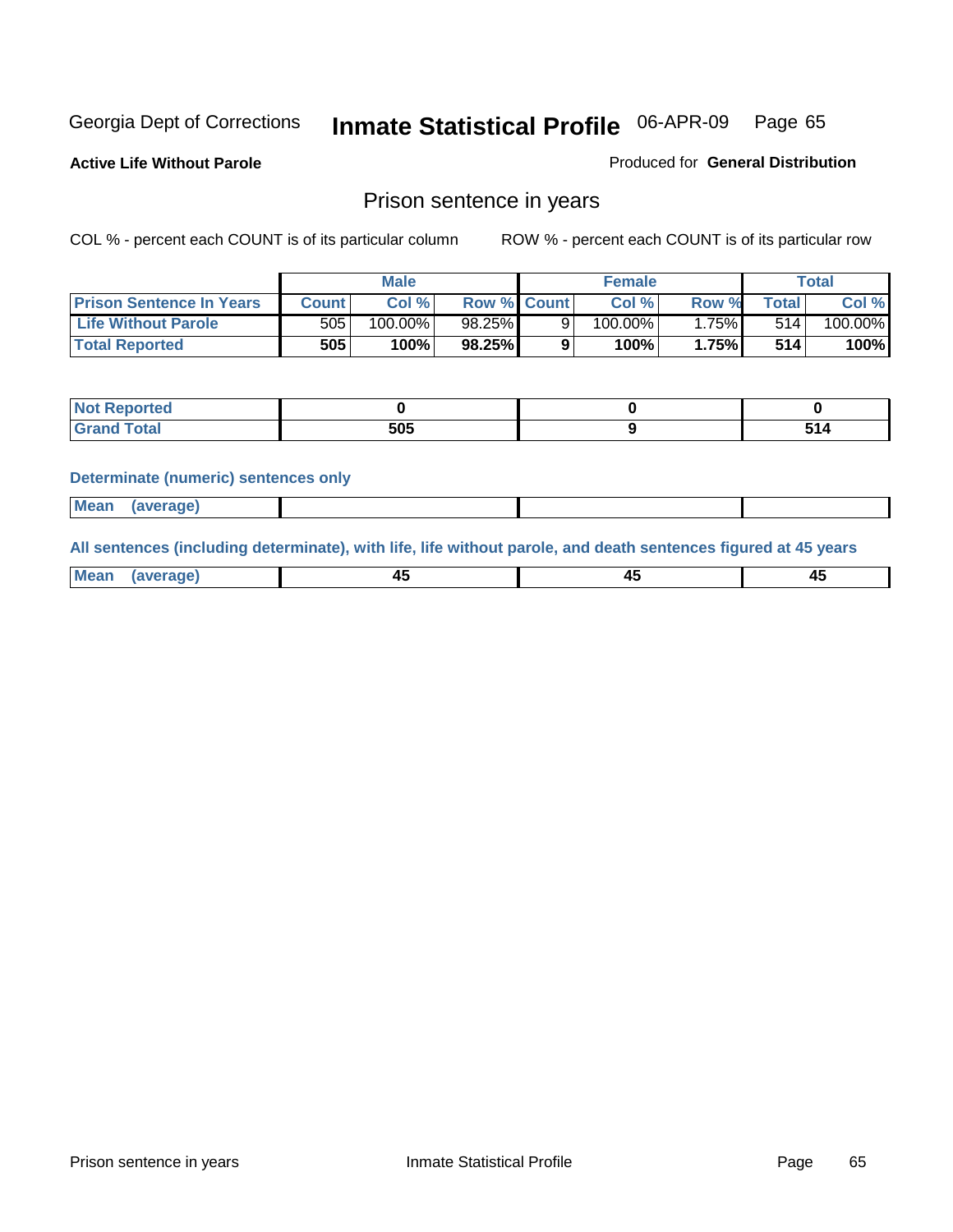Georgia Dept of Corrections **Inmate Statistical Profile** 06-APR-09

**Active Life Without Parole**

Produced for **General Distribution**

## Prison sentence in years

COL % - percent each COUNT is of its particular column

ROW % - percent each COUNT is of its particular row

| | Male | | | Female | | | Total | |
|---|---|---|---|---|---|---|---|---|
| **Prison Sentence In Years** | **Count** | **Col %** | **Row %** | **Count** | **Col %** | **Row %** | **Total** | **Col %** |
| **Life Without Parole** | 505 | 100.00% | 98.25% | 9 | 100.00% | 1.75% | 514 | 100.00% |
| **Total Reported** | **505** | **100%** | **98.25%** | **9** | **100%** | **1.75%** | **514** | **100%** |

| | Male | Female | Total |
|---|---|---|---|
| **Not Reported** | **0** | **0** | **0** |
| **Grand Total** | **505** | **9** | **514** |

**Determinate (numeric) sentences only**

| | Male | Female | Total |
|---|---|---|---|
| **Mean (average)** | | | |

**All sentences (including determinate), with life, life without parole, and death sentences figured at 45 years**

| | Male | Female | Total |
|---|---|---|---|
| **Mean (average)** | **45** | **45** | **45** |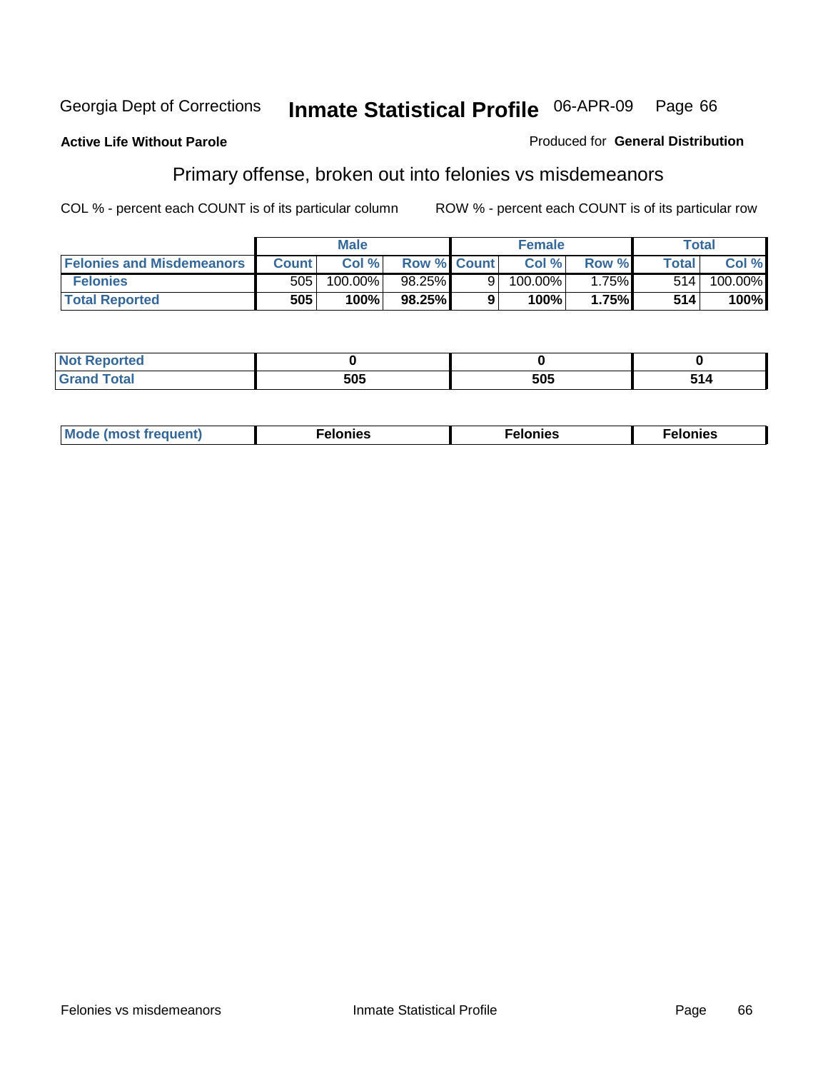Georgia Dept of Corrections **Inmate Statistical Profile** 06-APR-09

**Active Life Without Parole**

Produced for **General Distribution**

## Primary offense, broken out into felonies vs misdemeanors

COL % - percent each COUNT is of its particular column

ROW % - percent each COUNT is of its particular row

| | Male | | | Female | | | Total | |
|---|---|---|---|---|---|---|---|---|
| **Felonies and Misdemeanors** | **Count** | **Col %** | **Row %** | **Count** | **Col %** | **Row %** | **Total** | **Col %** |
| **Felonies** | 505 | 100.00% | 98.25% | 9 | 100.00% | 1.75% | 514 | 100.00% |
| **Total Reported** | **505** | **100%** | **98.25%** | **9** | **100%** | **1.75%** | **514** | **100%** |

| | Male | Female | Total |
|---|---|---|---|
| **Not Reported** | **0** | **0** | **0** |
| **Grand Total** | **505** | **505** | **514** |

| | Male | Female | Total |
|---|---|---|---|
| **Mode (most frequent)** | **Felonies** | **Felonies** | **Felonies** |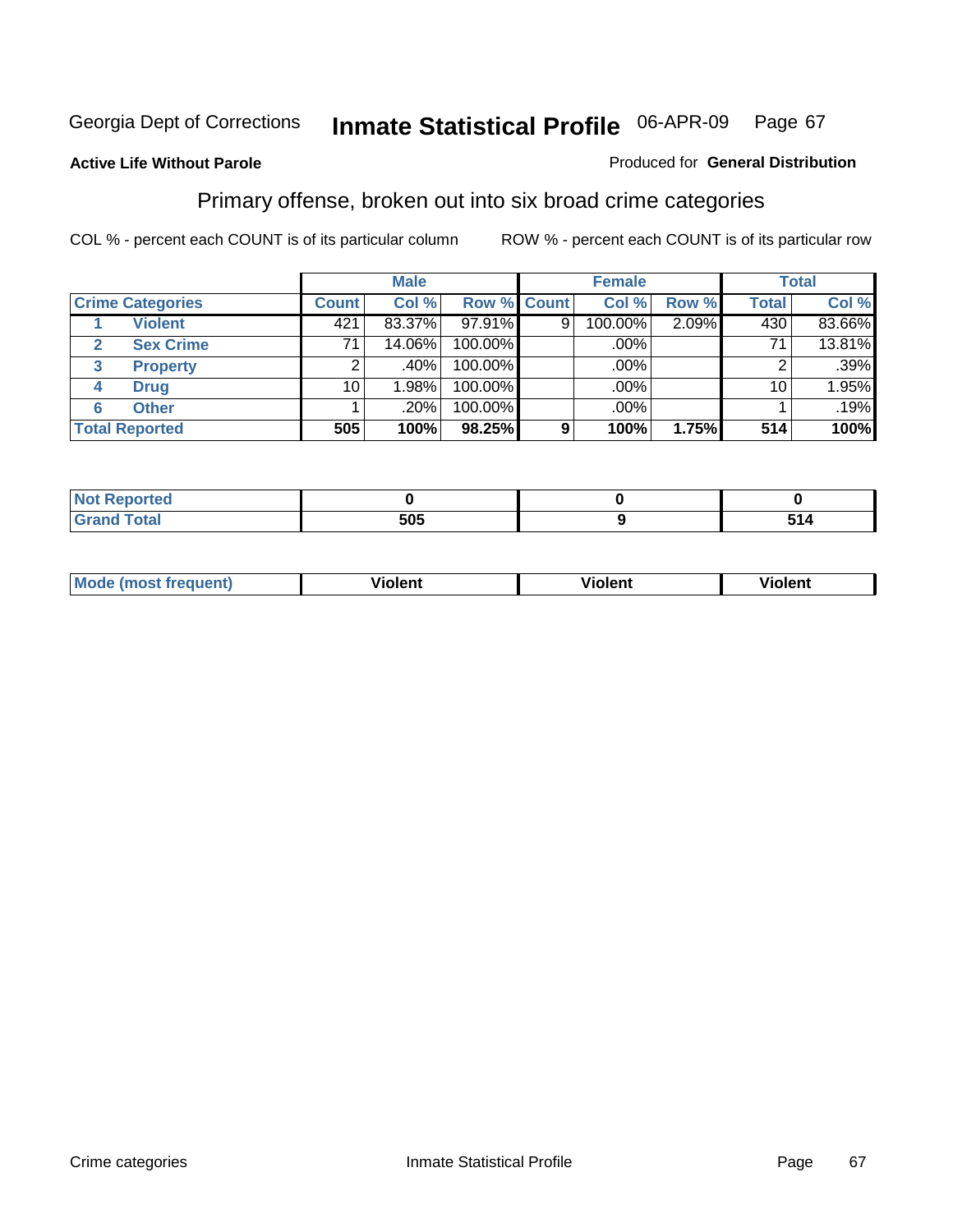Georgia Dept of Corrections **Inmate Statistical Profile** 06-APR-09 Page 67

**Active Life Without Parole**

Produced for **General Distribution**

## Primary offense, broken out into six broad crime categories

COL % - percent each COUNT is of its particular column

ROW % - percent each COUNT is of its particular row

| Crime Categories | | Male | | | Female | | | Total | |
|---|---|---|---|---|---|---|---|---|---|
| | | Count | Col % | Row % | Count | Col % | Row % | Total | Col % |
| 1 | Violent | 421 | 83.37% | 97.91% | 9 | 100.00% | 2.09% | 430 | 83.66% |
| 2 | Sex Crime | 71 | 14.06% | 100.00% | | .00% | | 71 | 13.81% |
| 3 | Property | 2 | .40% | 100.00% | | .00% | | 2 | .39% |
| 4 | Drug | 10 | 1.98% | 100.00% | | .00% | | 10 | 1.95% |
| 6 | Other | 1 | .20% | 100.00% | | .00% | | 1 | .19% |
| **Total Reported** | | **505** | **100%** | **98.25%** | **9** | **100%** | **1.75%** | **514** | **100%** |

| | Male | Female | Total |
|---|---|---|---|
| Not Reported | 0 | 0 | 0 |
| Grand Total | 505 | 9 | 514 |

| | Male | Female | Total |
|---|---|---|---|
| Mode (most frequent) | Violent | Violent | Violent |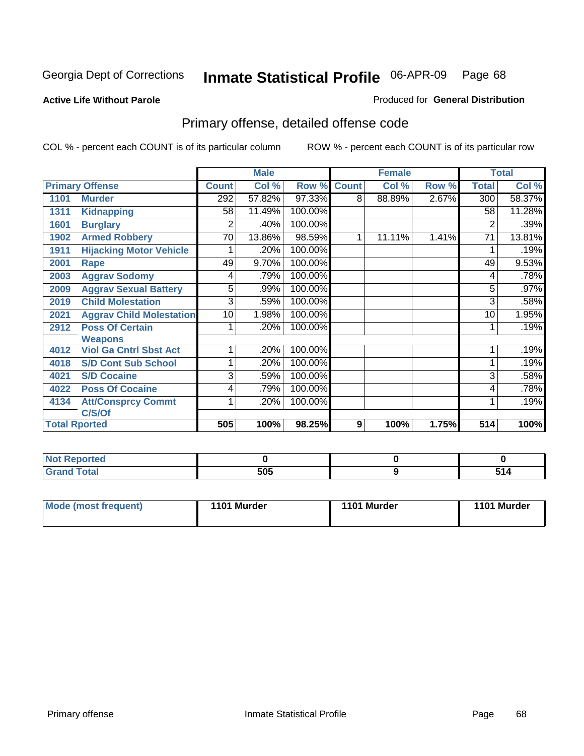Georgia Dept of Corrections **Inmate Statistical Profile** 06-APR-09 Page 68

**Active Life Without Parole**

Produced for **General Distribution**

## Primary offense, detailed offense code

COL % - percent each COUNT is of its particular column

ROW % - percent each COUNT is of its particular row

| Primary Offense | | Male | | | Female | | | Total | |
|---|---|---|---|---|---|---|---|---|---|
| | | Count | Col % | Row % | Count | Col % | Row % | Total | Col % |
| 1101 | Murder | 292 | 57.82% | 97.33% | 8 | 88.89% | 2.67% | 300 | 58.37% |
| 1311 | Kidnapping | 58 | 11.49% | 100.00% | | | | 58 | 11.28% |
| 1601 | Burglary | 2 | .40% | 100.00% | | | | 2 | .39% |
| 1902 | Armed Robbery | 70 | 13.86% | 98.59% | 1 | 11.11% | 1.41% | 71 | 13.81% |
| 1911 | Hijacking Motor Vehicle | 1 | .20% | 100.00% | | | | 1 | .19% |
| 2001 | Rape | 49 | 9.70% | 100.00% | | | | 49 | 9.53% |
| 2003 | Aggrav Sodomy | 4 | .79% | 100.00% | | | | 4 | .78% |
| 2009 | Aggrav Sexual Battery | 5 | .99% | 100.00% | | | | 5 | .97% |
| 2019 | Child Molestation | 3 | .59% | 100.00% | | | | 3 | .58% |
| 2021 | Aggrav Child Molestation | 10 | 1.98% | 100.00% | | | | 10 | 1.95% |
| 2912 | Poss Of Certain Weapons | 1 | .20% | 100.00% | | | | 1 | .19% |
| 4012 | Viol Ga Cntrl Sbst Act | 1 | .20% | 100.00% | | | | 1 | .19% |
| 4018 | S/D Cont Sub School | 1 | .20% | 100.00% | | | | 1 | .19% |
| 4021 | S/D Cocaine | 3 | .59% | 100.00% | | | | 3 | .58% |
| 4022 | Poss Of Cocaine | 4 | .79% | 100.00% | | | | 4 | .78% |
| 4134 | Att/Consprcy Commt C/S/Of | 1 | .20% | 100.00% | | | | 1 | .19% |
| **Total Rported** | | **505** | **100%** | **98.25%** | **9** | **100%** | **1.75%** | **514** | **100%** |

| | Male | Female | Total |
|---|---|---|---|
| Not Reported | **0** | **0** | **0** |
| Grand Total | **505** | **9** | **514** |

| | Male | Female | Total |
|---|---|---|---|
| Mode (most frequent) | **1101 Murder** | **1101 Murder** | **1101 Murder** |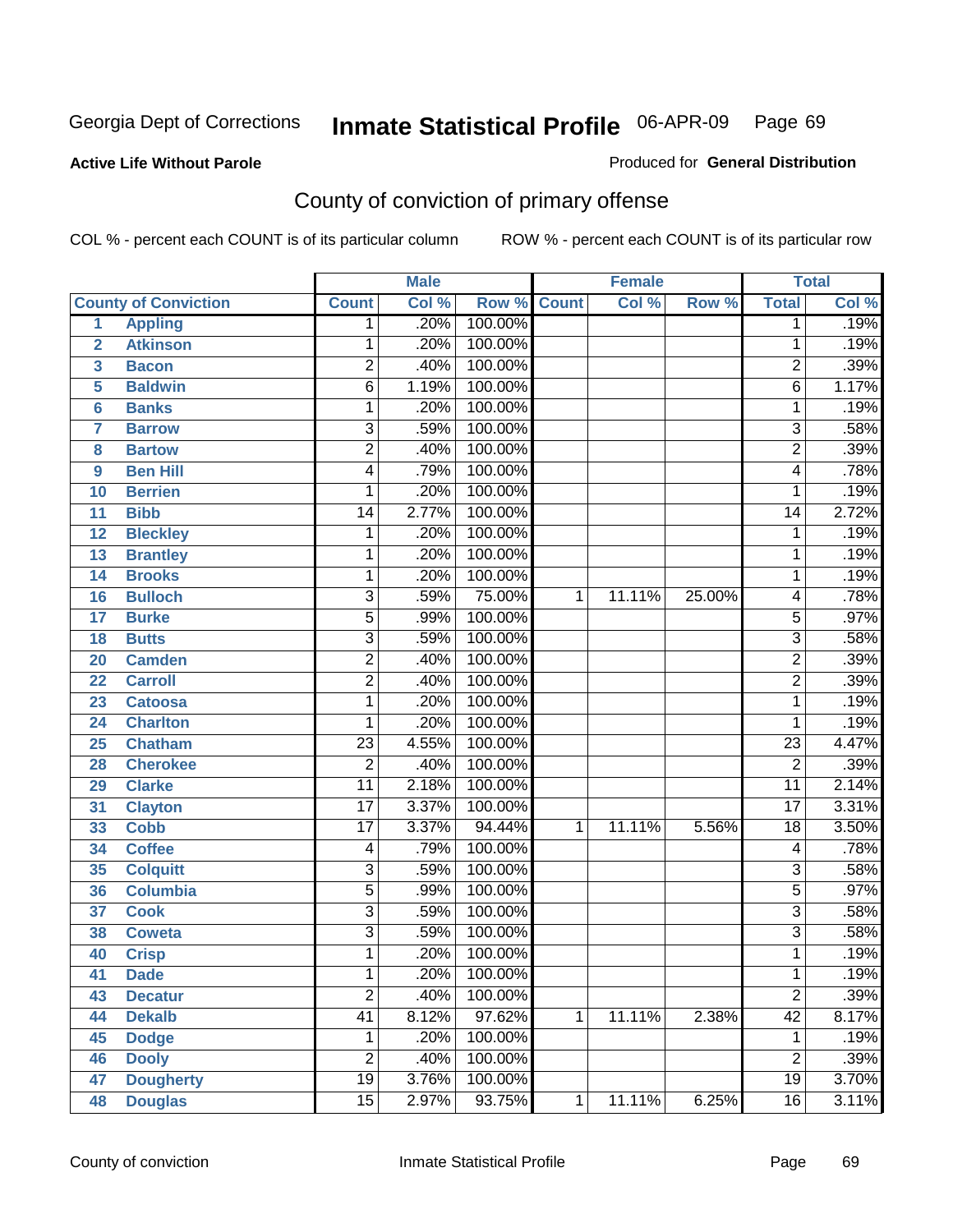Georgia Dept of Corrections **Inmate Statistical Profile** 06-APR-09 Page 69

**Active Life Without Parole**

Produced for **General Distribution**

## County of conviction of primary offense

COL % - percent each COUNT is of its particular column ROW % - percent each COUNT is of its particular row

| | | Male | | | Female | | | Total | |
|---|---|---|---|---|---|---|---|---|---|
| **County of Conviction** | | **Count** | **Col %** | **Row %** | **Count** | **Col %** | **Row %** | **Total** | **Col %** |
| 1 | Appling | 1 | .20% | 100.00% | | | | 1 | .19% |
| 2 | Atkinson | 1 | .20% | 100.00% | | | | 1 | .19% |
| 3 | Bacon | 2 | .40% | 100.00% | | | | 2 | .39% |
| 5 | Baldwin | 6 | 1.19% | 100.00% | | | | 6 | 1.17% |
| 6 | Banks | 1 | .20% | 100.00% | | | | 1 | .19% |
| 7 | Barrow | 3 | .59% | 100.00% | | | | 3 | .58% |
| 8 | Bartow | 2 | .40% | 100.00% | | | | 2 | .39% |
| 9 | Ben Hill | 4 | .79% | 100.00% | | | | 4 | .78% |
| 10 | Berrien | 1 | .20% | 100.00% | | | | 1 | .19% |
| 11 | Bibb | 14 | 2.77% | 100.00% | | | | 14 | 2.72% |
| 12 | Bleckley | 1 | .20% | 100.00% | | | | 1 | .19% |
| 13 | Brantley | 1 | .20% | 100.00% | | | | 1 | .19% |
| 14 | Brooks | 1 | .20% | 100.00% | | | | 1 | .19% |
| 16 | Bulloch | 3 | .59% | 75.00% | 1 | 11.11% | 25.00% | 4 | .78% |
| 17 | Burke | 5 | .99% | 100.00% | | | | 5 | .97% |
| 18 | Butts | 3 | .59% | 100.00% | | | | 3 | .58% |
| 20 | Camden | 2 | .40% | 100.00% | | | | 2 | .39% |
| 22 | Carroll | 2 | .40% | 100.00% | | | | 2 | .39% |
| 23 | Catoosa | 1 | .20% | 100.00% | | | | 1 | .19% |
| 24 | Charlton | 1 | .20% | 100.00% | | | | 1 | .19% |
| 25 | Chatham | 23 | 4.55% | 100.00% | | | | 23 | 4.47% |
| 28 | Cherokee | 2 | .40% | 100.00% | | | | 2 | .39% |
| 29 | Clarke | 11 | 2.18% | 100.00% | | | | 11 | 2.14% |
| 31 | Clayton | 17 | 3.37% | 100.00% | | | | 17 | 3.31% |
| 33 | Cobb | 17 | 3.37% | 94.44% | 1 | 11.11% | 5.56% | 18 | 3.50% |
| 34 | Coffee | 4 | .79% | 100.00% | | | | 4 | .78% |
| 35 | Colquitt | 3 | .59% | 100.00% | | | | 3 | .58% |
| 36 | Columbia | 5 | .99% | 100.00% | | | | 5 | .97% |
| 37 | Cook | 3 | .59% | 100.00% | | | | 3 | .58% |
| 38 | Coweta | 3 | .59% | 100.00% | | | | 3 | .58% |
| 40 | Crisp | 1 | .20% | 100.00% | | | | 1 | .19% |
| 41 | Dade | 1 | .20% | 100.00% | | | | 1 | .19% |
| 43 | Decatur | 2 | .40% | 100.00% | | | | 2 | .39% |
| 44 | Dekalb | 41 | 8.12% | 97.62% | 1 | 11.11% | 2.38% | 42 | 8.17% |
| 45 | Dodge | 1 | .20% | 100.00% | | | | 1 | .19% |
| 46 | Dooly | 2 | .40% | 100.00% | | | | 2 | .39% |
| 47 | Dougherty | 19 | 3.76% | 100.00% | | | | 19 | 3.70% |
| 48 | Douglas | 15 | 2.97% | 93.75% | 1 | 11.11% | 6.25% | 16 | 3.11% |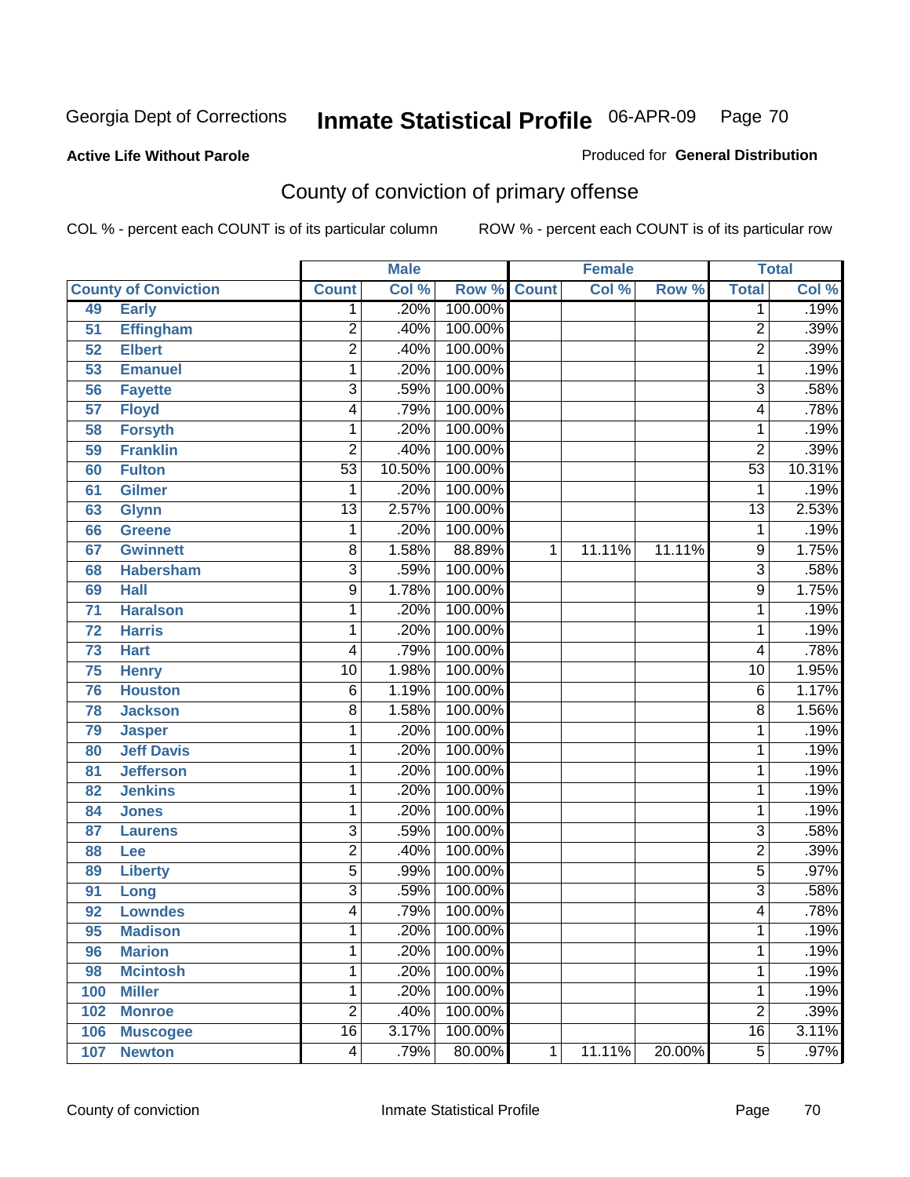Georgia Dept of Corrections **Inmate Statistical Profile** 06-APR-09

**Active Life Without Parole** Produced for **General Distribution**

## County of conviction of primary offense

COL % - percent each COUNT is of its particular column ROW % - percent each COUNT is of its particular row

| County of Conviction | | Male | | | Female | | | Total | |
|---|---|---|---|---|---|---|---|---|---|
| | | Count | Col % | Row % | Count | Col % | Row % | Total | Col % |
| 49 | Early | 1 | .20% | 100.00% | | | | 1 | .19% |
| 51 | Effingham | 2 | .40% | 100.00% | | | | 2 | .39% |
| 52 | Elbert | 2 | .40% | 100.00% | | | | 2 | .39% |
| 53 | Emanuel | 1 | .20% | 100.00% | | | | 1 | .19% |
| 56 | Fayette | 3 | .59% | 100.00% | | | | 3 | .58% |
| 57 | Floyd | 4 | .79% | 100.00% | | | | 4 | .78% |
| 58 | Forsyth | 1 | .20% | 100.00% | | | | 1 | .19% |
| 59 | Franklin | 2 | .40% | 100.00% | | | | 2 | .39% |
| 60 | Fulton | 53 | 10.50% | 100.00% | | | | 53 | 10.31% |
| 61 | Gilmer | 1 | .20% | 100.00% | | | | 1 | .19% |
| 63 | Glynn | 13 | 2.57% | 100.00% | | | | 13 | 2.53% |
| 66 | Greene | 1 | .20% | 100.00% | | | | 1 | .19% |
| 67 | Gwinnett | 8 | 1.58% | 88.89% | 1 | 11.11% | 11.11% | 9 | 1.75% |
| 68 | Habersham | 3 | .59% | 100.00% | | | | 3 | .58% |
| 69 | Hall | 9 | 1.78% | 100.00% | | | | 9 | 1.75% |
| 71 | Haralson | 1 | .20% | 100.00% | | | | 1 | .19% |
| 72 | Harris | 1 | .20% | 100.00% | | | | 1 | .19% |
| 73 | Hart | 4 | .79% | 100.00% | | | | 4 | .78% |
| 75 | Henry | 10 | 1.98% | 100.00% | | | | 10 | 1.95% |
| 76 | Houston | 6 | 1.19% | 100.00% | | | | 6 | 1.17% |
| 78 | Jackson | 8 | 1.58% | 100.00% | | | | 8 | 1.56% |
| 79 | Jasper | 1 | .20% | 100.00% | | | | 1 | .19% |
| 80 | Jeff Davis | 1 | .20% | 100.00% | | | | 1 | .19% |
| 81 | Jefferson | 1 | .20% | 100.00% | | | | 1 | .19% |
| 82 | Jenkins | 1 | .20% | 100.00% | | | | 1 | .19% |
| 84 | Jones | 1 | .20% | 100.00% | | | | 1 | .19% |
| 87 | Laurens | 3 | .59% | 100.00% | | | | 3 | .58% |
| 88 | Lee | 2 | .40% | 100.00% | | | | 2 | .39% |
| 89 | Liberty | 5 | .99% | 100.00% | | | | 5 | .97% |
| 91 | Long | 3 | .59% | 100.00% | | | | 3 | .58% |
| 92 | Lowndes | 4 | .79% | 100.00% | | | | 4 | .78% |
| 95 | Madison | 1 | .20% | 100.00% | | | | 1 | .19% |
| 96 | Marion | 1 | .20% | 100.00% | | | | 1 | .19% |
| 98 | Mcintosh | 1 | .20% | 100.00% | | | | 1 | .19% |
| 100 | Miller | 1 | .20% | 100.00% | | | | 1 | .19% |
| 102 | Monroe | 2 | .40% | 100.00% | | | | 2 | .39% |
| 106 | Muscogee | 16 | 3.17% | 100.00% | | | | 16 | 3.11% |
| 107 | Newton | 4 | .79% | 80.00% | 1 | 11.11% | 20.00% | 5 | .97% |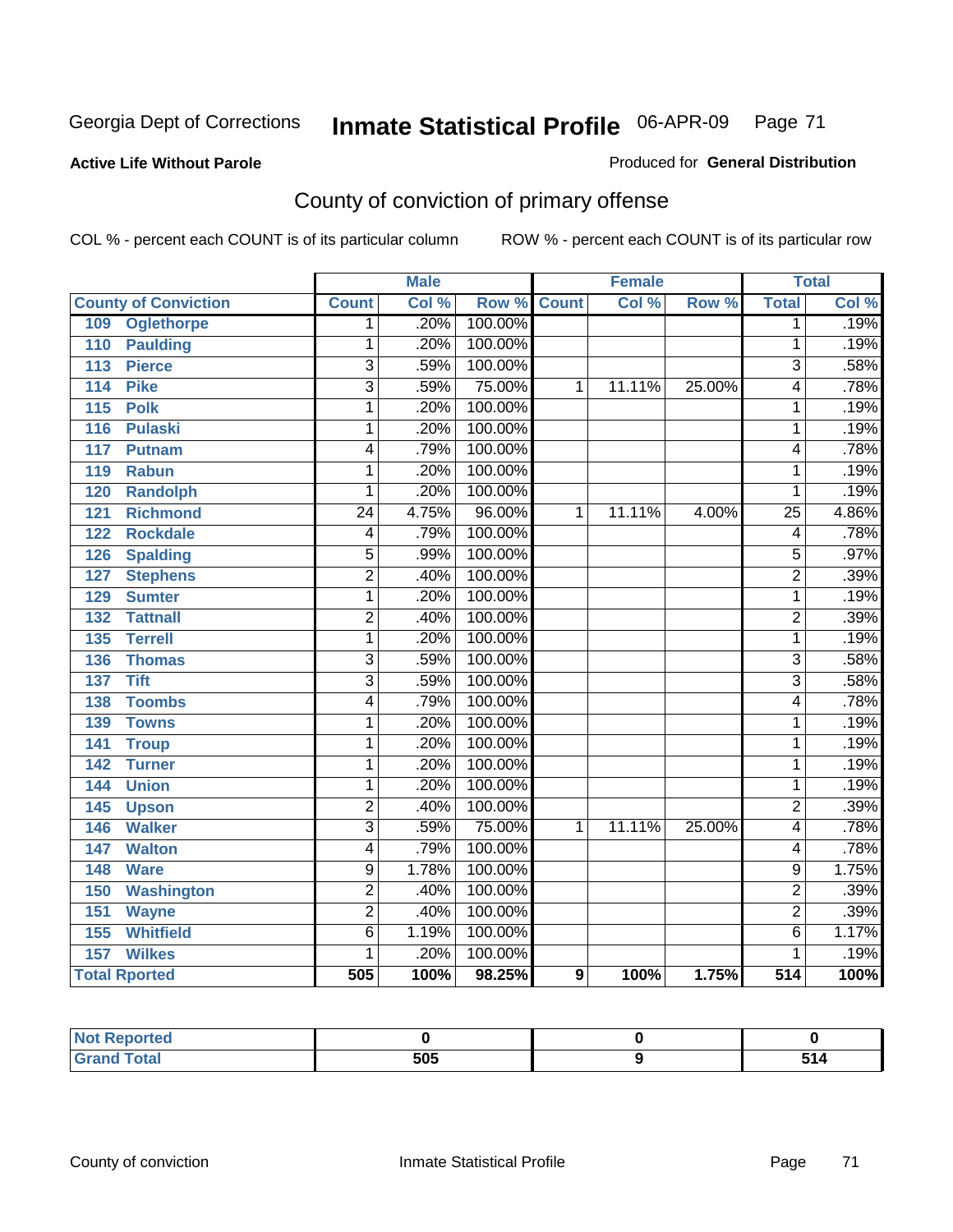Georgia Dept of Corrections **Inmate Statistical Profile** 06-APR-09

**Active Life Without Parole**

Produced for **General Distribution**

## County of conviction of primary offense

COL % - percent each COUNT is of its particular column ROW % - percent each COUNT is of its particular row

| | Male | | | Female | | | Total | |
|---|---|---|---|---|---|---|---|---|
| **County of Conviction** | **Count** | **Col %** | **Row %** | **Count** | **Col %** | **Row %** | **Total** | **Col %** |
| 109 Oglethorpe | 1 | .20% | 100.00% | | | | 1 | .19% |
| 110 Paulding | 1 | .20% | 100.00% | | | | 1 | .19% |
| 113 Pierce | 3 | .59% | 100.00% | | | | 3 | .58% |
| 114 Pike | 3 | .59% | 75.00% | 1 | 11.11% | 25.00% | 4 | .78% |
| 115 Polk | 1 | .20% | 100.00% | | | | 1 | .19% |
| 116 Pulaski | 1 | .20% | 100.00% | | | | 1 | .19% |
| 117 Putnam | 4 | .79% | 100.00% | | | | 4 | .78% |
| 119 Rabun | 1 | .20% | 100.00% | | | | 1 | .19% |
| 120 Randolph | 1 | .20% | 100.00% | | | | 1 | .19% |
| 121 Richmond | 24 | 4.75% | 96.00% | 1 | 11.11% | 4.00% | 25 | 4.86% |
| 122 Rockdale | 4 | .79% | 100.00% | | | | 4 | .78% |
| 126 Spalding | 5 | .99% | 100.00% | | | | 5 | .97% |
| 127 Stephens | 2 | .40% | 100.00% | | | | 2 | .39% |
| 129 Sumter | 1 | .20% | 100.00% | | | | 1 | .19% |
| 132 Tattnall | 2 | .40% | 100.00% | | | | 2 | .39% |
| 135 Terrell | 1 | .20% | 100.00% | | | | 1 | .19% |
| 136 Thomas | 3 | .59% | 100.00% | | | | 3 | .58% |
| 137 Tift | 3 | .59% | 100.00% | | | | 3 | .58% |
| 138 Toombs | 4 | .79% | 100.00% | | | | 4 | .78% |
| 139 Towns | 1 | .20% | 100.00% | | | | 1 | .19% |
| 141 Troup | 1 | .20% | 100.00% | | | | 1 | .19% |
| 142 Turner | 1 | .20% | 100.00% | | | | 1 | .19% |
| 144 Union | 1 | .20% | 100.00% | | | | 1 | .19% |
| 145 Upson | 2 | .40% | 100.00% | | | | 2 | .39% |
| 146 Walker | 3 | .59% | 75.00% | 1 | 11.11% | 25.00% | 4 | .78% |
| 147 Walton | 4 | .79% | 100.00% | | | | 4 | .78% |
| 148 Ware | 9 | 1.78% | 100.00% | | | | 9 | 1.75% |
| 150 Washington | 2 | .40% | 100.00% | | | | 2 | .39% |
| 151 Wayne | 2 | .40% | 100.00% | | | | 2 | .39% |
| 155 Whitfield | 6 | 1.19% | 100.00% | | | | 6 | 1.17% |
| 157 Wilkes | 1 | .20% | 100.00% | | | | 1 | .19% |
| **Total Rported** | **505** | **100%** | **98.25%** | **9** | **100%** | **1.75%** | **514** | **100%** |

| | Male | Female | Total |
|---|---|---|---|
| **Not Reported** | **0** | **0** | **0** |
| **Grand Total** | **505** | **9** | **514** |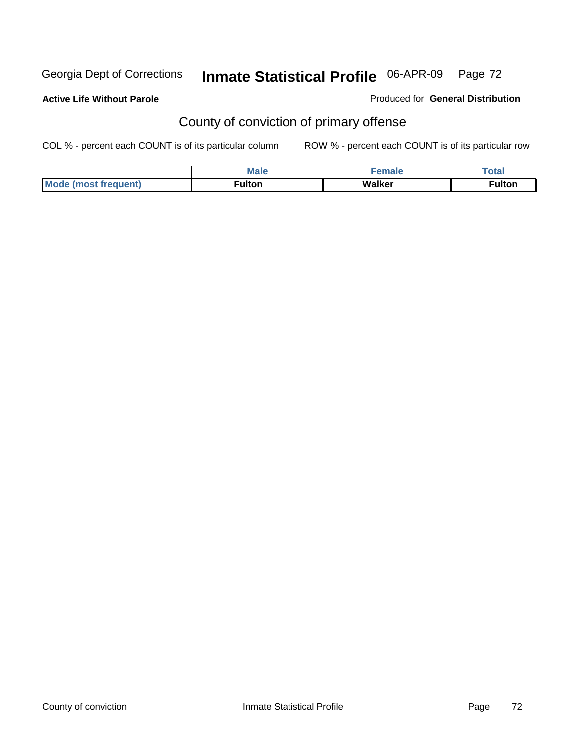Active Life Without Parole

Produced for **General Distribution**

## County of conviction of primary offense

COL % - percent each COUNT is of its particular column

ROW % - percent each COUNT is of its particular row

| | Male | Female | Total |
|---|---|---|---|
| **Mode (most frequent)** | **Fulton** | **Walker** | **Fulton** |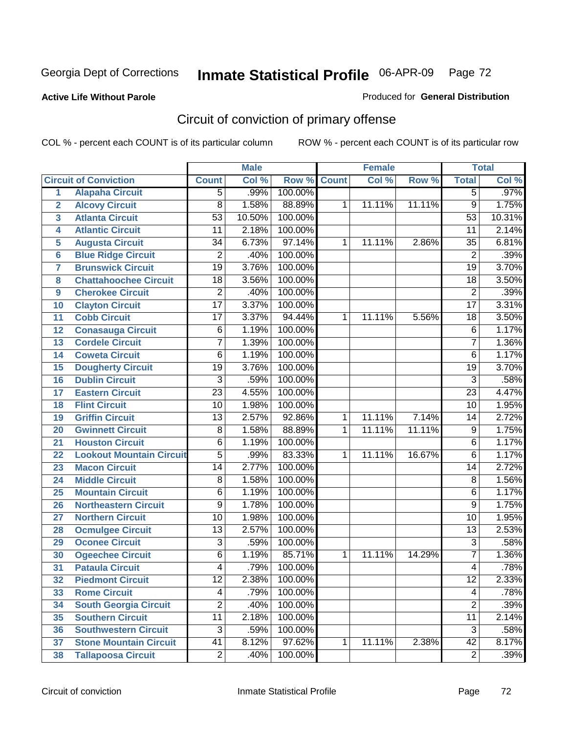Georgia Dept of Corrections

# Inmate Statistical Profile 06-APR-09

**Active Life Without Parole**

Produced for **General Distribution**

## Circuit of conviction of primary offense

COL % - percent each COUNT is of its particular column

ROW % - percent each COUNT is of its particular row

| | | Male | | | Female | | | Total | |
|---|---|---|---|---|---|---|---|---|---|
| **Circuit of Conviction** | | **Count** | **Col %** | **Row %** | **Count** | **Col %** | **Row %** | **Total** | **Col %** |
| 1 | Alapaha Circuit | 5 | .99% | 100.00% | | | | 5 | .97% |
| 2 | Alcovy Circuit | 8 | 1.58% | 88.89% | 1 | 11.11% | 11.11% | 9 | 1.75% |
| 3 | Atlanta Circuit | 53 | 10.50% | 100.00% | | | | 53 | 10.31% |
| 4 | Atlantic Circuit | 11 | 2.18% | 100.00% | | | | 11 | 2.14% |
| 5 | Augusta Circuit | 34 | 6.73% | 97.14% | 1 | 11.11% | 2.86% | 35 | 6.81% |
| 6 | Blue Ridge Circuit | 2 | .40% | 100.00% | | | | 2 | .39% |
| 7 | Brunswick Circuit | 19 | 3.76% | 100.00% | | | | 19 | 3.70% |
| 8 | Chattahoochee Circuit | 18 | 3.56% | 100.00% | | | | 18 | 3.50% |
| 9 | Cherokee Circuit | 2 | .40% | 100.00% | | | | 2 | .39% |
| 10 | Clayton Circuit | 17 | 3.37% | 100.00% | | | | 17 | 3.31% |
| 11 | Cobb Circuit | 17 | 3.37% | 94.44% | 1 | 11.11% | 5.56% | 18 | 3.50% |
| 12 | Conasauga Circuit | 6 | 1.19% | 100.00% | | | | 6 | 1.17% |
| 13 | Cordele Circuit | 7 | 1.39% | 100.00% | | | | 7 | 1.36% |
| 14 | Coweta Circuit | 6 | 1.19% | 100.00% | | | | 6 | 1.17% |
| 15 | Dougherty Circuit | 19 | 3.76% | 100.00% | | | | 19 | 3.70% |
| 16 | Dublin Circuit | 3 | .59% | 100.00% | | | | 3 | .58% |
| 17 | Eastern Circuit | 23 | 4.55% | 100.00% | | | | 23 | 4.47% |
| 18 | Flint Circuit | 10 | 1.98% | 100.00% | | | | 10 | 1.95% |
| 19 | Griffin Circuit | 13 | 2.57% | 92.86% | 1 | 11.11% | 7.14% | 14 | 2.72% |
| 20 | Gwinnett Circuit | 8 | 1.58% | 88.89% | 1 | 11.11% | 11.11% | 9 | 1.75% |
| 21 | Houston Circuit | 6 | 1.19% | 100.00% | | | | 6 | 1.17% |
| 22 | Lookout Mountain Circuit | 5 | .99% | 83.33% | 1 | 11.11% | 16.67% | 6 | 1.17% |
| 23 | Macon Circuit | 14 | 2.77% | 100.00% | | | | 14 | 2.72% |
| 24 | Middle Circuit | 8 | 1.58% | 100.00% | | | | 8 | 1.56% |
| 25 | Mountain Circuit | 6 | 1.19% | 100.00% | | | | 6 | 1.17% |
| 26 | Northeastern Circuit | 9 | 1.78% | 100.00% | | | | 9 | 1.75% |
| 27 | Northern Circuit | 10 | 1.98% | 100.00% | | | | 10 | 1.95% |
| 28 | Ocmulgee Circuit | 13 | 2.57% | 100.00% | | | | 13 | 2.53% |
| 29 | Oconee Circuit | 3 | .59% | 100.00% | | | | 3 | .58% |
| 30 | Ogeechee Circuit | 6 | 1.19% | 85.71% | 1 | 11.11% | 14.29% | 7 | 1.36% |
| 31 | Pataula Circuit | 4 | .79% | 100.00% | | | | 4 | .78% |
| 32 | Piedmont Circuit | 12 | 2.38% | 100.00% | | | | 12 | 2.33% |
| 33 | Rome Circuit | 4 | .79% | 100.00% | | | | 4 | .78% |
| 34 | South Georgia Circuit | 2 | .40% | 100.00% | | | | 2 | .39% |
| 35 | Southern Circuit | 11 | 2.18% | 100.00% | | | | 11 | 2.14% |
| 36 | Southwestern Circuit | 3 | .59% | 100.00% | | | | 3 | .58% |
| 37 | Stone Mountain Circuit | 41 | 8.12% | 97.62% | 1 | 11.11% | 2.38% | 42 | 8.17% |
| 38 | Tallapoosa Circuit | 2 | .40% | 100.00% | | | | 2 | .39% |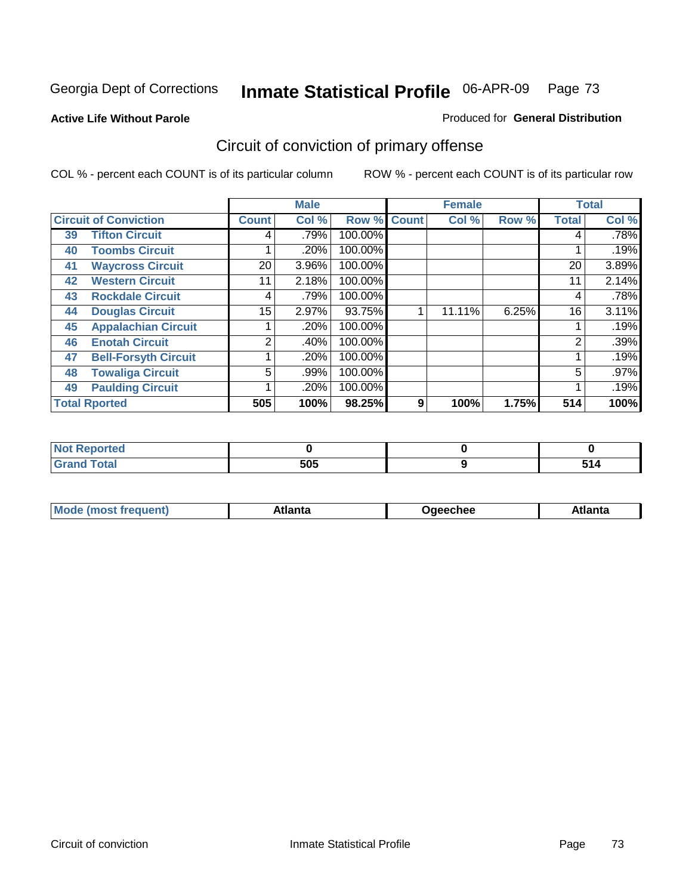Georgia Dept of Corrections **Inmate Statistical Profile** 06-APR-09

**Active Life Without Parole**

Produced for **General Distribution**

## Circuit of conviction of primary offense

COL % - percent each COUNT is of its particular column ROW % - percent each COUNT is of its particular row

| Circuit of Conviction | | Male | | | Female | | | Total | |
|---|---|---|---|---|---|---|---|---|---|
| | | Count | Col % | Row % | Count | Col % | Row % | Total | Col % |
| 39 | Tifton Circuit | 4 | .79% | 100.00% | | | | 4 | .78% |
| 40 | Toombs Circuit | 1 | .20% | 100.00% | | | | 1 | .19% |
| 41 | Waycross Circuit | 20 | 3.96% | 100.00% | | | | 20 | 3.89% |
| 42 | Western Circuit | 11 | 2.18% | 100.00% | | | | 11 | 2.14% |
| 43 | Rockdale Circuit | 4 | .79% | 100.00% | | | | 4 | .78% |
| 44 | Douglas Circuit | 15 | 2.97% | 93.75% | 1 | 11.11% | 6.25% | 16 | 3.11% |
| 45 | Appalachian Circuit | 1 | .20% | 100.00% | | | | 1 | .19% |
| 46 | Enotah Circuit | 2 | .40% | 100.00% | | | | 2 | .39% |
| 47 | Bell-Forsyth Circuit | 1 | .20% | 100.00% | | | | 1 | .19% |
| 48 | Towaliga Circuit | 5 | .99% | 100.00% | | | | 5 | .97% |
| 49 | Paulding Circuit | 1 | .20% | 100.00% | | | | 1 | .19% |
| **Total Rported** | | **505** | **100%** | **98.25%** | **9** | **100%** | **1.75%** | **514** | **100%** |

| | Male | Female | Total |
|---|---|---|---|
| Not Reported | 0 | 0 | 0 |
| Grand Total | 505 | 9 | 514 |

| | Male | Female | Total |
|---|---|---|---|
| Mode (most frequent) | Atlanta | Ogeechee | Atlanta |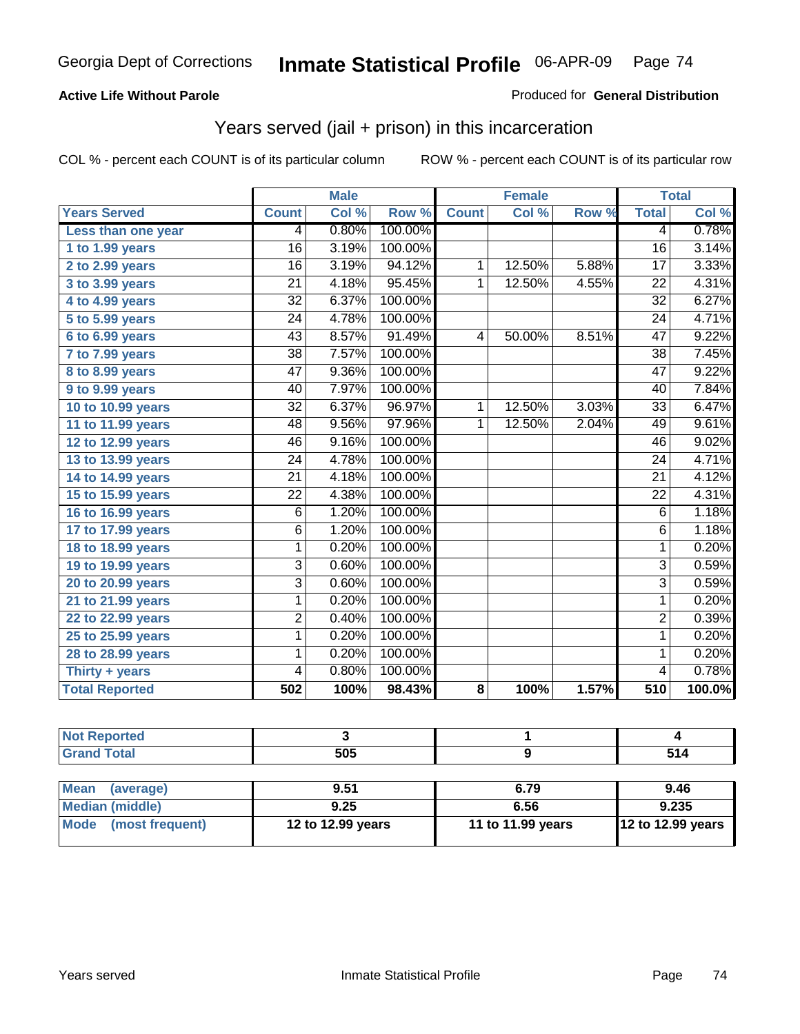# Georgia Dept of Corrections — Inmate Statistical Profile 06-APR-09

**Active Life Without Parole**

Produced for **General Distribution**

## Years served (jail + prison) in this incarceration

COL % - percent each COUNT is of its particular column

ROW % - percent each COUNT is of its particular row

| | Male | | | Female | | | Total | |
|---|---|---|---|---|---|---|---|---|
| **Years Served** | **Count** | **Col %** | **Row %** | **Count** | **Col %** | **Row %** | **Total** | **Col %** |
| Less than one year | 4 | 0.80% | 100.00% | | | | 4 | 0.78% |
| 1 to 1.99 years | 16 | 3.19% | 100.00% | | | | 16 | 3.14% |
| 2 to 2.99 years | 16 | 3.19% | 94.12% | 1 | 12.50% | 5.88% | 17 | 3.33% |
| 3 to 3.99 years | 21 | 4.18% | 95.45% | 1 | 12.50% | 4.55% | 22 | 4.31% |
| 4 to 4.99 years | 32 | 6.37% | 100.00% | | | | 32 | 6.27% |
| 5 to 5.99 years | 24 | 4.78% | 100.00% | | | | 24 | 4.71% |
| 6 to 6.99 years | 43 | 8.57% | 91.49% | 4 | 50.00% | 8.51% | 47 | 9.22% |
| 7 to 7.99 years | 38 | 7.57% | 100.00% | | | | 38 | 7.45% |
| 8 to 8.99 years | 47 | 9.36% | 100.00% | | | | 47 | 9.22% |
| 9 to 9.99 years | 40 | 7.97% | 100.00% | | | | 40 | 7.84% |
| 10 to 10.99 years | 32 | 6.37% | 96.97% | 1 | 12.50% | 3.03% | 33 | 6.47% |
| 11 to 11.99 years | 48 | 9.56% | 97.96% | 1 | 12.50% | 2.04% | 49 | 9.61% |
| 12 to 12.99 years | 46 | 9.16% | 100.00% | | | | 46 | 9.02% |
| 13 to 13.99 years | 24 | 4.78% | 100.00% | | | | 24 | 4.71% |
| 14 to 14.99 years | 21 | 4.18% | 100.00% | | | | 21 | 4.12% |
| 15 to 15.99 years | 22 | 4.38% | 100.00% | | | | 22 | 4.31% |
| 16 to 16.99 years | 6 | 1.20% | 100.00% | | | | 6 | 1.18% |
| 17 to 17.99 years | 6 | 1.20% | 100.00% | | | | 6 | 1.18% |
| 18 to 18.99 years | 1 | 0.20% | 100.00% | | | | 1 | 0.20% |
| 19 to 19.99 years | 3 | 0.60% | 100.00% | | | | 3 | 0.59% |
| 20 to 20.99 years | 3 | 0.60% | 100.00% | | | | 3 | 0.59% |
| 21 to 21.99 years | 1 | 0.20% | 100.00% | | | | 1 | 0.20% |
| 22 to 22.99 years | 2 | 0.40% | 100.00% | | | | 2 | 0.39% |
| 25 to 25.99 years | 1 | 0.20% | 100.00% | | | | 1 | 0.20% |
| 28 to 28.99 years | 1 | 0.20% | 100.00% | | | | 1 | 0.20% |
| Thirty + years | 4 | 0.80% | 100.00% | | | | 4 | 0.78% |
| **Total Reported** | **502** | **100%** | **98.43%** | **8** | **100%** | **1.57%** | **510** | **100.0%** |

| | Male | Female | Total |
|---|---|---|---|
| Not Reported | 3 | 1 | 4 |
| Grand Total | 505 | 9 | 514 |

| | Male | Female | Total |
|---|---|---|---|
| Mean (average) | 9.51 | 6.79 | 9.46 |
| Median (middle) | 9.25 | 6.56 | 9.235 |
| Mode (most frequent) | 12 to 12.99 years | 11 to 11.99 years | 12 to 12.99 years |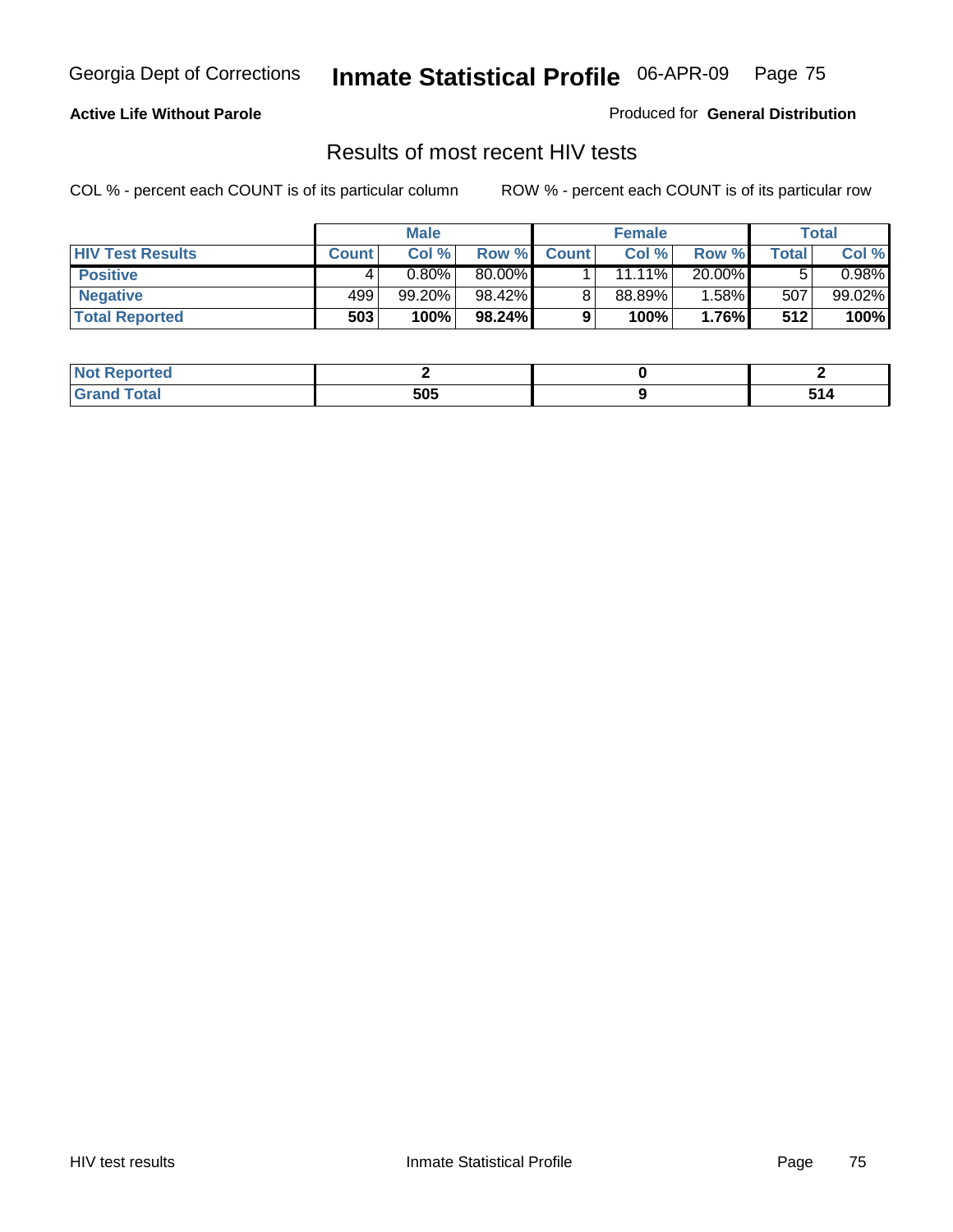**Active Life Without Parole**

Produced for **General Distribution**

## Results of most recent HIV tests

COL % - percent each COUNT is of its particular column

ROW % - percent each COUNT is of its particular row

| | Male | | | Female | | | Total | |
|---|---|---|---|---|---|---|---|---|
| **HIV Test Results** | **Count** | **Col %** | **Row %** | **Count** | **Col %** | **Row %** | **Total** | **Col %** |
| **Positive** | 4 | 0.80% | 80.00% | 1 | 11.11% | 20.00% | 5 | 0.98% |
| **Negative** | 499 | 99.20% | 98.42% | 8 | 88.89% | 1.58% | 507 | 99.02% |
| **Total Reported** | **503** | **100%** | **98.24%** | **9** | **100%** | **1.76%** | **512** | **100%** |

| | Male | Female | Total |
|---|---|---|---|
| **Not Reported** | **2** | **0** | **2** |
| **Grand Total** | **505** | **9** | **514** |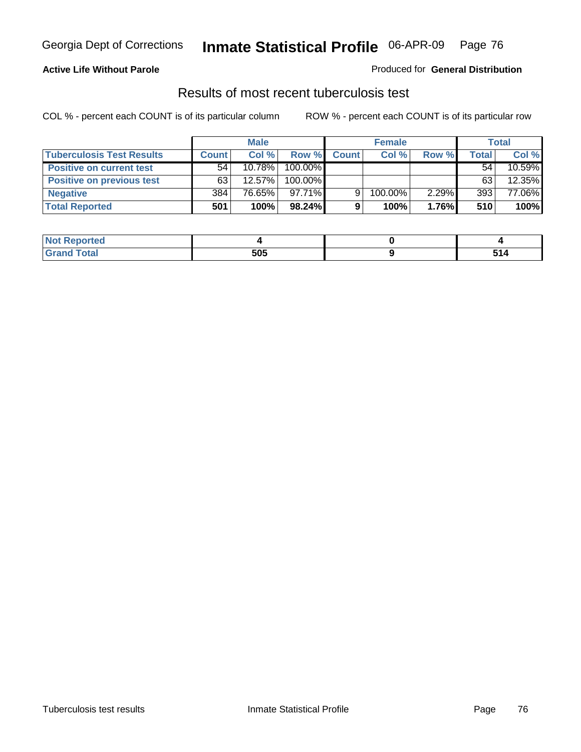**Active Life Without Parole**

Produced for **General Distribution**

## Results of most recent tuberculosis test

COL % - percent each COUNT is of its particular column

ROW % - percent each COUNT is of its particular row

| | Male | | | Female | | | Total | |
|---|---|---|---|---|---|---|---|---|
| **Tuberculosis Test Results** | **Count** | **Col %** | **Row %** | **Count** | **Col %** | **Row %** | **Total** | **Col %** |
| **Positive on current test** | 54 | 10.78% | 100.00% | | | | 54 | 10.59% |
| **Positive on previous test** | 63 | 12.57% | 100.00% | | | | 63 | 12.35% |
| **Negative** | 384 | 76.65% | 97.71% | 9 | 100.00% | 2.29% | 393 | 77.06% |
| **Total Reported** | **501** | **100%** | **98.24%** | **9** | **100%** | **1.76%** | **510** | **100%** |

| | Male | Female | Total |
|---|---|---|---|
| **Not Reported** | **4** | **0** | **4** |
| **Grand Total** | **505** | **9** | **514** |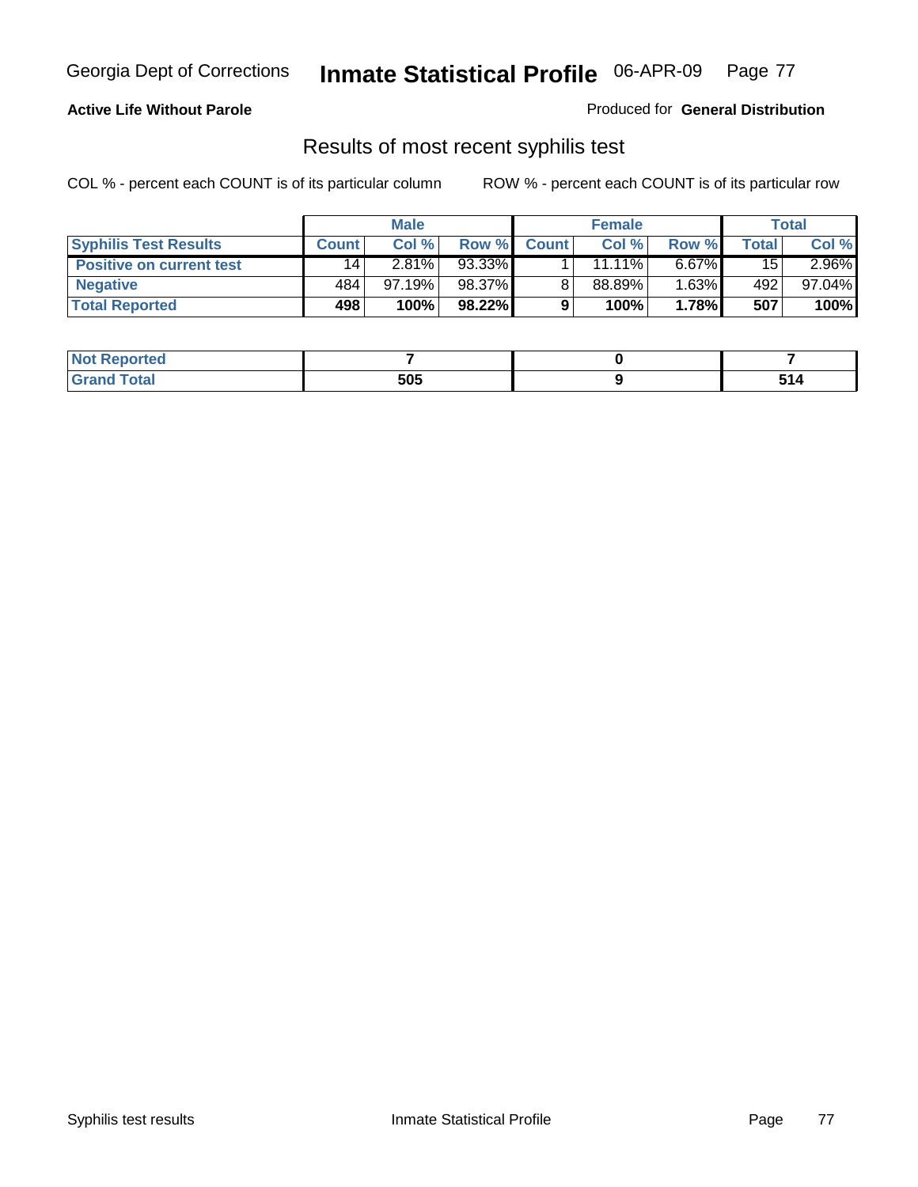**Active Life Without Parole**

Produced for **General Distribution**

## Results of most recent syphilis test

COL % - percent each COUNT is of its particular column

ROW % - percent each COUNT is of its particular row

| | Male | | | Female | | | Total | |
|---|---|---|---|---|---|---|---|---|
| **Syphilis Test Results** | **Count** | **Col %** | **Row %** | **Count** | **Col %** | **Row %** | **Total** | **Col %** |
| **Positive on current test** | 14 | 2.81% | 93.33% | 1 | 11.11% | 6.67% | 15 | 2.96% |
| **Negative** | 484 | 97.19% | 98.37% | 8 | 88.89% | 1.63% | 492 | 97.04% |
| **Total Reported** | **498** | **100%** | **98.22%** | **9** | **100%** | **1.78%** | **507** | **100%** |

| | Male | Female | Total |
|---|---|---|---|
| **Not Reported** | **7** | **0** | **7** |
| **Grand Total** | **505** | **9** | **514** |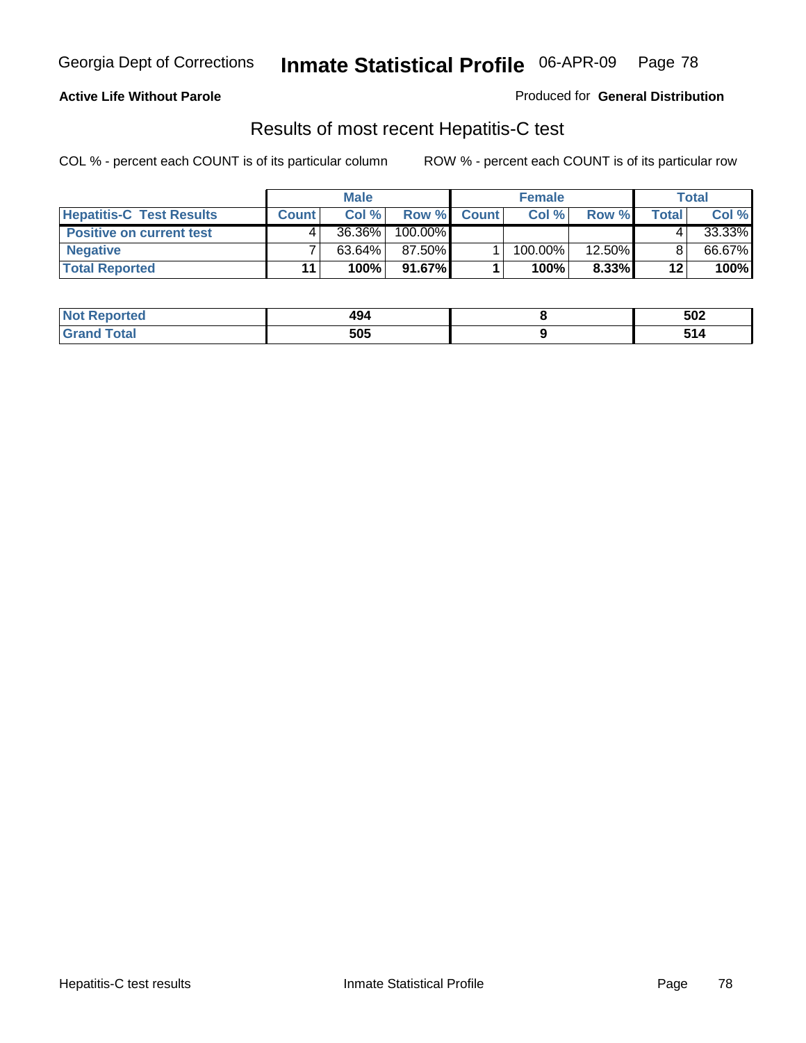**Active Life Without Parole** | Produced for **General Distribution**

## Results of most recent Hepatitis-C test

COL % - percent each COUNT is of its particular column    ROW % - percent each COUNT is of its particular row

| | Male | | | Female | | | Total | |
|---|---|---|---|---|---|---|---|---|
| **Hepatitis-C Test Results** | **Count** | **Col %** | **Row %** | **Count** | **Col %** | **Row %** | **Total** | **Col %** |
| **Positive on current test** | 4 | 36.36% | 100.00% | | | | 4 | 33.33% |
| **Negative** | 7 | 63.64% | 87.50% | 1 | 100.00% | 12.50% | 8 | 66.67% |
| **Total Reported** | **11** | **100%** | **91.67%** | **1** | **100%** | **8.33%** | **12** | **100%** |

| | Male | Female | Total |
|---|---|---|---|
| **Not Reported** | **494** | **8** | **502** |
| **Grand Total** | **505** | **9** | **514** |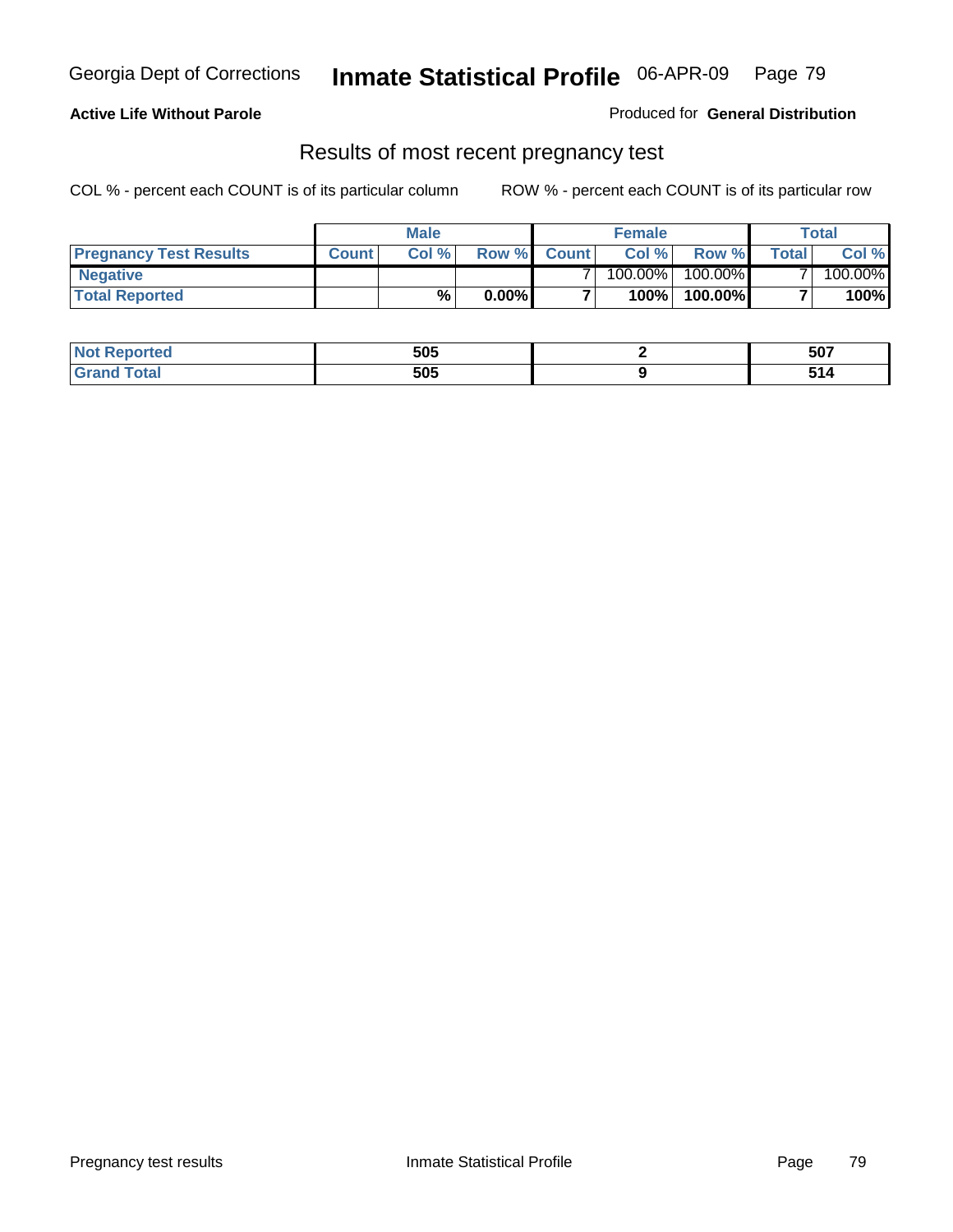Georgia Dept of Corrections **Inmate Statistical Profile** 06-APR-09

**Active Life Without Parole**

Produced for **General Distribution**

## Results of most recent pregnancy test

COL % - percent each COUNT is of its particular column    ROW % - percent each COUNT is of its particular row

| | Male | | | Female | | | Total | |
|---|---|---|---|---|---|---|---|---|
| **Pregnancy Test Results** | **Count** | **Col %** | **Row %** | **Count** | **Col %** | **Row %** | **Total** | **Col %** |
| **Negative** | | | | 7 | 100.00% | 100.00% | 7 | 100.00% |
| **Total Reported** | | **%** | **0.00%** | **7** | **100%** | **100.00%** | **7** | **100%** |

| | Male | Female | Total |
|---|---|---|---|
| **Not Reported** | **505** | **2** | **507** |
| **Grand Total** | **505** | **9** | **514** |

Pregnancy test results    Inmate Statistical Profile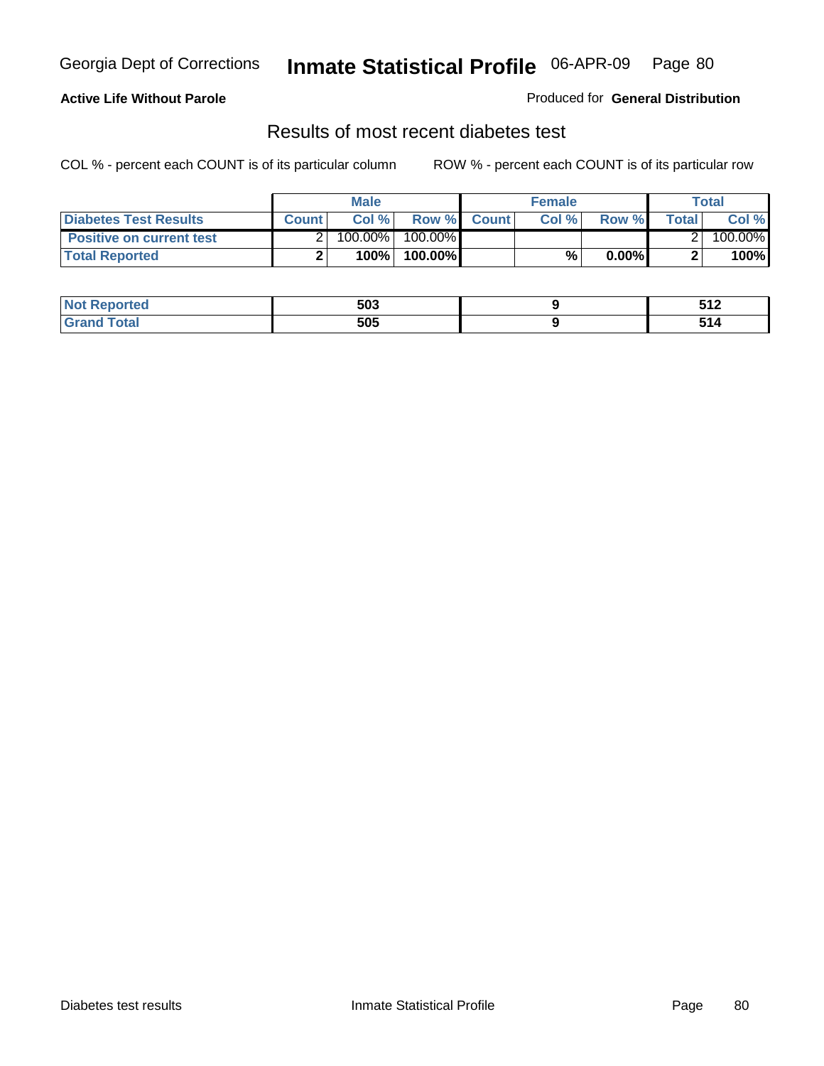Georgia Dept of Corrections **Inmate Statistical Profile** 06-APR-09

**Active Life Without Parole**

Produced for **General Distribution**

## Results of most recent diabetes test

COL % - percent each COUNT is of its particular column ROW % - percent each COUNT is of its particular row

| | Male | | | Female | | | Total | |
|---|---|---|---|---|---|---|---|---|
| **Diabetes Test Results** | **Count** | **Col %** | **Row %** | **Count** | **Col %** | **Row %** | **Total** | **Col %** |
| **Positive on current test** | 2 | 100.00% | 100.00% | | | | 2 | 100.00% |
| **Total Reported** | **2** | **100%** | **100.00%** | | **%** | **0.00%** | **2** | **100%** |

| | Male | Female | Total |
|---|---|---|---|
| **Not Reported** | **503** | **9** | **512** |
| **Grand Total** | **505** | **9** | **514** |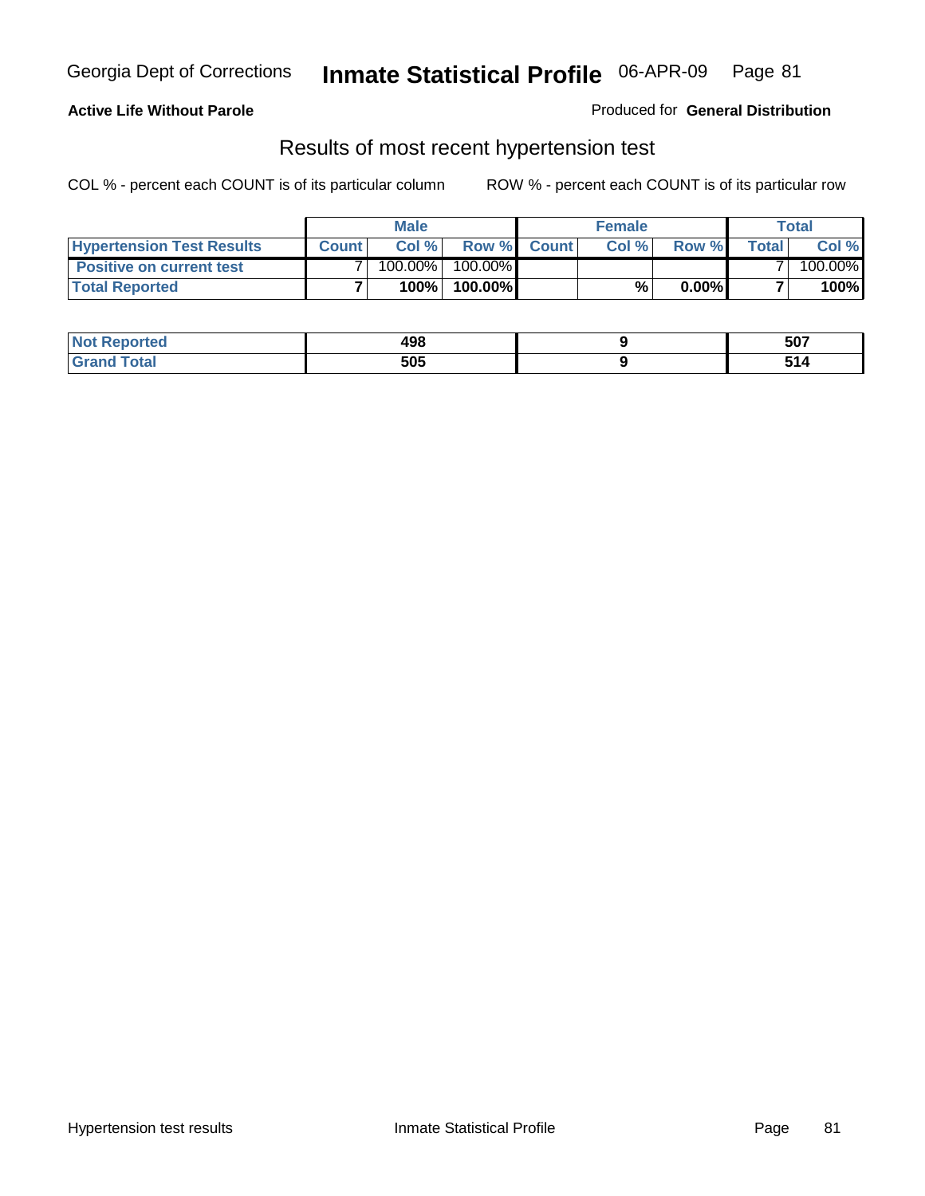**Active Life Without Parole**

Produced for **General Distribution**

## Results of most recent hypertension test

COL % - percent each COUNT is of its particular column    ROW % - percent each COUNT is of its particular row

| | Male | | | Female | | | Total | |
|---|---|---|---|---|---|---|---|---|
| **Hypertension Test Results** | **Count** | **Col %** | **Row %** | **Count** | **Col %** | **Row %** | **Total** | **Col %** |
| **Positive on current test** | 7 | 100.00% | 100.00% | | | | 7 | 100.00% |
| **Total Reported** | **7** | **100%** | **100.00%** | | **%** | **0.00%** | **7** | **100%** |

| | Male | Female | Total |
|---|---|---|---|
| **Not Reported** | **498** | **9** | **507** |
| **Grand Total** | **505** | **9** | **514** |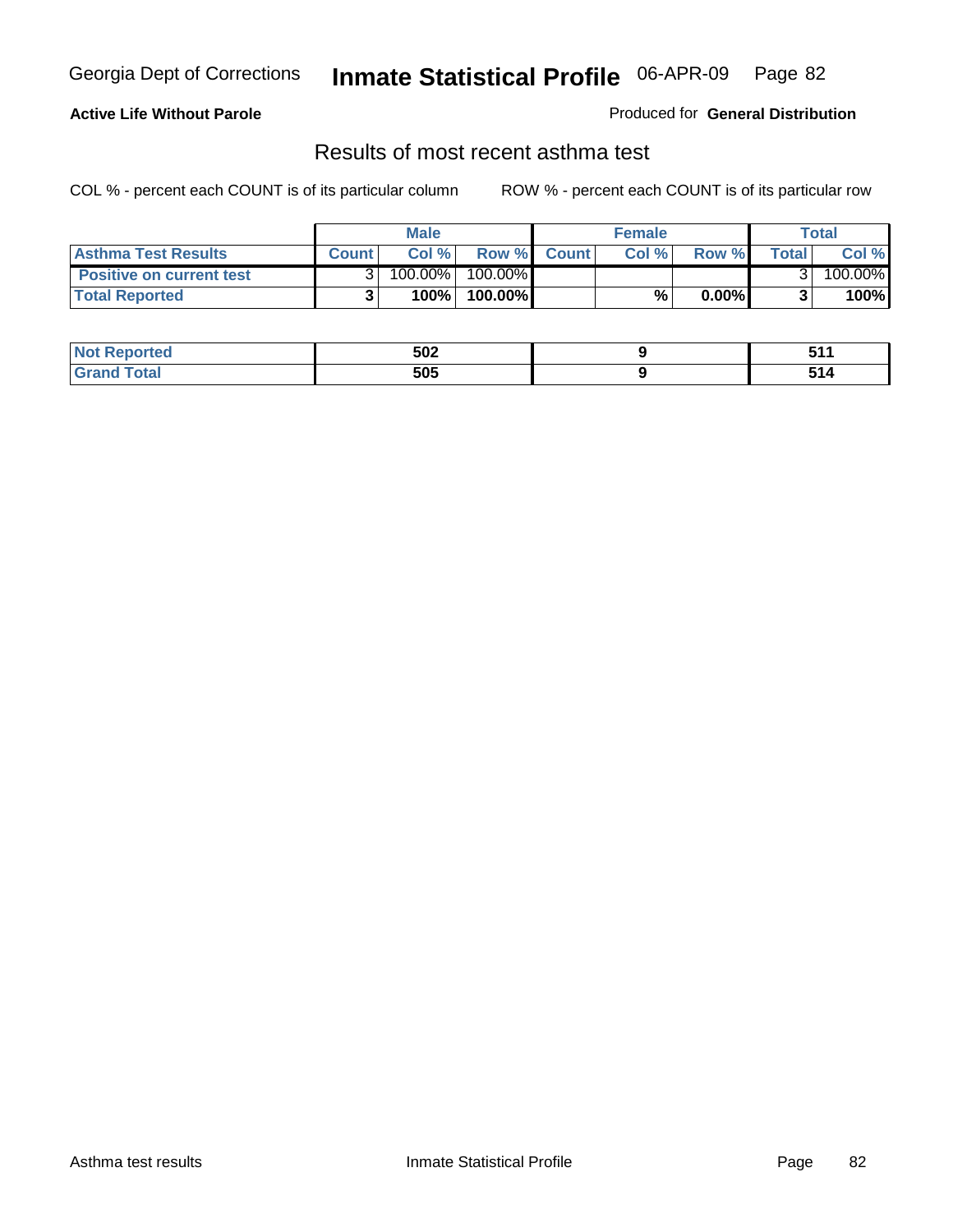Georgia Dept of Corrections **Inmate Statistical Profile** 06-APR-09

**Active Life Without Parole**

Produced for **General Distribution**

## Results of most recent asthma test

COL % - percent each COUNT is of its particular column

ROW % - percent each COUNT is of its particular row

| | Male | | | Female | | | Total | |
|---|---|---|---|---|---|---|---|---|
| **Asthma Test Results** | **Count** | **Col %** | **Row %** | **Count** | **Col %** | **Row %** | **Total** | **Col %** |
| **Positive on current test** | 3 | 100.00% | 100.00% | | | | 3 | 100.00% |
| **Total Reported** | **3** | **100%** | **100.00%** | | **%** | **0.00%** | **3** | **100%** |

| | Male | Female | Total |
|---|---|---|---|
| **Not Reported** | **502** | **9** | **511** |
| **Grand Total** | **505** | **9** | **514** |